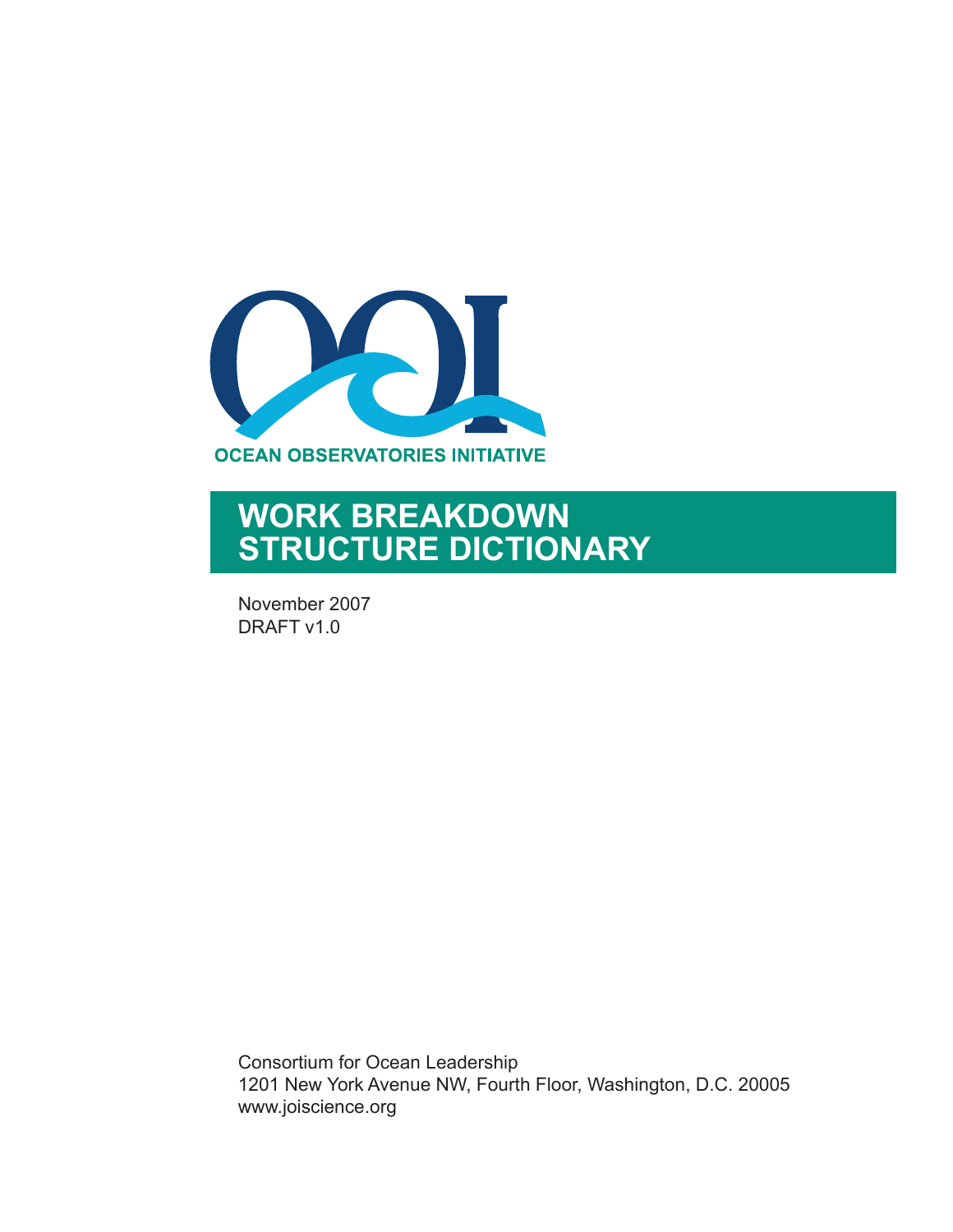OCEAN OBSERVATORIES INITIATIVE

# WORK BREAKDOWN STRUCTURE DICTIONARY

November 2007
DRAFT v1.0

Consortium for Ocean Leadership
1201 New York Avenue NW, Fourth Floor, Washington, D.C. 20005
www.joiscience.org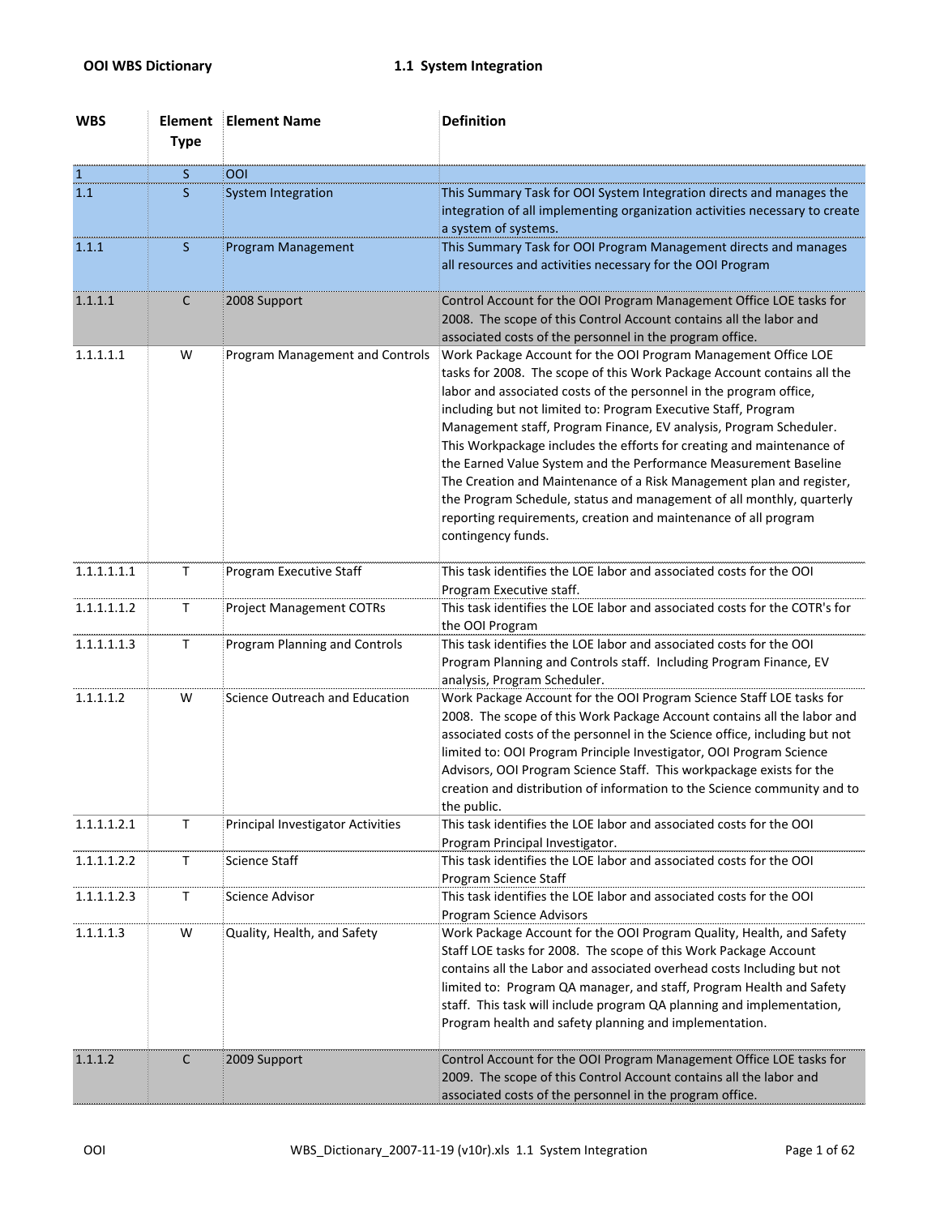**OOI WBS Dictionary** **1.1 System Integration**

| WBS | Element Type | Element Name | Definition |
|---|---|---|---|
| 1 | S | OOI | |
| 1.1 | S | System Integration | This Summary Task for OOI System Integration directs and manages the integration of all implementing organization activities necessary to create a system of systems. |
| 1.1.1 | S | Program Management | This Summary Task for OOI Program Management directs and manages all resources and activities necessary for the OOI Program |
| 1.1.1.1 | C | 2008 Support | Control Account for the OOI Program Management Office LOE tasks for 2008. The scope of this Control Account contains all the labor and associated costs of the personnel in the program office. |
| 1.1.1.1.1 | W | Program Management and Controls | Work Package Account for the OOI Program Management Office LOE tasks for 2008. The scope of this Work Package Account contains all the labor and associated costs of the personnel in the program office, including but not limited to: Program Executive Staff, Program Management staff, Program Finance, EV analysis, Program Scheduler. This Workpackage includes the efforts for creating and maintenance of the Earned Value System and the Performance Measurement Baseline The Creation and Maintenance of a Risk Management plan and register, the Program Schedule, status and management of all monthly, quarterly reporting requirements, creation and maintenance of all program contingency funds. |
| 1.1.1.1.1.1 | T | Program Executive Staff | This task identifies the LOE labor and associated costs for the OOI Program Executive staff. |
| 1.1.1.1.1.2 | T | Project Management COTRs | This task identifies the LOE labor and associated costs for the COTR's for the OOI Program |
| 1.1.1.1.1.3 | T | Program Planning and Controls | This task identifies the LOE labor and associated costs for the OOI Program Planning and Controls staff. Including Program Finance, EV analysis, Program Scheduler. |
| 1.1.1.1.2 | W | Science Outreach and Education | Work Package Account for the OOI Program Science Staff LOE tasks for 2008. The scope of this Work Package Account contains all the labor and associated costs of the personnel in the Science office, including but not limited to: OOI Program Principle Investigator, OOI Program Science Advisors, OOI Program Science Staff. This workpackage exists for the creation and distribution of information to the Science community and to the public. |
| 1.1.1.1.2.1 | T | Principal Investigator Activities | This task identifies the LOE labor and associated costs for the OOI Program Principal Investigator. |
| 1.1.1.1.2.2 | T | Science Staff | This task identifies the LOE labor and associated costs for the OOI Program Science Staff |
| 1.1.1.1.2.3 | T | Science Advisor | This task identifies the LOE labor and associated costs for the OOI Program Science Advisors |
| 1.1.1.1.3 | W | Quality, Health, and Safety | Work Package Account for the OOI Program Quality, Health, and Safety Staff LOE tasks for 2008. The scope of this Work Package Account contains all the Labor and associated overhead costs Including but not limited to: Program QA manager, and staff, Program Health and Safety staff. This task will include program QA planning and implementation, Program health and safety planning and implementation. |
| 1.1.1.2 | C | 2009 Support | Control Account for the OOI Program Management Office LOE tasks for 2009. The scope of this Control Account contains all the labor and associated costs of the personnel in the program office. |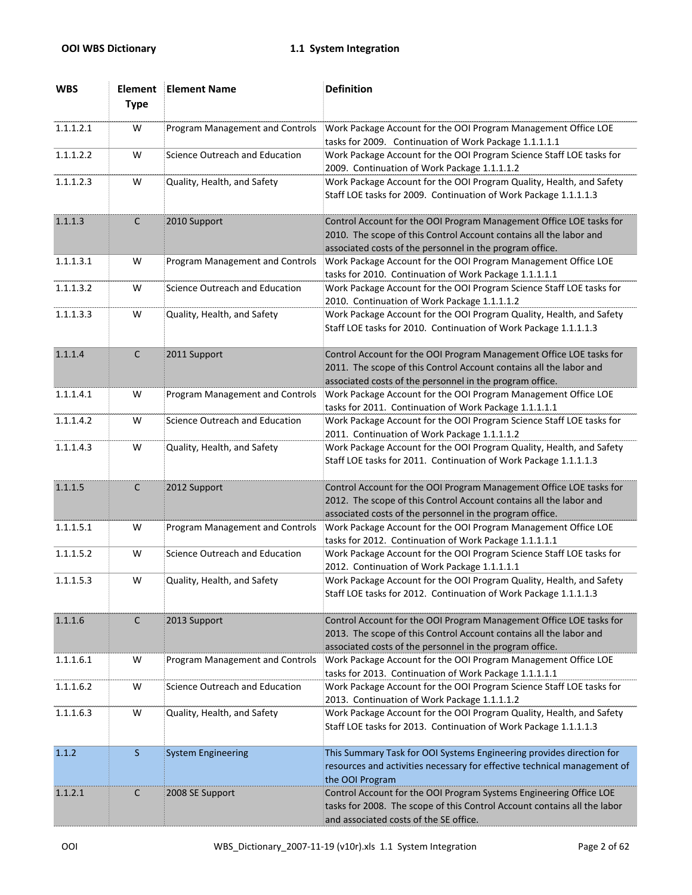| WBS | Element Type | Element Name | Definition |
|---|---|---|---|
| 1.1.1.2.1 | W | Program Management and Controls | Work Package Account for the OOI Program Management Office LOE tasks for 2009. Continuation of Work Package 1.1.1.1.1 |
| 1.1.1.2.2 | W | Science Outreach and Education | Work Package Account for the OOI Program Science Staff LOE tasks for 2009. Continuation of Work Package 1.1.1.1.2 |
| 1.1.1.2.3 | W | Quality, Health, and Safety | Work Package Account for the OOI Program Quality, Health, and Safety Staff LOE tasks for 2009. Continuation of Work Package 1.1.1.1.3 |
| 1.1.1.3 | C | 2010 Support | Control Account for the OOI Program Management Office LOE tasks for 2010. The scope of this Control Account contains all the labor and associated costs of the personnel in the program office. |
| 1.1.1.3.1 | W | Program Management and Controls | Work Package Account for the OOI Program Management Office LOE tasks for 2010. Continuation of Work Package 1.1.1.1.1 |
| 1.1.1.3.2 | W | Science Outreach and Education | Work Package Account for the OOI Program Science Staff LOE tasks for 2010. Continuation of Work Package 1.1.1.1.2 |
| 1.1.1.3.3 | W | Quality, Health, and Safety | Work Package Account for the OOI Program Quality, Health, and Safety Staff LOE tasks for 2010. Continuation of Work Package 1.1.1.1.3 |
| 1.1.1.4 | C | 2011 Support | Control Account for the OOI Program Management Office LOE tasks for 2011. The scope of this Control Account contains all the labor and associated costs of the personnel in the program office. |
| 1.1.1.4.1 | W | Program Management and Controls | Work Package Account for the OOI Program Management Office LOE tasks for 2011. Continuation of Work Package 1.1.1.1.1 |
| 1.1.1.4.2 | W | Science Outreach and Education | Work Package Account for the OOI Program Science Staff LOE tasks for 2011. Continuation of Work Package 1.1.1.1.2 |
| 1.1.1.4.3 | W | Quality, Health, and Safety | Work Package Account for the OOI Program Quality, Health, and Safety Staff LOE tasks for 2011. Continuation of Work Package 1.1.1.1.3 |
| 1.1.1.5 | C | 2012 Support | Control Account for the OOI Program Management Office LOE tasks for 2012. The scope of this Control Account contains all the labor and associated costs of the personnel in the program office. |
| 1.1.1.5.1 | W | Program Management and Controls | Work Package Account for the OOI Program Management Office LOE tasks for 2012. Continuation of Work Package 1.1.1.1.1 |
| 1.1.1.5.2 | W | Science Outreach and Education | Work Package Account for the OOI Program Science Staff LOE tasks for 2012. Continuation of Work Package 1.1.1.1.1 |
| 1.1.1.5.3 | W | Quality, Health, and Safety | Work Package Account for the OOI Program Quality, Health, and Safety Staff LOE tasks for 2012. Continuation of Work Package 1.1.1.1.3 |
| 1.1.1.6 | C | 2013 Support | Control Account for the OOI Program Management Office LOE tasks for 2013. The scope of this Control Account contains all the labor and associated costs of the personnel in the program office. |
| 1.1.1.6.1 | W | Program Management and Controls | Work Package Account for the OOI Program Management Office LOE tasks for 2013. Continuation of Work Package 1.1.1.1.1 |
| 1.1.1.6.2 | W | Science Outreach and Education | Work Package Account for the OOI Program Science Staff LOE tasks for 2013. Continuation of Work Package 1.1.1.1.2 |
| 1.1.1.6.3 | W | Quality, Health, and Safety | Work Package Account for the OOI Program Quality, Health, and Safety Staff LOE tasks for 2013. Continuation of Work Package 1.1.1.1.3 |
| 1.1.2 | S | System Engineering | This Summary Task for OOI Systems Engineering provides direction for resources and activities necessary for effective technical management of the OOI Program |
| 1.1.2.1 | C | 2008 SE Support | Control Account for the OOI Program Systems Engineering Office LOE tasks for 2008. The scope of this Control Account contains all the labor and associated costs of the SE office. |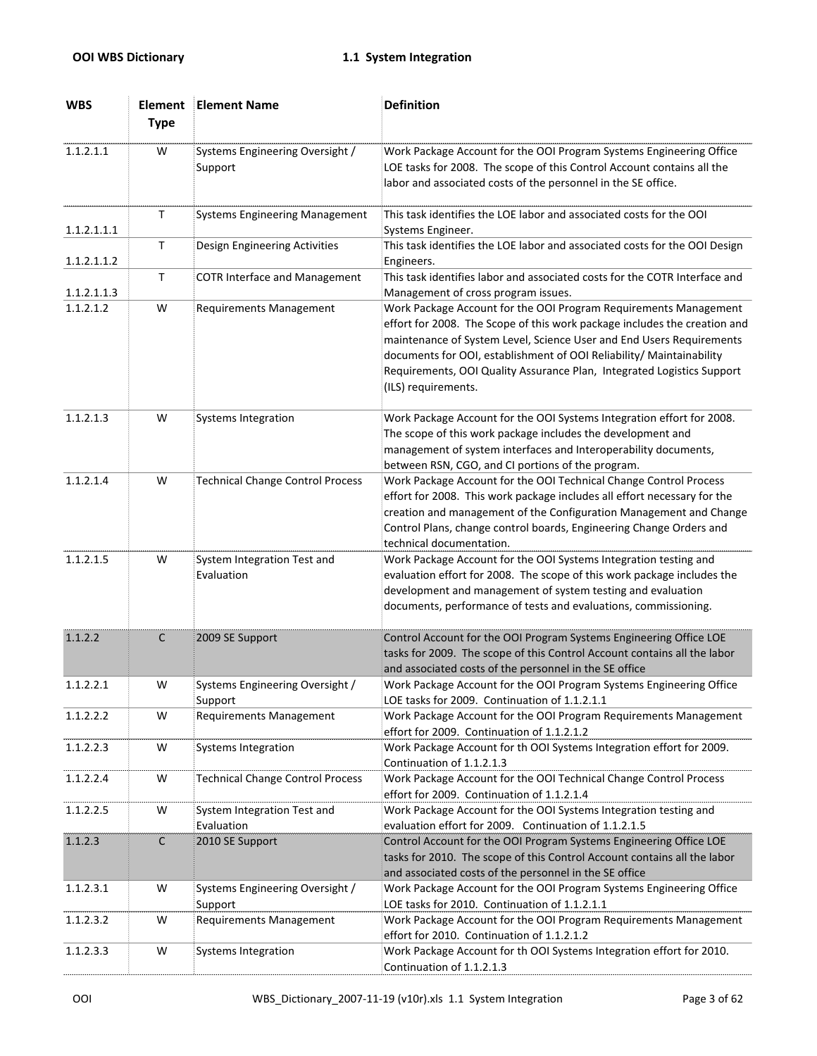| WBS | Element Type | Element Name | Definition |
|---|---|---|---|
| 1.1.2.1.1 | W | Systems Engineering Oversight / Support | Work Package Account for the OOI Program Systems Engineering Office LOE tasks for 2008. The scope of this Control Account contains all the labor and associated costs of the personnel in the SE office. |
| 1.1.2.1.1.1 | T | Systems Engineering Management | This task identifies the LOE labor and associated costs for the OOI Systems Engineer. |
| 1.1.2.1.1.2 | T | Design Engineering Activities | This task identifies the LOE labor and associated costs for the OOI Design Engineers. |
| 1.1.2.1.1.3 | T | COTR Interface and Management | This task identifies labor and associated costs for the COTR Interface and Management of cross program issues. |
| 1.1.2.1.2 | W | Requirements Management | Work Package Account for the OOI Program Requirements Management effort for 2008. The Scope of this work package includes the creation and maintenance of System Level, Science User and End Users Requirements documents for OOI, establishment of OOI Reliability/ Maintainability Requirements, OOI Quality Assurance Plan, Integrated Logistics Support (ILS) requirements. |
| 1.1.2.1.3 | W | Systems Integration | Work Package Account for the OOI Systems Integration effort for 2008. The scope of this work package includes the development and management of system interfaces and Interoperability documents, between RSN, CGO, and CI portions of the program. |
| 1.1.2.1.4 | W | Technical Change Control Process | Work Package Account for the OOI Technical Change Control Process effort for 2008. This work package includes all effort necessary for the creation and management of the Configuration Management and Change Control Plans, change control boards, Engineering Change Orders and technical documentation. |
| 1.1.2.1.5 | W | System Integration Test and Evaluation | Work Package Account for the OOI Systems Integration testing and evaluation effort for 2008. The scope of this work package includes the development and management of system testing and evaluation documents, performance of tests and evaluations, commissioning. |
| 1.1.2.2 | C | 2009 SE Support | Control Account for the OOI Program Systems Engineering Office LOE tasks for 2009. The scope of this Control Account contains all the labor and associated costs of the personnel in the SE office |
| 1.1.2.2.1 | W | Systems Engineering Oversight / Support | Work Package Account for the OOI Program Systems Engineering Office LOE tasks for 2009. Continuation of 1.1.2.1.1 |
| 1.1.2.2.2 | W | Requirements Management | Work Package Account for the OOI Program Requirements Management effort for 2009. Continuation of 1.1.2.1.2 |
| 1.1.2.2.3 | W | Systems Integration | Work Package Account for th OOI Systems Integration effort for 2009. Continuation of 1.1.2.1.3 |
| 1.1.2.2.4 | W | Technical Change Control Process | Work Package Account for the OOI Technical Change Control Process effort for 2009. Continuation of 1.1.2.1.4 |
| 1.1.2.2.5 | W | System Integration Test and Evaluation | Work Package Account for the OOI Systems Integration testing and evaluation effort for 2009. Continuation of 1.1.2.1.5 |
| 1.1.2.3 | C | 2010 SE Support | Control Account for the OOI Program Systems Engineering Office LOE tasks for 2010. The scope of this Control Account contains all the labor and associated costs of the personnel in the SE office |
| 1.1.2.3.1 | W | Systems Engineering Oversight / Support | Work Package Account for the OOI Program Systems Engineering Office LOE tasks for 2010. Continuation of 1.1.2.1.1 |
| 1.1.2.3.2 | W | Requirements Management | Work Package Account for the OOI Program Requirements Management effort for 2010. Continuation of 1.1.2.1.2 |
| 1.1.2.3.3 | W | Systems Integration | Work Package Account for th OOI Systems Integration effort for 2010. Continuation of 1.1.2.1.3 |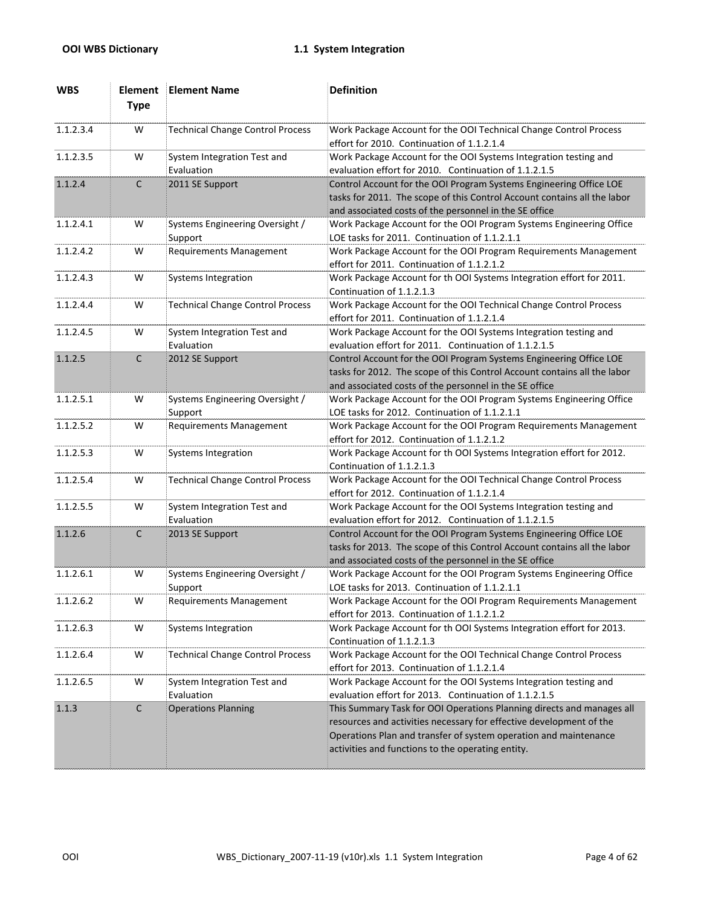| WBS | Element Type | Element Name | Definition |
|---|---|---|---|
| 1.1.2.3.4 | W | Technical Change Control Process | Work Package Account for the OOI Technical Change Control Process effort for 2010. Continuation of 1.1.2.1.4 |
| 1.1.2.3.5 | W | System Integration Test and Evaluation | Work Package Account for the OOI Systems Integration testing and evaluation effort for 2010. Continuation of 1.1.2.1.5 |
| 1.1.2.4 | C | 2011 SE Support | Control Account for the OOI Program Systems Engineering Office LOE tasks for 2011. The scope of this Control Account contains all the labor and associated costs of the personnel in the SE office |
| 1.1.2.4.1 | W | Systems Engineering Oversight / Support | Work Package Account for the OOI Program Systems Engineering Office LOE tasks for 2011. Continuation of 1.1.2.1.1 |
| 1.1.2.4.2 | W | Requirements Management | Work Package Account for the OOI Program Requirements Management effort for 2011. Continuation of 1.1.2.1.2 |
| 1.1.2.4.3 | W | Systems Integration | Work Package Account for th OOI Systems Integration effort for 2011. Continuation of 1.1.2.1.3 |
| 1.1.2.4.4 | W | Technical Change Control Process | Work Package Account for the OOI Technical Change Control Process effort for 2011. Continuation of 1.1.2.1.4 |
| 1.1.2.4.5 | W | System Integration Test and Evaluation | Work Package Account for the OOI Systems Integration testing and evaluation effort for 2011. Continuation of 1.1.2.1.5 |
| 1.1.2.5 | C | 2012 SE Support | Control Account for the OOI Program Systems Engineering Office LOE tasks for 2012. The scope of this Control Account contains all the labor and associated costs of the personnel in the SE office |
| 1.1.2.5.1 | W | Systems Engineering Oversight / Support | Work Package Account for the OOI Program Systems Engineering Office LOE tasks for 2012. Continuation of 1.1.2.1.1 |
| 1.1.2.5.2 | W | Requirements Management | Work Package Account for the OOI Program Requirements Management effort for 2012. Continuation of 1.1.2.1.2 |
| 1.1.2.5.3 | W | Systems Integration | Work Package Account for th OOI Systems Integration effort for 2012. Continuation of 1.1.2.1.3 |
| 1.1.2.5.4 | W | Technical Change Control Process | Work Package Account for the OOI Technical Change Control Process effort for 2012. Continuation of 1.1.2.1.4 |
| 1.1.2.5.5 | W | System Integration Test and Evaluation | Work Package Account for the OOI Systems Integration testing and evaluation effort for 2012. Continuation of 1.1.2.1.5 |
| 1.1.2.6 | C | 2013 SE Support | Control Account for the OOI Program Systems Engineering Office LOE tasks for 2013. The scope of this Control Account contains all the labor and associated costs of the personnel in the SE office |
| 1.1.2.6.1 | W | Systems Engineering Oversight / Support | Work Package Account for the OOI Program Systems Engineering Office LOE tasks for 2013. Continuation of 1.1.2.1.1 |
| 1.1.2.6.2 | W | Requirements Management | Work Package Account for the OOI Program Requirements Management effort for 2013. Continuation of 1.1.2.1.2 |
| 1.1.2.6.3 | W | Systems Integration | Work Package Account for th OOI Systems Integration effort for 2013. Continuation of 1.1.2.1.3 |
| 1.1.2.6.4 | W | Technical Change Control Process | Work Package Account for the OOI Technical Change Control Process effort for 2013. Continuation of 1.1.2.1.4 |
| 1.1.2.6.5 | W | System Integration Test and Evaluation | Work Package Account for the OOI Systems Integration testing and evaluation effort for 2013. Continuation of 1.1.2.1.5 |
| 1.1.3 | C | Operations Planning | This Summary Task for OOI Operations Planning directs and manages all resources and activities necessary for effective development of the Operations Plan and transfer of system operation and maintenance activities and functions to the operating entity. |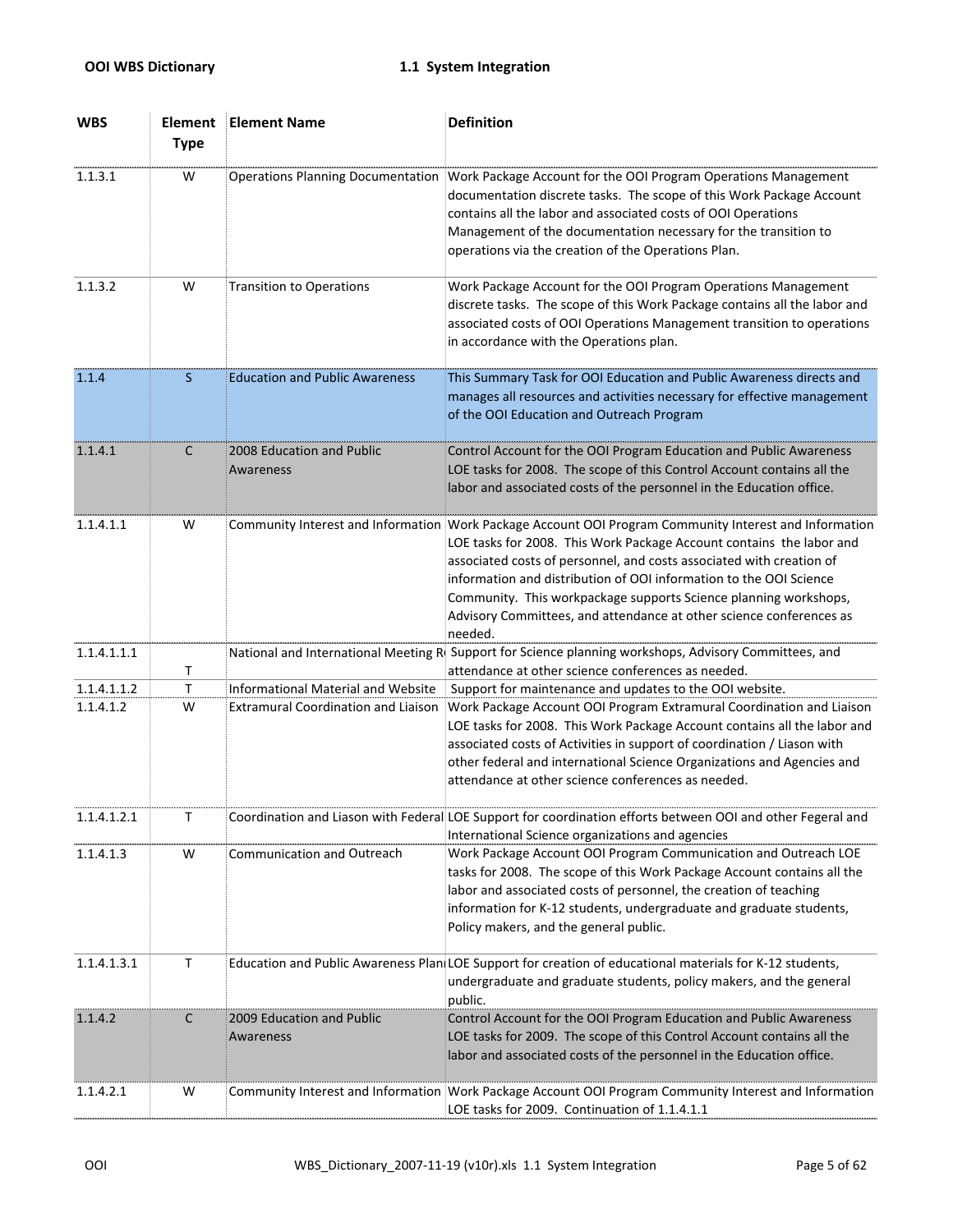**OOI WBS Dictionary** **1.1 System Integration**

| WBS | Element Type | Element Name | Definition |
|---|---|---|---|
| 1.1.3.1 | W | Operations Planning Documentation | Work Package Account for the OOI Program Operations Management documentation discrete tasks. The scope of this Work Package Account contains all the labor and associated costs of OOI Operations Management of the documentation necessary for the transition to operations via the creation of the Operations Plan. |
| 1.1.3.2 | W | Transition to Operations | Work Package Account for the OOI Program Operations Management discrete tasks. The scope of this Work Package contains all the labor and associated costs of OOI Operations Management transition to operations in accordance with the Operations plan. |
| 1.1.4 | S | Education and Public Awareness | This Summary Task for OOI Education and Public Awareness directs and manages all resources and activities necessary for effective management of the OOI Education and Outreach Program |
| 1.1.4.1 | C | 2008 Education and Public Awareness | Control Account for the OOI Program Education and Public Awareness LOE tasks for 2008. The scope of this Control Account contains all the labor and associated costs of the personnel in the Education office. |
| 1.1.4.1.1 | W | Community Interest and Information | Work Package Account OOI Program Community Interest and Information LOE tasks for 2008. This Work Package Account contains the labor and associated costs of personnel, and costs associated with creation of information and distribution of OOI information to the OOI Science Community. This workpackage supports Science planning workshops, Advisory Committees, and attendance at other science conferences as needed. |
| 1.1.4.1.1.1 | T | National and International Meeting R | Support for Science planning workshops, Advisory Committees, and attendance at other science conferences as needed. |
| 1.1.4.1.1.2 | T | Informational Material and Website | Support for maintenance and updates to the OOI website. |
| 1.1.4.1.2 | W | Extramural Coordination and Liaison | Work Package Account OOI Program Extramural Coordination and Liaison LOE tasks for 2008. This Work Package Account contains all the labor and associated costs of Activities in support of coordination / Liason with other federal and international Science Organizations and Agencies and attendance at other science conferences as needed. |
| 1.1.4.1.2.1 | T | Coordination and Liason with Federal | LOE Support for coordination efforts between OOI and other Fegeral and International Science organizations and agencies |
| 1.1.4.1.3 | W | Communication and Outreach | Work Package Account OOI Program Communication and Outreach LOE tasks for 2008. The scope of this Work Package Account contains all the labor and associated costs of personnel, the creation of teaching information for K-12 students, undergraduate and graduate students, Policy makers, and the general public. |
| 1.1.4.1.3.1 | T | Education and Public Awareness Plan | LOE Support for creation of educational materials for K-12 students, undergraduate and graduate students, policy makers, and the general public. |
| 1.1.4.2 | C | 2009 Education and Public Awareness | Control Account for the OOI Program Education and Public Awareness LOE tasks for 2009. The scope of this Control Account contains all the labor and associated costs of the personnel in the Education office. |
| 1.1.4.2.1 | W | Community Interest and Information | Work Package Account OOI Program Community Interest and Information LOE tasks for 2009. Continuation of 1.1.4.1.1 |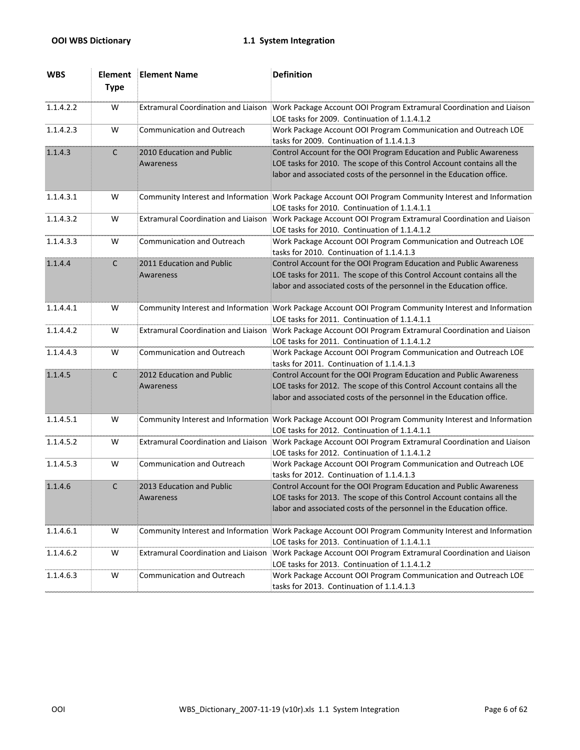| WBS | Element Type | Element Name | Definition |
| --- | --- | --- | --- |
| 1.1.4.2.2 | W | Extramural Coordination and Liaison | Work Package Account OOI Program Extramural Coordination and Liaison LOE tasks for 2009. Continuation of 1.1.4.1.2 |
| 1.1.4.2.3 | W | Communication and Outreach | Work Package Account OOI Program Communication and Outreach LOE tasks for 2009. Continuation of 1.1.4.1.3 |
| 1.1.4.3 | C | 2010 Education and Public Awareness | Control Account for the OOI Program Education and Public Awareness LOE tasks for 2010. The scope of this Control Account contains all the labor and associated costs of the personnel in the Education office. |
| 1.1.4.3.1 | W | Community Interest and Information | Work Package Account OOI Program Community Interest and Information LOE tasks for 2010. Continuation of 1.1.4.1.1 |
| 1.1.4.3.2 | W | Extramural Coordination and Liaison | Work Package Account OOI Program Extramural Coordination and Liaison LOE tasks for 2010. Continuation of 1.1.4.1.2 |
| 1.1.4.3.3 | W | Communication and Outreach | Work Package Account OOI Program Communication and Outreach LOE tasks for 2010. Continuation of 1.1.4.1.3 |
| 1.1.4.4 | C | 2011 Education and Public Awareness | Control Account for the OOI Program Education and Public Awareness LOE tasks for 2011. The scope of this Control Account contains all the labor and associated costs of the personnel in the Education office. |
| 1.1.4.4.1 | W | Community Interest and Information | Work Package Account OOI Program Community Interest and Information LOE tasks for 2011. Continuation of 1.1.4.1.1 |
| 1.1.4.4.2 | W | Extramural Coordination and Liaison | Work Package Account OOI Program Extramural Coordination and Liaison LOE tasks for 2011. Continuation of 1.1.4.1.2 |
| 1.1.4.4.3 | W | Communication and Outreach | Work Package Account OOI Program Communication and Outreach LOE tasks for 2011. Continuation of 1.1.4.1.3 |
| 1.1.4.5 | C | 2012 Education and Public Awareness | Control Account for the OOI Program Education and Public Awareness LOE tasks for 2012. The scope of this Control Account contains all the labor and associated costs of the personnel in the Education office. |
| 1.1.4.5.1 | W | Community Interest and Information | Work Package Account OOI Program Community Interest and Information LOE tasks for 2012. Continuation of 1.1.4.1.1 |
| 1.1.4.5.2 | W | Extramural Coordination and Liaison | Work Package Account OOI Program Extramural Coordination and Liaison LOE tasks for 2012. Continuation of 1.1.4.1.2 |
| 1.1.4.5.3 | W | Communication and Outreach | Work Package Account OOI Program Communication and Outreach LOE tasks for 2012. Continuation of 1.1.4.1.3 |
| 1.1.4.6 | C | 2013 Education and Public Awareness | Control Account for the OOI Program Education and Public Awareness LOE tasks for 2013. The scope of this Control Account contains all the labor and associated costs of the personnel in the Education office. |
| 1.1.4.6.1 | W | Community Interest and Information | Work Package Account OOI Program Community Interest and Information LOE tasks for 2013. Continuation of 1.1.4.1.1 |
| 1.1.4.6.2 | W | Extramural Coordination and Liaison | Work Package Account OOI Program Extramural Coordination and Liaison LOE tasks for 2013. Continuation of 1.1.4.1.2 |
| 1.1.4.6.3 | W | Communication and Outreach | Work Package Account OOI Program Communication and Outreach LOE tasks for 2013. Continuation of 1.1.4.1.3 |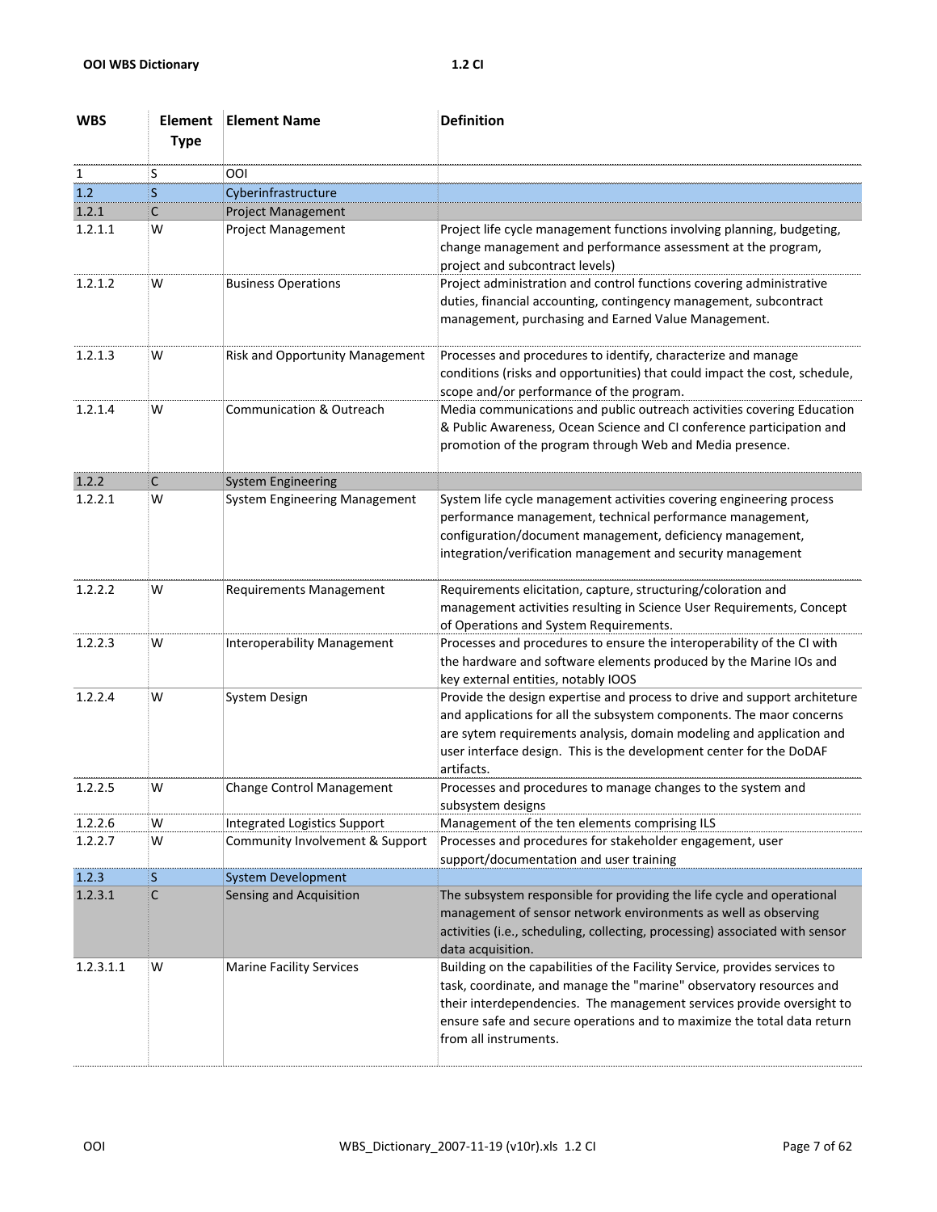| WBS | Element Type | Element Name | Definition |
|---|---|---|---|
| 1 | S | OOI | |
| 1.2 | S | Cyberinfrastructure | |
| 1.2.1 | C | Project Management | |
| 1.2.1.1 | W | Project Management | Project life cycle management functions involving planning, budgeting, change management and performance assessment at the program, project and subcontract levels) |
| 1.2.1.2 | W | Business Operations | Project administration and control functions covering administrative duties, financial accounting, contingency management, subcontract management, purchasing and Earned Value Management. |
| 1.2.1.3 | W | Risk and Opportunity Management | Processes and procedures to identify, characterize and manage conditions (risks and opportunities) that could impact the cost, schedule, scope and/or performance of the program. |
| 1.2.1.4 | W | Communication & Outreach | Media communications and public outreach activities covering Education & Public Awareness, Ocean Science and CI conference participation and promotion of the program through Web and Media presence. |
| 1.2.2 | C | System Engineering | |
| 1.2.2.1 | W | System Engineering Management | System life cycle management activities covering engineering process performance management, technical performance management, configuration/document management, deficiency management, integration/verification management and security management |
| 1.2.2.2 | W | Requirements Management | Requirements elicitation, capture, structuring/coloration and management activities resulting in Science User Requirements, Concept of Operations and System Requirements. |
| 1.2.2.3 | W | Interoperability Management | Processes and procedures to ensure the interoperability of the CI with the hardware and software elements produced by the Marine IOs and key external entities, notably IOOS |
| 1.2.2.4 | W | System Design | Provide the design expertise and process to drive and support architeture and applications for all the subsystem components. The maor concerns are sytem requirements analysis, domain modeling and application and user interface design. This is the development center for the DoDAF artifacts. |
| 1.2.2.5 | W | Change Control Management | Processes and procedures to manage changes to the system and subsystem designs |
| 1.2.2.6 | W | Integrated Logistics Support | Management of the ten elements comprising ILS |
| 1.2.2.7 | W | Community Involvement & Support | Processes and procedures for stakeholder engagement, user support/documentation and user training |
| 1.2.3 | S | System Development | |
| 1.2.3.1 | C | Sensing and Acquisition | The subsystem responsible for providing the life cycle and operational management of sensor network environments as well as observing activities (i.e., scheduling, collecting, processing) associated with sensor data acquisition. |
| 1.2.3.1.1 | W | Marine Facility Services | Building on the capabilities of the Facility Service, provides services to task, coordinate, and manage the "marine" observatory resources and their interdependencies. The management services provide oversight to ensure safe and secure operations and to maximize the total data return from all instruments. |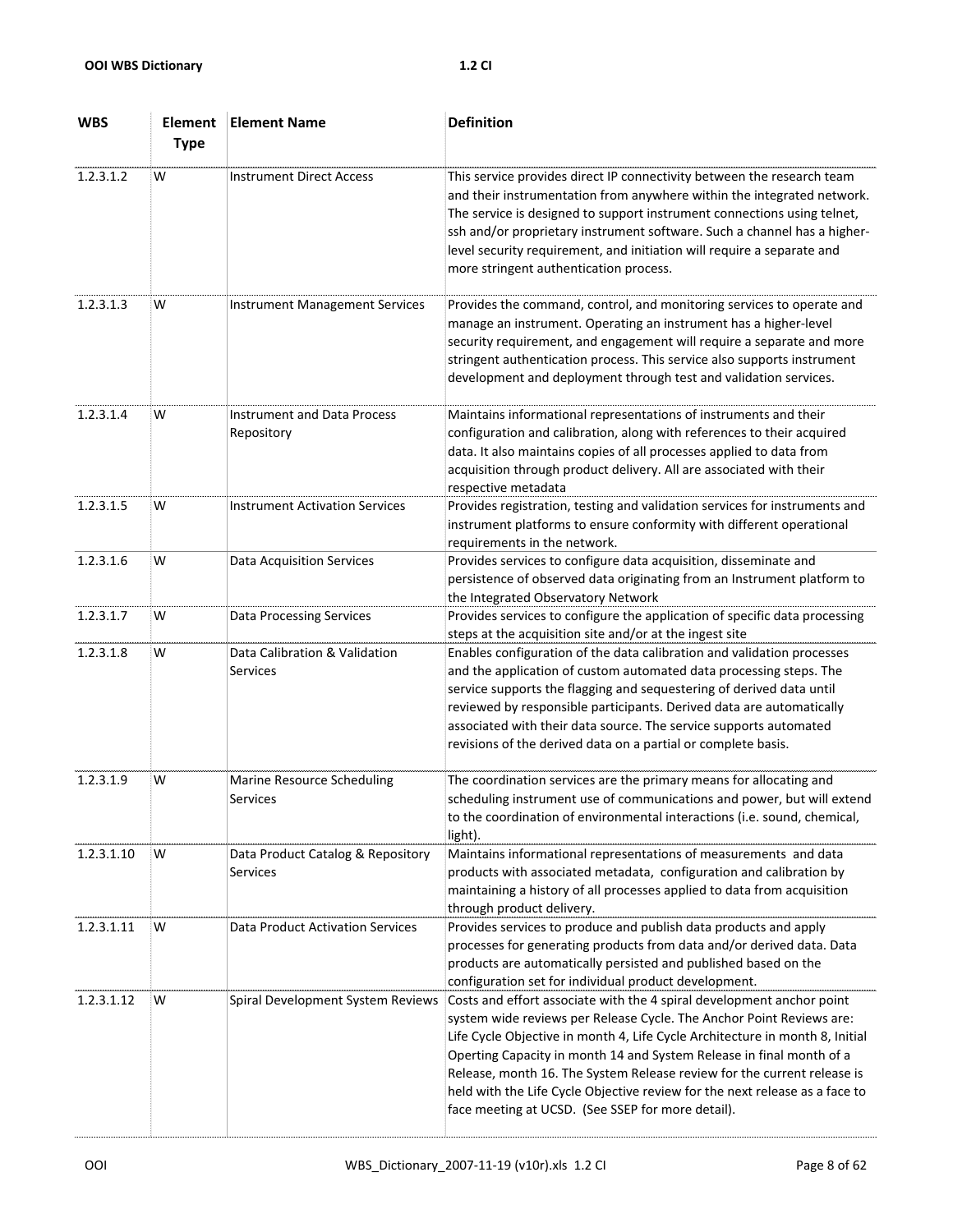| WBS | Element Type | Element Name | Definition |
|---|---|---|---|
| 1.2.3.1.2 | W | Instrument Direct Access | This service provides direct IP connectivity between the research team and their instrumentation from anywhere within the integrated network. The service is designed to support instrument connections using telnet, ssh and/or proprietary instrument software. Such a channel has a higher-level security requirement, and initiation will require a separate and more stringent authentication process. |
| 1.2.3.1.3 | W | Instrument Management Services | Provides the command, control, and monitoring services to operate and manage an instrument. Operating an instrument has a higher-level security requirement, and engagement will require a separate and more stringent authentication process. This service also supports instrument development and deployment through test and validation services. |
| 1.2.3.1.4 | W | Instrument and Data Process Repository | Maintains informational representations of instruments and their configuration and calibration, along with references to their acquired data. It also maintains copies of all processes applied to data from acquisition through product delivery. All are associated with their respective metadata |
| 1.2.3.1.5 | W | Instrument Activation Services | Provides registration, testing and validation services for instruments and instrument platforms to ensure conformity with different operational requirements in the network. |
| 1.2.3.1.6 | W | Data Acquisition Services | Provides services to configure data acquisition, disseminate and persistence of observed data originating from an Instrument platform to the Integrated Observatory Network |
| 1.2.3.1.7 | W | Data Processing Services | Provides services to configure the application of specific data processing steps at the acquisition site and/or at the ingest site |
| 1.2.3.1.8 | W | Data Calibration & Validation Services | Enables configuration of the data calibration and validation processes and the application of custom automated data processing steps. The service supports the flagging and sequestering of derived data until reviewed by responsible participants. Derived data are automatically associated with their data source. The service supports automated revisions of the derived data on a partial or complete basis. |
| 1.2.3.1.9 | W | Marine Resource Scheduling Services | The coordination services are the primary means for allocating and scheduling instrument use of communications and power, but will extend to the coordination of environmental interactions (i.e. sound, chemical, light). |
| 1.2.3.1.10 | W | Data Product Catalog & Repository Services | Maintains informational representations of measurements and data products with associated metadata, configuration and calibration by maintaining a history of all processes applied to data from acquisition through product delivery. |
| 1.2.3.1.11 | W | Data Product Activation Services | Provides services to produce and publish data products and apply processes for generating products from data and/or derived data. Data products are automatically persisted and published based on the configuration set for individual product development. |
| 1.2.3.1.12 | W | Spiral Development System Reviews | Costs and effort associate with the 4 spiral development anchor point system wide reviews per Release Cycle. The Anchor Point Reviews are: Life Cycle Objective in month 4, Life Cycle Architecture in month 8, Initial Operting Capacity in month 14 and System Release in final month of a Release, month 16. The System Release review for the current release is held with the Life Cycle Objective review for the next release as a face to face meeting at UCSD. (See SSEP for more detail). |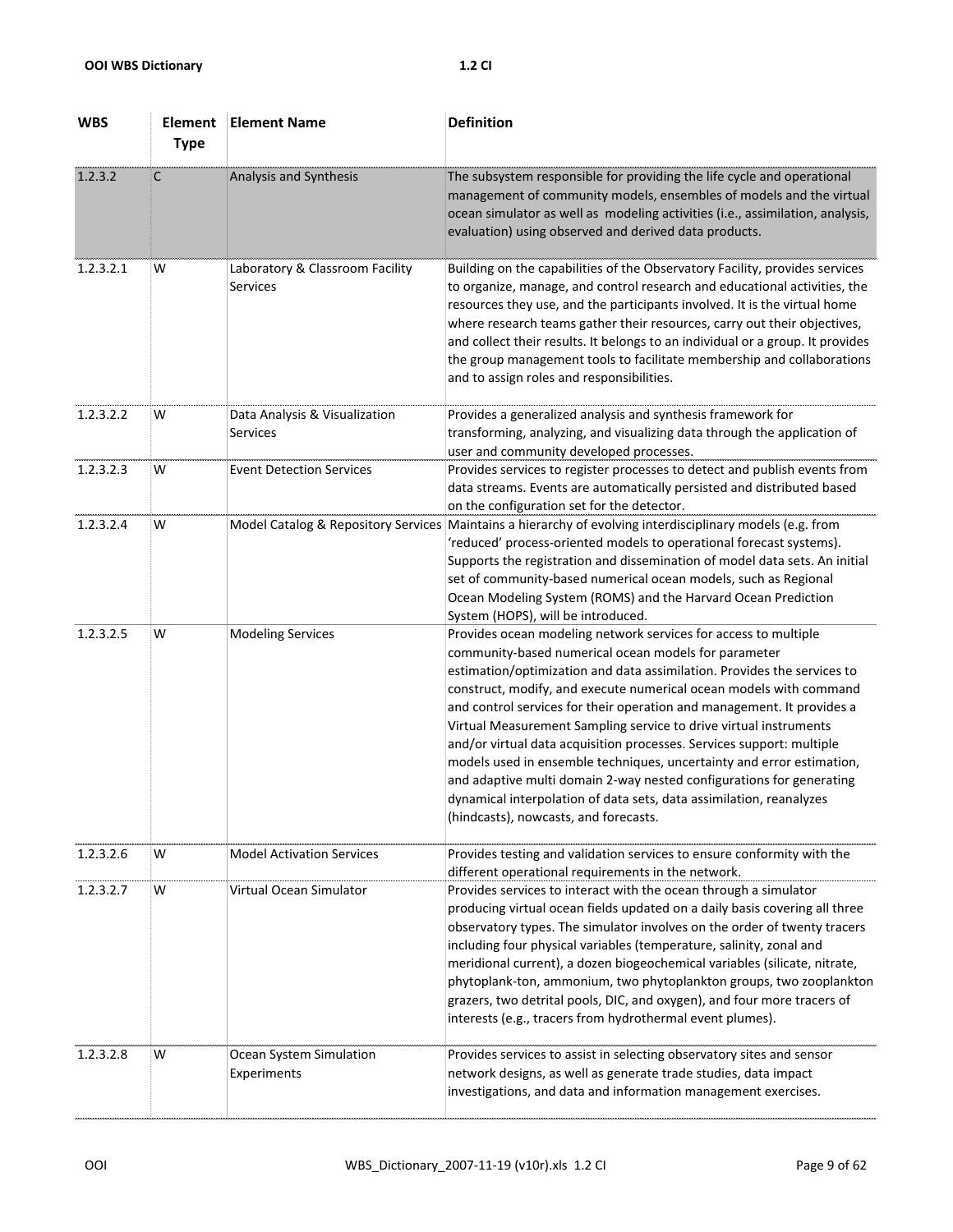| WBS | Element Type | Element Name | Definition |
|---|---|---|---|
| 1.2.3.2 | C | Analysis and Synthesis | The subsystem responsible for providing the life cycle and operational management of community models, ensembles of models and the virtual ocean simulator as well as modeling activities (i.e., assimilation, analysis, evaluation) using observed and derived data products. |
| 1.2.3.2.1 | W | Laboratory & Classroom Facility Services | Building on the capabilities of the Observatory Facility, provides services to organize, manage, and control research and educational activities, the resources they use, and the participants involved. It is the virtual home where research teams gather their resources, carry out their objectives, and collect their results. It belongs to an individual or a group. It provides the group management tools to facilitate membership and collaborations and to assign roles and responsibilities. |
| 1.2.3.2.2 | W | Data Analysis & Visualization Services | Provides a generalized analysis and synthesis framework for transforming, analyzing, and visualizing data through the application of user and community developed processes. |
| 1.2.3.2.3 | W | Event Detection Services | Provides services to register processes to detect and publish events from data streams. Events are automatically persisted and distributed based on the configuration set for the detector. |
| 1.2.3.2.4 | W | Model Catalog & Repository Services | Maintains a hierarchy of evolving interdisciplinary models (e.g. from 'reduced' process-oriented models to operational forecast systems). Supports the registration and dissemination of model data sets. An initial set of community-based numerical ocean models, such as Regional Ocean Modeling System (ROMS) and the Harvard Ocean Prediction System (HOPS), will be introduced. |
| 1.2.3.2.5 | W | Modeling Services | Provides ocean modeling network services for access to multiple community-based numerical ocean models for parameter estimation/optimization and data assimilation. Provides the services to construct, modify, and execute numerical ocean models with command and control services for their operation and management. It provides a Virtual Measurement Sampling service to drive virtual instruments and/or virtual data acquisition processes. Services support: multiple models used in ensemble techniques, uncertainty and error estimation, and adaptive multi domain 2-way nested configurations for generating dynamical interpolation of data sets, data assimilation, reanalyzes (hindcasts), nowcasts, and forecasts. |
| 1.2.3.2.6 | W | Model Activation Services | Provides testing and validation services to ensure conformity with the different operational requirements in the network. |
| 1.2.3.2.7 | W | Virtual Ocean Simulator | Provides services to interact with the ocean through a simulator producing virtual ocean fields updated on a daily basis covering all three observatory types. The simulator involves on the order of twenty tracers including four physical variables (temperature, salinity, zonal and meridional current), a dozen biogeochemical variables (silicate, nitrate, phytoplank-ton, ammonium, two phytoplankton groups, two zooplankton grazers, two detrital pools, DIC, and oxygen), and four more tracers of interests (e.g., tracers from hydrothermal event plumes). |
| 1.2.3.2.8 | W | Ocean System Simulation Experiments | Provides services to assist in selecting observatory sites and sensor network designs, as well as generate trade studies, data impact investigations, and data and information management exercises. |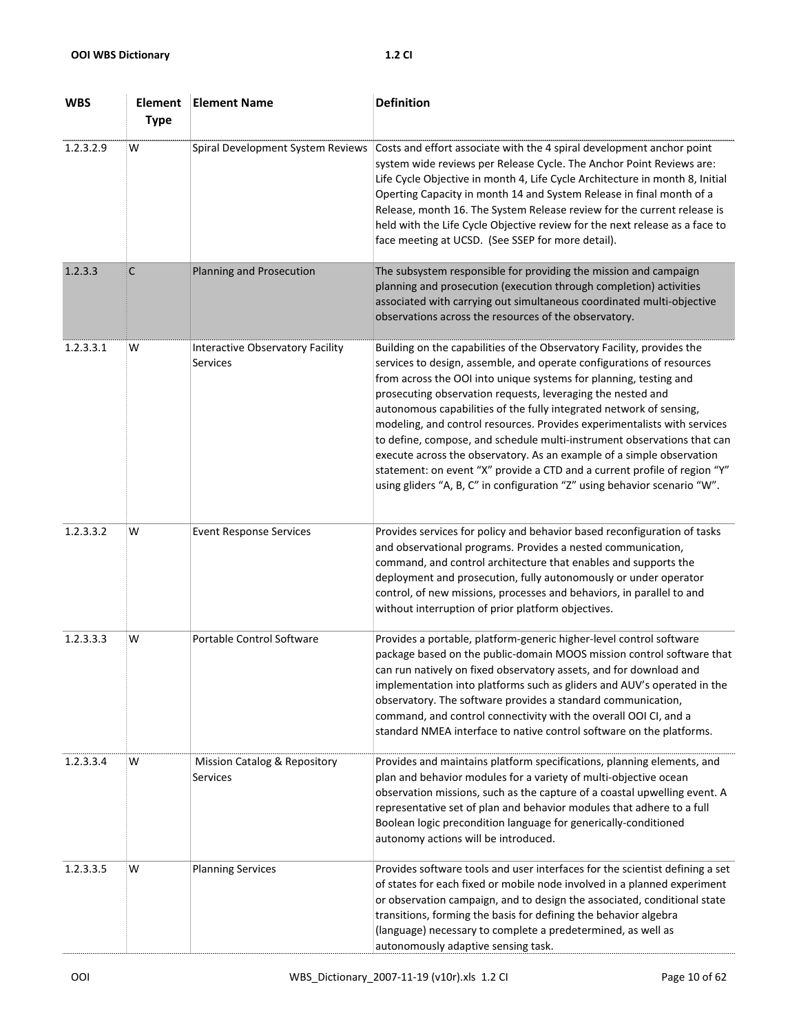| WBS | Element Type | Element Name | Definition |
|---|---|---|---|
| 1.2.3.2.9 | W | Spiral Development System Reviews | Costs and effort associate with the 4 spiral development anchor point system wide reviews per Release Cycle. The Anchor Point Reviews are: Life Cycle Objective in month 4, Life Cycle Architecture in month 8, Initial Operting Capacity in month 14 and System Release in final month of a Release, month 16. The System Release review for the current release is held with the Life Cycle Objective review for the next release as a face to face meeting at UCSD. (See SSEP for more detail). |
| 1.2.3.3 | C | Planning and Prosecution | The subsystem responsible for providing the mission and campaign planning and prosecution (execution through completion) activities associated with carrying out simultaneous coordinated multi-objective observations across the resources of the observatory. |
| 1.2.3.3.1 | W | Interactive Observatory Facility Services | Building on the capabilities of the Observatory Facility, provides the services to design, assemble, and operate configurations of resources from across the OOI into unique systems for planning, testing and prosecuting observation requests, leveraging the nested and autonomous capabilities of the fully integrated network of sensing, modeling, and control resources. Provides experimentalists with services to define, compose, and schedule multi-instrument observations that can execute across the observatory. As an example of a simple observation statement: on event "X" provide a CTD and a current profile of region "Y" using gliders "A, B, C" in configuration "Z" using behavior scenario "W". |
| 1.2.3.3.2 | W | Event Response Services | Provides services for policy and behavior based reconfiguration of tasks and observational programs. Provides a nested communication, command, and control architecture that enables and supports the deployment and prosecution, fully autonomously or under operator control, of new missions, processes and behaviors, in parallel to and without interruption of prior platform objectives. |
| 1.2.3.3.3 | W | Portable Control Software | Provides a portable, platform-generic higher-level control software package based on the public-domain MOOS mission control software that can run natively on fixed observatory assets, and for download and implementation into platforms such as gliders and AUV's operated in the observatory. The software provides a standard communication, command, and control connectivity with the overall OOI CI, and a standard NMEA interface to native control software on the platforms. |
| 1.2.3.3.4 | W | Mission Catalog & Repository Services | Provides and maintains platform specifications, planning elements, and plan and behavior modules for a variety of multi-objective ocean observation missions, such as the capture of a coastal upwelling event. A representative set of plan and behavior modules that adhere to a full Boolean logic precondition language for generically-conditioned autonomy actions will be introduced. |
| 1.2.3.3.5 | W | Planning Services | Provides software tools and user interfaces for the scientist defining a set of states for each fixed or mobile node involved in a planned experiment or observation campaign, and to design the associated, conditional state transitions, forming the basis for defining the behavior algebra (language) necessary to complete a predetermined, as well as autonomously adaptive sensing task. |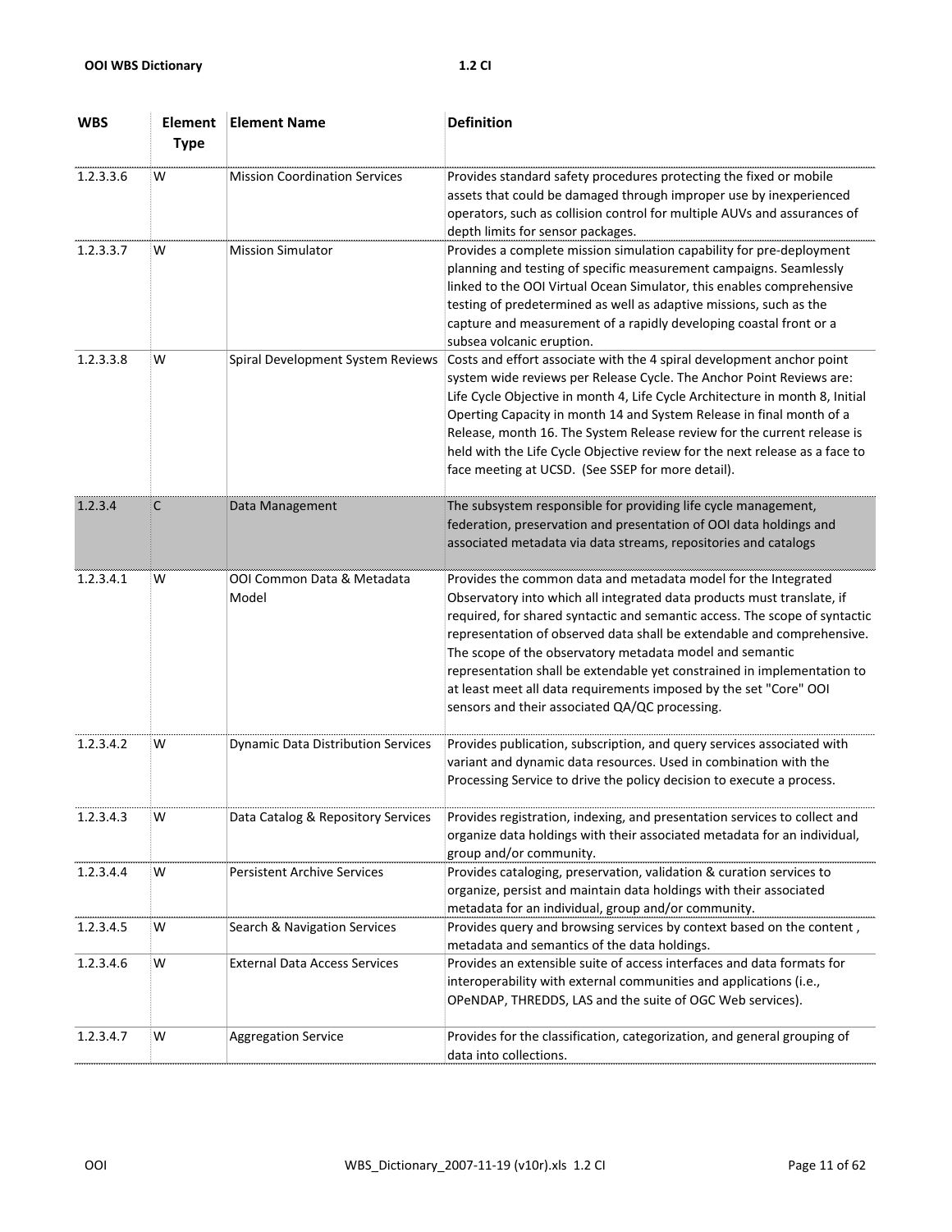| WBS | Element Type | Element Name | Definition |
|---|---|---|---|
| 1.2.3.3.6 | W | Mission Coordination Services | Provides standard safety procedures protecting the fixed or mobile assets that could be damaged through improper use by inexperienced operators, such as collision control for multiple AUVs and assurances of depth limits for sensor packages. |
| 1.2.3.3.7 | W | Mission Simulator | Provides a complete mission simulation capability for pre-deployment planning and testing of specific measurement campaigns. Seamlessly linked to the OOI Virtual Ocean Simulator, this enables comprehensive testing of predetermined as well as adaptive missions, such as the capture and measurement of a rapidly developing coastal front or a subsea volcanic eruption. |
| 1.2.3.3.8 | W | Spiral Development System Reviews | Costs and effort associate with the 4 spiral development anchor point system wide reviews per Release Cycle. The Anchor Point Reviews are: Life Cycle Objective in month 4, Life Cycle Architecture in month 8, Initial Operting Capacity in month 14 and System Release in final month of a Release, month 16. The System Release review for the current release is held with the Life Cycle Objective review for the next release as a face to face meeting at UCSD. (See SSEP for more detail). |
| 1.2.3.4 | C | Data Management | The subsystem responsible for providing life cycle management, federation, preservation and presentation of OOI data holdings and associated metadata via data streams, repositories and catalogs |
| 1.2.3.4.1 | W | OOI Common Data & Metadata Model | Provides the common data and metadata model for the Integrated Observatory into which all integrated data products must translate, if required, for shared syntactic and semantic access. The scope of syntactic representation of observed data shall be extendable and comprehensive. The scope of the observatory metadata model and semantic representation shall be extendable yet constrained in implementation to at least meet all data requirements imposed by the set "Core" OOI sensors and their associated QA/QC processing. |
| 1.2.3.4.2 | W | Dynamic Data Distribution Services | Provides publication, subscription, and query services associated with variant and dynamic data resources. Used in combination with the Processing Service to drive the policy decision to execute a process. |
| 1.2.3.4.3 | W | Data Catalog & Repository Services | Provides registration, indexing, and presentation services to collect and organize data holdings with their associated metadata for an individual, group and/or community. |
| 1.2.3.4.4 | W | Persistent Archive Services | Provides cataloging, preservation, validation & curation services to organize, persist and maintain data holdings with their associated metadata for an individual, group and/or community. |
| 1.2.3.4.5 | W | Search & Navigation Services | Provides query and browsing services by context based on the content , metadata and semantics of the data holdings. |
| 1.2.3.4.6 | W | External Data Access Services | Provides an extensible suite of access interfaces and data formats for interoperability with external communities and applications (i.e., OPeNDAP, THREDDS, LAS and the suite of OGC Web services). |
| 1.2.3.4.7 | W | Aggregation Service | Provides for the classification, categorization, and general grouping of data into collections. |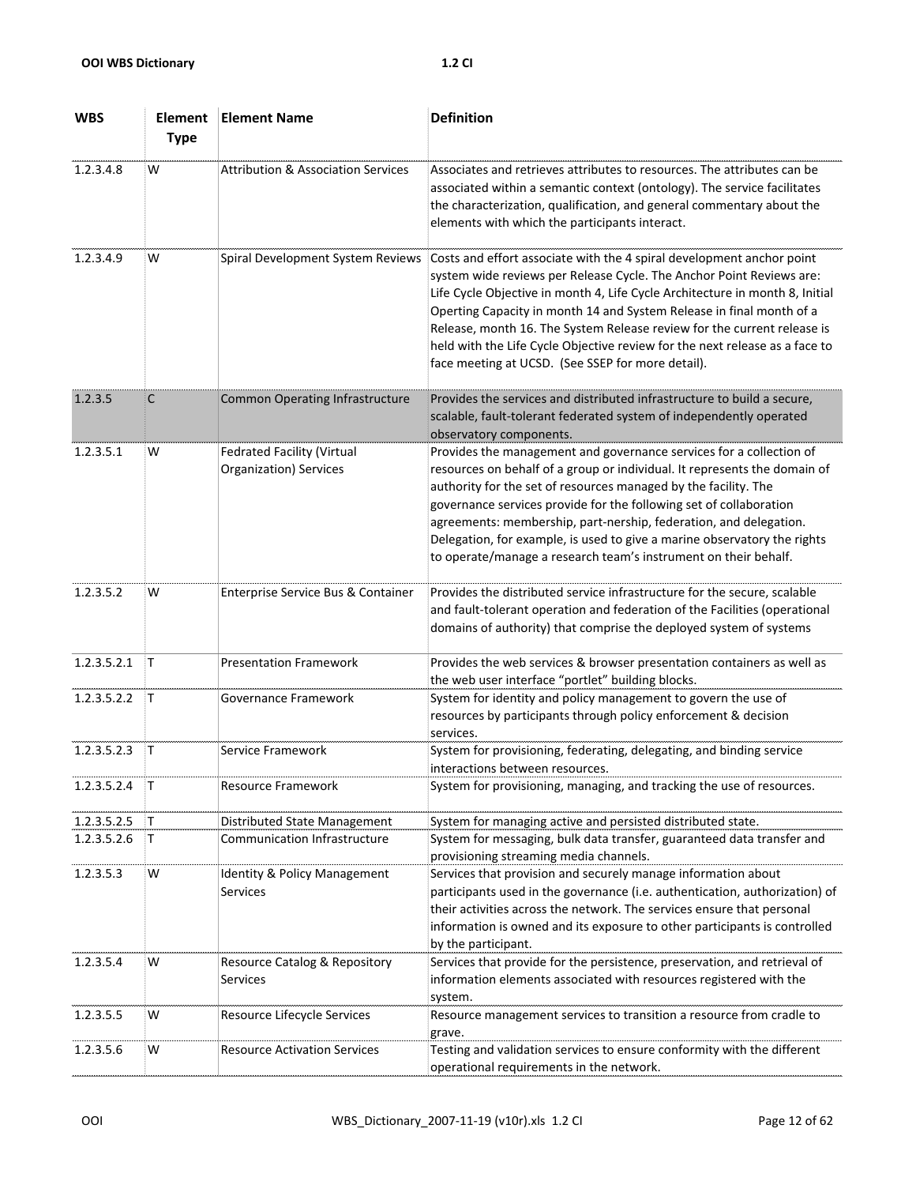| WBS | Element Type | Element Name | Definition |
|---|---|---|---|
| 1.2.3.4.8 | W | Attribution & Association Services | Associates and retrieves attributes to resources. The attributes can be associated within a semantic context (ontology). The service facilitates the characterization, qualification, and general commentary about the elements with which the participants interact. |
| 1.2.3.4.9 | W | Spiral Development System Reviews | Costs and effort associate with the 4 spiral development anchor point system wide reviews per Release Cycle. The Anchor Point Reviews are: Life Cycle Objective in month 4, Life Cycle Architecture in month 8, Initial Operting Capacity in month 14 and System Release in final month of a Release, month 16. The System Release review for the current release is held with the Life Cycle Objective review for the next release as a face to face meeting at UCSD. (See SSEP for more detail). |
| 1.2.3.5 | C | Common Operating Infrastructure | Provides the services and distributed infrastructure to build a secure, scalable, fault-tolerant federated system of independently operated observatory components. |
| 1.2.3.5.1 | W | Fedrated Facility (Virtual Organization) Services | Provides the management and governance services for a collection of resources on behalf of a group or individual. It represents the domain of authority for the set of resources managed by the facility. The governance services provide for the following set of collaboration agreements: membership, part-nership, federation, and delegation. Delegation, for example, is used to give a marine observatory the rights to operate/manage a research team's instrument on their behalf. |
| 1.2.3.5.2 | W | Enterprise Service Bus & Container | Provides the distributed service infrastructure for the secure, scalable and fault-tolerant operation and federation of the Facilities (operational domains of authority) that comprise the deployed system of systems |
| 1.2.3.5.2.1 | T | Presentation Framework | Provides the web services & browser presentation containers as well as the web user interface "portlet" building blocks. |
| 1.2.3.5.2.2 | T | Governance Framework | System for identity and policy management to govern the use of resources by participants through policy enforcement & decision services. |
| 1.2.3.5.2.3 | T | Service Framework | System for provisioning, federating, delegating, and binding service interactions between resources. |
| 1.2.3.5.2.4 | T | Resource Framework | System for provisioning, managing, and tracking the use of resources. |
| 1.2.3.5.2.5 | T | Distributed State Management | System for managing active and persisted distributed state. |
| 1.2.3.5.2.6 | T | Communication Infrastructure | System for messaging, bulk data transfer, guaranteed data transfer and provisioning streaming media channels. |
| 1.2.3.5.3 | W | Identity & Policy Management Services | Services that provision and securely manage information about participants used in the governance (i.e. authentication, authorization) of their activities across the network. The services ensure that personal information is owned and its exposure to other participants is controlled by the participant. |
| 1.2.3.5.4 | W | Resource Catalog & Repository Services | Services that provide for the persistence, preservation, and retrieval of information elements associated with resources registered with the system. |
| 1.2.3.5.5 | W | Resource Lifecycle Services | Resource management services to transition a resource from cradle to grave. |
| 1.2.3.5.6 | W | Resource Activation Services | Testing and validation services to ensure conformity with the different operational requirements in the network. |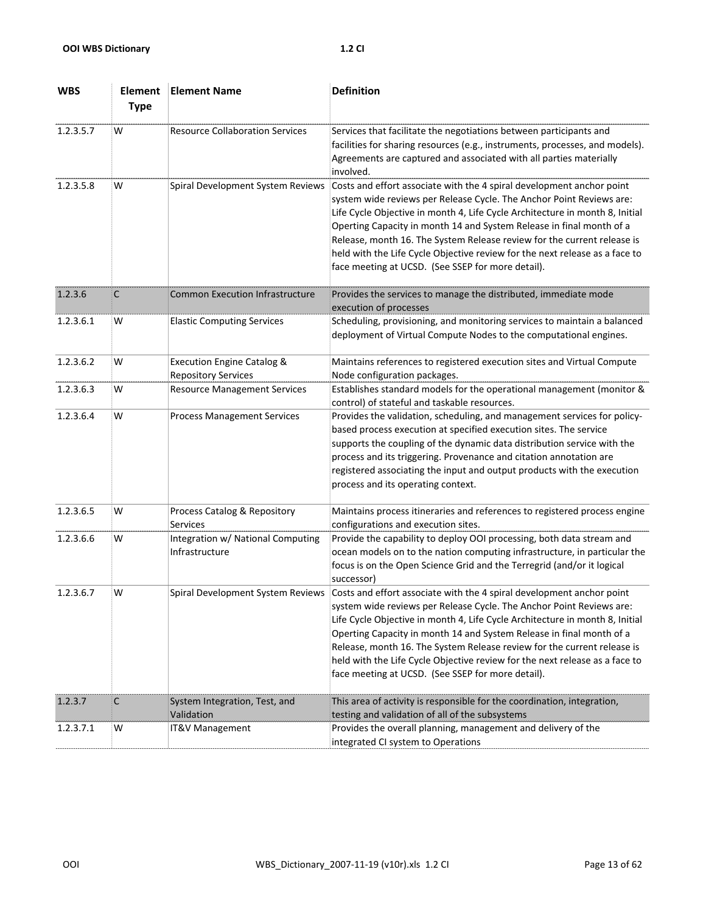| WBS | Element Type | Element Name | Definition |
|---|---|---|---|
| 1.2.3.5.7 | W | Resource Collaboration Services | Services that facilitate the negotiations between participants and facilities for sharing resources (e.g., instruments, processes, and models). Agreements are captured and associated with all parties materially involved. |
| 1.2.3.5.8 | W | Spiral Development System Reviews | Costs and effort associate with the 4 spiral development anchor point system wide reviews per Release Cycle. The Anchor Point Reviews are: Life Cycle Objective in month 4, Life Cycle Architecture in month 8, Initial Operting Capacity in month 14 and System Release in final month of a Release, month 16. The System Release review for the current release is held with the Life Cycle Objective review for the next release as a face to face meeting at UCSD. (See SSEP for more detail). |
| 1.2.3.6 | C | Common Execution Infrastructure | Provides the services to manage the distributed, immediate mode execution of processes |
| 1.2.3.6.1 | W | Elastic Computing Services | Scheduling, provisioning, and monitoring services to maintain a balanced deployment of Virtual Compute Nodes to the computational engines. |
| 1.2.3.6.2 | W | Execution Engine Catalog & Repository Services | Maintains references to registered execution sites and Virtual Compute Node configuration packages. |
| 1.2.3.6.3 | W | Resource Management Services | Establishes standard models for the operational management (monitor & control) of stateful and taskable resources. |
| 1.2.3.6.4 | W | Process Management Services | Provides the validation, scheduling, and management services for policy-based process execution at specified execution sites. The service supports the coupling of the dynamic data distribution service with the process and its triggering. Provenance and citation annotation are registered associating the input and output products with the execution process and its operating context. |
| 1.2.3.6.5 | W | Process Catalog & Repository Services | Maintains process itineraries and references to registered process engine configurations and execution sites. |
| 1.2.3.6.6 | W | Integration w/ National Computing Infrastructure | Provide the capability to deploy OOI processing, both data stream and ocean models on to the nation computing infrastructure, in particular the focus is on the Open Science Grid and the Terregrid (and/or it logical successor) |
| 1.2.3.6.7 | W | Spiral Development System Reviews | Costs and effort associate with the 4 spiral development anchor point system wide reviews per Release Cycle. The Anchor Point Reviews are: Life Cycle Objective in month 4, Life Cycle Architecture in month 8, Initial Operting Capacity in month 14 and System Release in final month of a Release, month 16. The System Release review for the current release is held with the Life Cycle Objective review for the next release as a face to face meeting at UCSD. (See SSEP for more detail). |
| 1.2.3.7 | C | System Integration, Test, and Validation | This area of activity is responsible for the coordination, integration, testing and validation of all of the subsystems |
| 1.2.3.7.1 | W | IT&V Management | Provides the overall planning, management and delivery of the integrated CI system to Operations |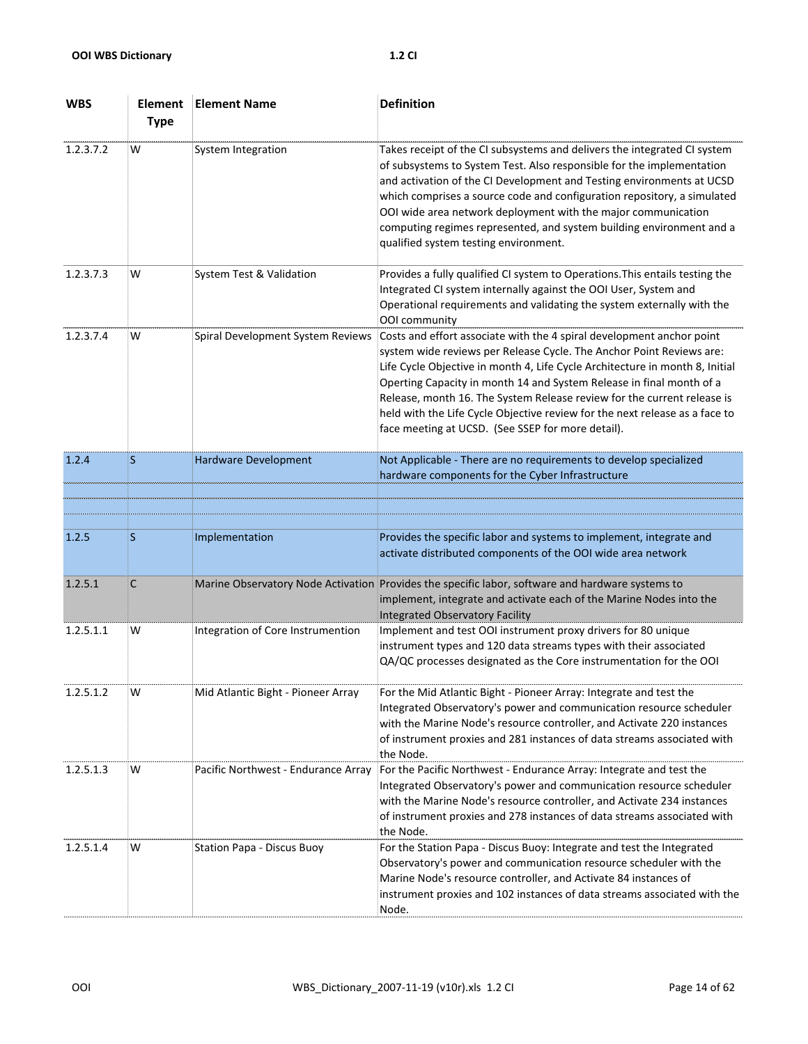| WBS | Element Type | Element Name | Definition |
|---|---|---|---|
| 1.2.3.7.2 | W | System Integration | Takes receipt of the CI subsystems and delivers the integrated CI system of subsystems to System Test. Also responsible for the implementation and activation of the CI Development and Testing environments at UCSD which comprises a source code and configuration repository, a simulated OOI wide area network deployment with the major communication computing regimes represented, and system building environment and a qualified system testing environment. |
| 1.2.3.7.3 | W | System Test & Validation | Provides a fully qualified CI system to Operations.This entails testing the Integrated CI system internally against the OOI User, System and Operational requirements and validating the system externally with the OOI community |
| 1.2.3.7.4 | W | Spiral Development System Reviews | Costs and effort associate with the 4 spiral development anchor point system wide reviews per Release Cycle. The Anchor Point Reviews are: Life Cycle Objective in month 4, Life Cycle Architecture in month 8, Initial Operting Capacity in month 14 and System Release in final month of a Release, month 16. The System Release review for the current release is held with the Life Cycle Objective review for the next release as a face to face meeting at UCSD. (See SSEP for more detail). |
| 1.2.4 | S | Hardware Development | Not Applicable - There are no requirements to develop specialized hardware components for the Cyber Infrastructure |
| | | | |
| | | | |
| | | | |
| 1.2.5 | S | Implementation | Provides the specific labor and systems to implement, integrate and activate distributed components of the OOI wide area network |
| 1.2.5.1 | C | Marine Observatory Node Activation | Provides the specific labor, software and hardware systems to implement, integrate and activate each of the Marine Nodes into the Integrated Observatory Facility |
| 1.2.5.1.1 | W | Integration of Core Instrumention | Implement and test OOI instrument proxy drivers for 80 unique instrument types and 120 data streams types with their associated QA/QC processes designated as the Core instrumentation for the OOI |
| 1.2.5.1.2 | W | Mid Atlantic Bight - Pioneer Array | For the Mid Atlantic Bight - Pioneer Array: Integrate and test the Integrated Observatory's power and communication resource scheduler with the Marine Node's resource controller, and Activate 220 instances of instrument proxies and 281 instances of data streams associated with the Node. |
| 1.2.5.1.3 | W | Pacific Northwest - Endurance Array | For the Pacific Northwest - Endurance Array: Integrate and test the Integrated Observatory's power and communication resource scheduler with the Marine Node's resource controller, and Activate 234 instances of instrument proxies and 278 instances of data streams associated with the Node. |
| 1.2.5.1.4 | W | Station Papa - Discus Buoy | For the Station Papa - Discus Buoy: Integrate and test the Integrated Observatory's power and communication resource scheduler with the Marine Node's resource controller, and Activate 84 instances of instrument proxies and 102 instances of data streams associated with the Node. |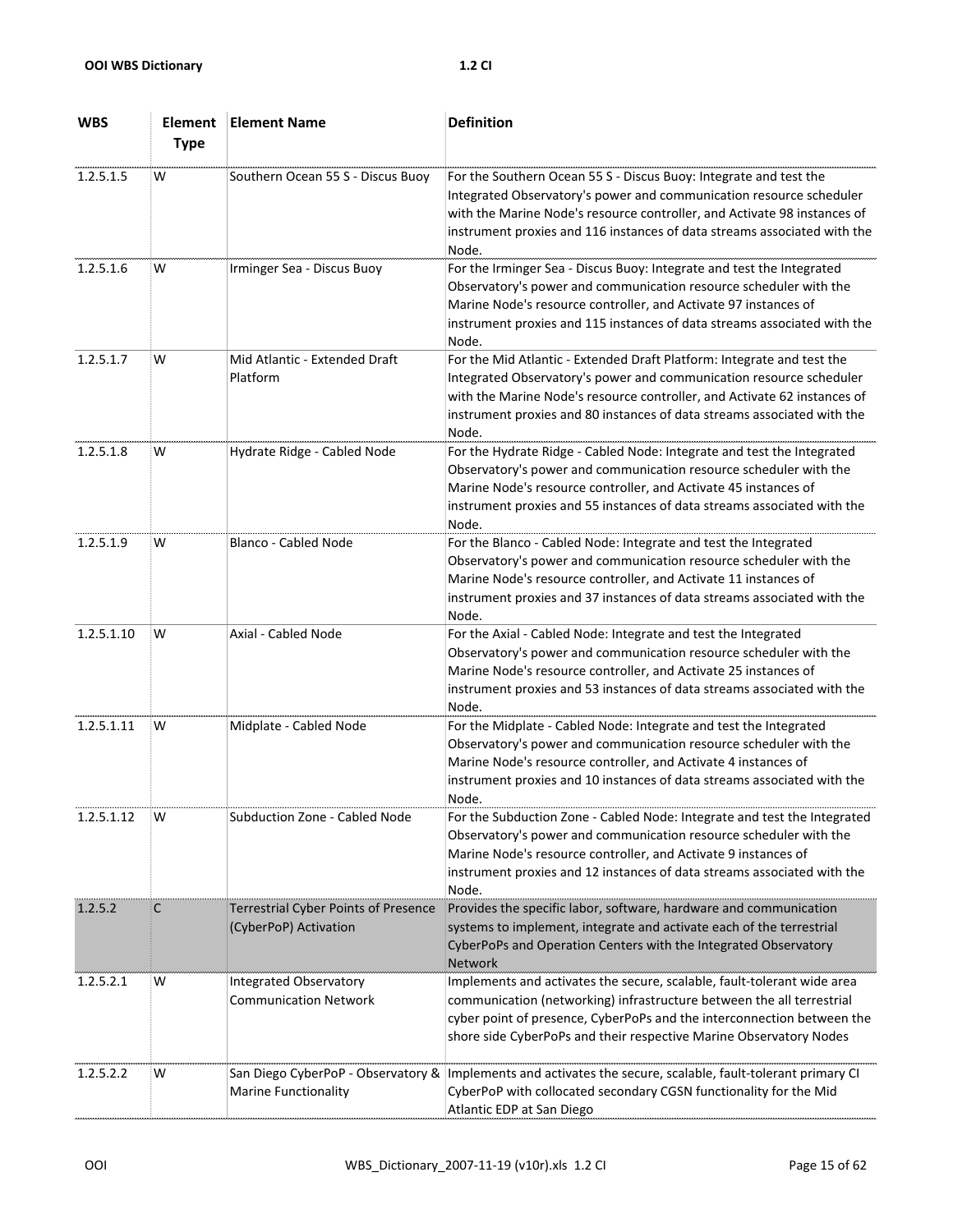| WBS | Element Type | Element Name | Definition |
|---|---|---|---|
| 1.2.5.1.5 | W | Southern Ocean 55 S - Discus Buoy | For the Southern Ocean 55 S - Discus Buoy: Integrate and test the Integrated Observatory's power and communication resource scheduler with the Marine Node's resource controller, and Activate 98 instances of instrument proxies and 116 instances of data streams associated with the Node. |
| 1.2.5.1.6 | W | Irminger Sea - Discus Buoy | For the Irminger Sea - Discus Buoy: Integrate and test the Integrated Observatory's power and communication resource scheduler with the Marine Node's resource controller, and Activate 97 instances of instrument proxies and 115 instances of data streams associated with the Node. |
| 1.2.5.1.7 | W | Mid Atlantic - Extended Draft Platform | For the Mid Atlantic - Extended Draft Platform: Integrate and test the Integrated Observatory's power and communication resource scheduler with the Marine Node's resource controller, and Activate 62 instances of instrument proxies and 80 instances of data streams associated with the Node. |
| 1.2.5.1.8 | W | Hydrate Ridge - Cabled Node | For the Hydrate Ridge - Cabled Node: Integrate and test the Integrated Observatory's power and communication resource scheduler with the Marine Node's resource controller, and Activate 45 instances of instrument proxies and 55 instances of data streams associated with the Node. |
| 1.2.5.1.9 | W | Blanco - Cabled Node | For the Blanco - Cabled Node: Integrate and test the Integrated Observatory's power and communication resource scheduler with the Marine Node's resource controller, and Activate 11 instances of instrument proxies and 37 instances of data streams associated with the Node. |
| 1.2.5.1.10 | W | Axial - Cabled Node | For the Axial - Cabled Node: Integrate and test the Integrated Observatory's power and communication resource scheduler with the Marine Node's resource controller, and Activate 25 instances of instrument proxies and 53 instances of data streams associated with the Node. |
| 1.2.5.1.11 | W | Midplate - Cabled Node | For the Midplate - Cabled Node: Integrate and test the Integrated Observatory's power and communication resource scheduler with the Marine Node's resource controller, and Activate 4 instances of instrument proxies and 10 instances of data streams associated with the Node. |
| 1.2.5.1.12 | W | Subduction Zone - Cabled Node | For the Subduction Zone - Cabled Node: Integrate and test the Integrated Observatory's power and communication resource scheduler with the Marine Node's resource controller, and Activate 9 instances of instrument proxies and 12 instances of data streams associated with the Node. |
| 1.2.5.2 | C | Terrestrial Cyber Points of Presence (CyberPoP) Activation | Provides the specific labor, software, hardware and communication systems to implement, integrate and activate each of the terrestrial CyberPoPs and Operation Centers with the Integrated Observatory Network |
| 1.2.5.2.1 | W | Integrated Observatory Communication Network | Implements and activates the secure, scalable, fault-tolerant wide area communication (networking) infrastructure between the all terrestrial cyber point of presence, CyberPoPs and the interconnection between the shore side CyberPoPs and their respective Marine Observatory Nodes |
| 1.2.5.2.2 | W | San Diego CyberPoP - Observatory & Marine Functionality | Implements and activates the secure, scalable, fault-tolerant primary CI CyberPoP with collocated secondary CGSN functionality for the Mid Atlantic EDP at San Diego |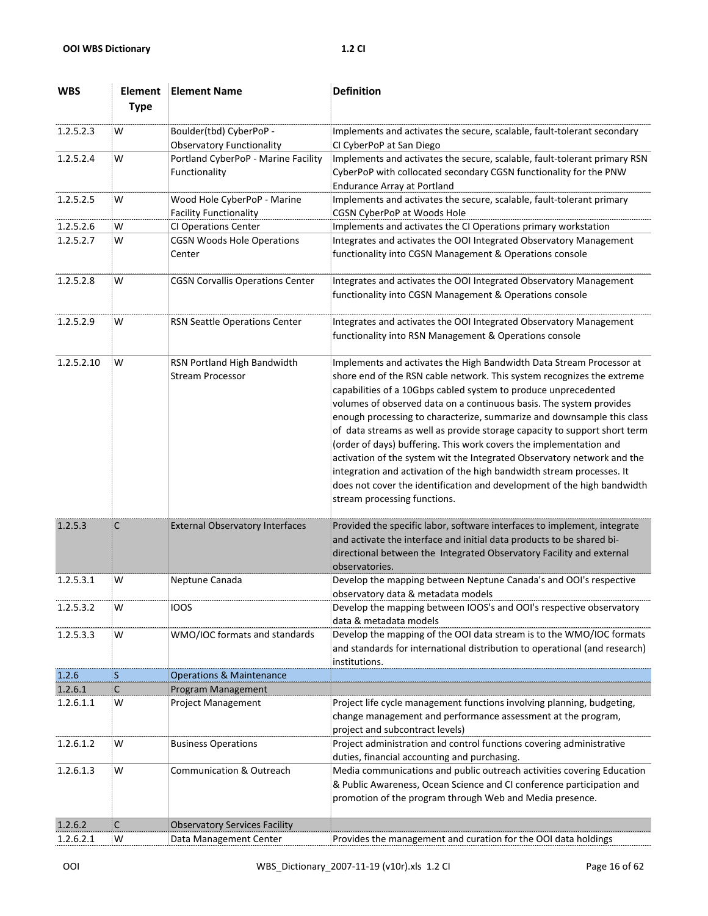| WBS | Element Type | Element Name | Definition |
|---|---|---|---|
| 1.2.5.2.3 | W | Boulder(tbd) CyberPoP - Observatory Functionality | Implements and activates the secure, scalable, fault-tolerant secondary CI CyberPoP at San Diego |
| 1.2.5.2.4 | W | Portland CyberPoP - Marine Facility Functionality | Implements and activates the secure, scalable, fault-tolerant primary RSN CyberPoP with collocated secondary CGSN functionality for the PNW Endurance Array at Portland |
| 1.2.5.2.5 | W | Wood Hole CyberPoP - Marine Facility Functionality | Implements and activates the secure, scalable, fault-tolerant primary CGSN CyberPoP at Woods Hole |
| 1.2.5.2.6 | W | CI Operations Center | Implements and activates the CI Operations primary workstation |
| 1.2.5.2.7 | W | CGSN Woods Hole Operations Center | Integrates and activates the OOI Integrated Observatory Management functionality into CGSN Management & Operations console |
| 1.2.5.2.8 | W | CGSN Corvallis Operations Center | Integrates and activates the OOI Integrated Observatory Management functionality into CGSN Management & Operations console |
| 1.2.5.2.9 | W | RSN Seattle Operations Center | Integrates and activates the OOI Integrated Observatory Management functionality into RSN Management & Operations console |
| 1.2.5.2.10 | W | RSN Portland High Bandwidth Stream Processor | Implements and activates the High Bandwidth Data Stream Processor at shore end of the RSN cable network. This system recognizes the extreme capabilities of a 10Gbps cabled system to produce unprecedented volumes of observed data on a continuous basis. The system provides enough processing to characterize, summarize and downsample this class of data streams as well as provide storage capacity to support short term (order of days) buffering. This work covers the implementation and activation of the system wit the Integrated Observatory network and the integration and activation of the high bandwidth stream processes. It does not cover the identification and development of the high bandwidth stream processing functions. |
| 1.2.5.3 | C | External Observatory Interfaces | Provided the specific labor, software interfaces to implement, integrate and activate the interface and initial data products to be shared bi-directional between the Integrated Observatory Facility and external observatories. |
| 1.2.5.3.1 | W | Neptune Canada | Develop the mapping between Neptune Canada's and OOI's respective observatory data & metadata models |
| 1.2.5.3.2 | W | IOOS | Develop the mapping between IOOS's and OOI's respective observatory data & metadata models |
| 1.2.5.3.3 | W | WMO/IOC formats and standards | Develop the mapping of the OOI data stream is to the WMO/IOC formats and standards for international distribution to operational (and research) institutions. |
| 1.2.6 | S | Operations & Maintenance | |
| 1.2.6.1 | C | Program Management | |
| 1.2.6.1.1 | W | Project Management | Project life cycle management functions involving planning, budgeting, change management and performance assessment at the program, project and subcontract levels) |
| 1.2.6.1.2 | W | Business Operations | Project administration and control functions covering administrative duties, financial accounting and purchasing. |
| 1.2.6.1.3 | W | Communication & Outreach | Media communications and public outreach activities covering Education & Public Awareness, Ocean Science and CI conference participation and promotion of the program through Web and Media presence. |
| 1.2.6.2 | C | Observatory Services Facility | |
| 1.2.6.2.1 | W | Data Management Center | Provides the management and curation for the OOI data holdings |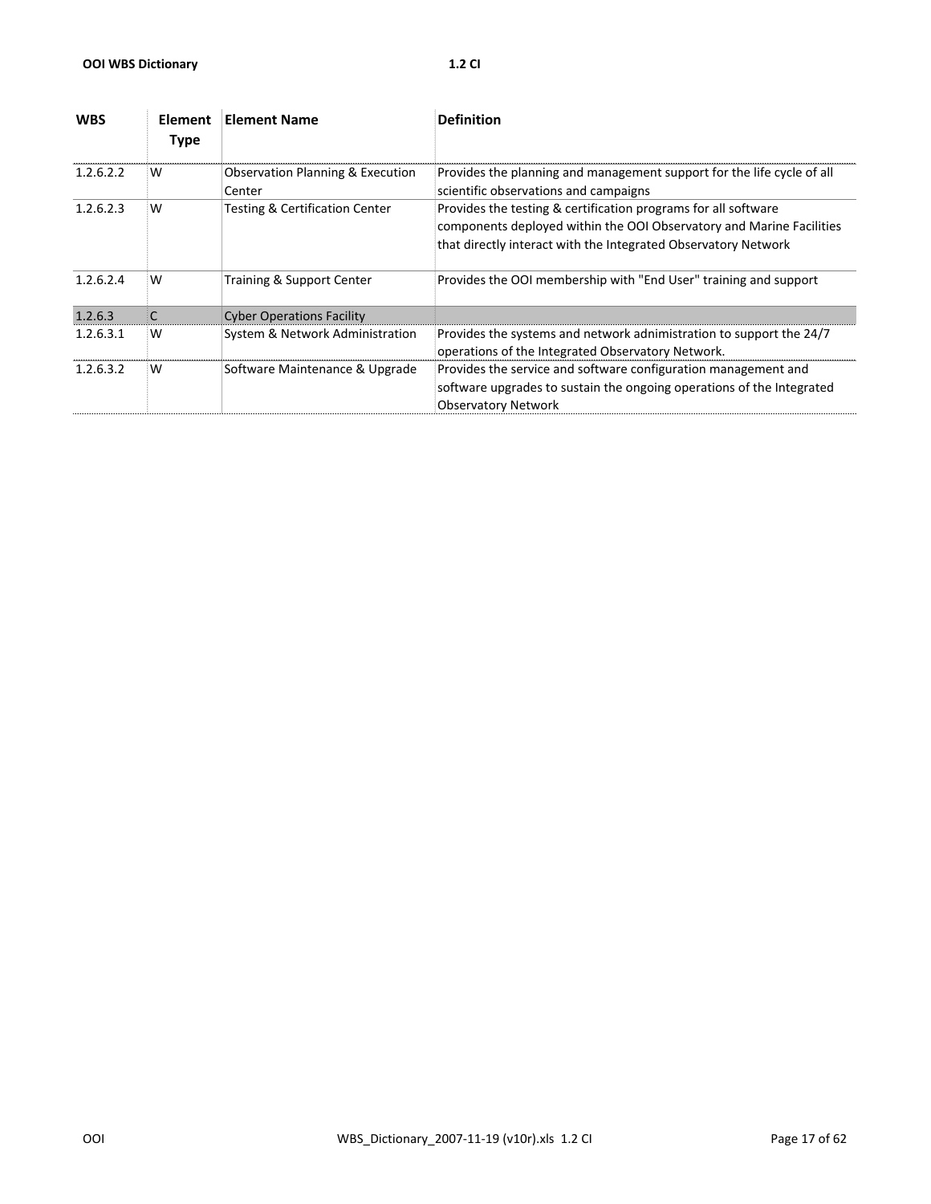| WBS | Element Type | Element Name | Definition |
|---|---|---|---|
| 1.2.6.2.2 | W | Observation Planning & Execution Center | Provides the planning and management support for the life cycle of all scientific observations and campaigns |
| 1.2.6.2.3 | W | Testing & Certification Center | Provides the testing & certification programs for all software components deployed within the OOI Observatory and Marine Facilities that directly interact with the Integrated Observatory Network |
| 1.2.6.2.4 | W | Training & Support Center | Provides the OOI membership with "End User" training and support |
| 1.2.6.3 | C | Cyber Operations Facility | |
| 1.2.6.3.1 | W | System & Network Administration | Provides the systems and network adnimistration to support the 24/7 operations of the Integrated Observatory Network. |
| 1.2.6.3.2 | W | Software Maintenance & Upgrade | Provides the service and software configuration management and software upgrades to sustain the ongoing operations of the Integrated Observatory Network |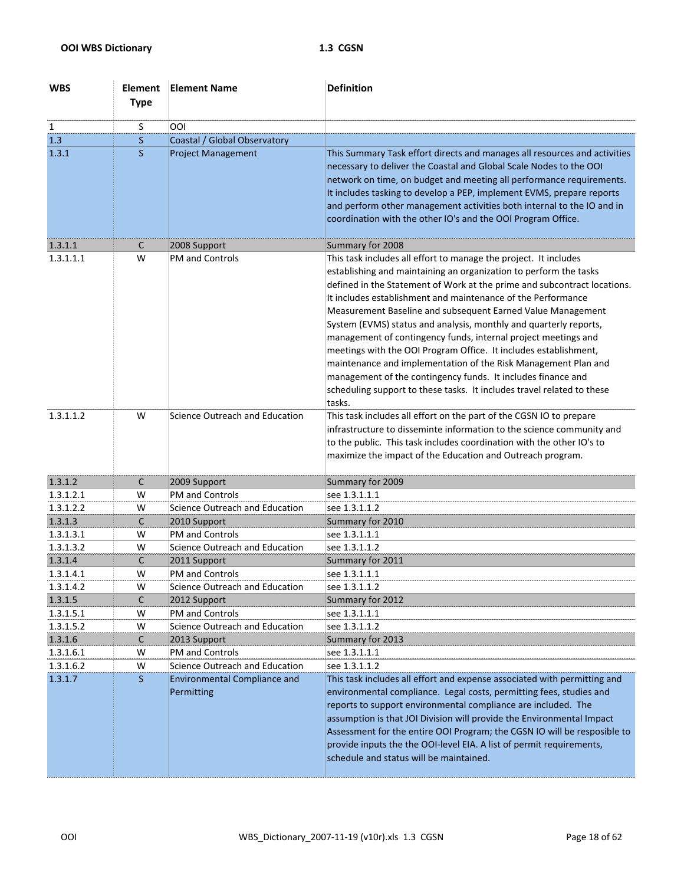| WBS | Element Type | Element Name | Definition |
|---|---|---|---|
| 1 | S | OOI | |
| 1.3 | S | Coastal / Global Observatory | |
| 1.3.1 | S | Project Management | This Summary Task effort directs and manages all resources and activities necessary to deliver the Coastal and Global Scale Nodes to the OOI network on time, on budget and meeting all performance requirements. It includes tasking to develop a PEP, implement EVMS, prepare reports and perform other management activities both internal to the IO and in coordination with the other IO's and the OOI Program Office. |
| 1.3.1.1 | C | 2008 Support | Summary for 2008 |
| 1.3.1.1.1 | W | PM and Controls | This task includes all effort to manage the project. It includes establishing and maintaining an organization to perform the tasks defined in the Statement of Work at the prime and subcontract locations. It includes establishment and maintenance of the Performance Measurement Baseline and subsequent Earned Value Management System (EVMS) status and analysis, monthly and quarterly reports, management of contingency funds, internal project meetings and meetings with the OOI Program Office. It includes establishment, maintenance and implementation of the Risk Management Plan and management of the contingency funds. It includes finance and scheduling support to these tasks. It includes travel related to these tasks. |
| 1.3.1.1.2 | W | Science Outreach and Education | This task includes all effort on the part of the CGSN IO to prepare infrastructure to disseminte information to the science community and to the public. This task includes coordination with the other IO's to maximize the impact of the Education and Outreach program. |
| 1.3.1.2 | C | 2009 Support | Summary for 2009 |
| 1.3.1.2.1 | W | PM and Controls | see 1.3.1.1.1 |
| 1.3.1.2.2 | W | Science Outreach and Education | see 1.3.1.1.2 |
| 1.3.1.3 | C | 2010 Support | Summary for 2010 |
| 1.3.1.3.1 | W | PM and Controls | see 1.3.1.1.1 |
| 1.3.1.3.2 | W | Science Outreach and Education | see 1.3.1.1.2 |
| 1.3.1.4 | C | 2011 Support | Summary for 2011 |
| 1.3.1.4.1 | W | PM and Controls | see 1.3.1.1.1 |
| 1.3.1.4.2 | W | Science Outreach and Education | see 1.3.1.1.2 |
| 1.3.1.5 | C | 2012 Support | Summary for 2012 |
| 1.3.1.5.1 | W | PM and Controls | see 1.3.1.1.1 |
| 1.3.1.5.2 | W | Science Outreach and Education | see 1.3.1.1.2 |
| 1.3.1.6 | C | 2013 Support | Summary for 2013 |
| 1.3.1.6.1 | W | PM and Controls | see 1.3.1.1.1 |
| 1.3.1.6.2 | W | Science Outreach and Education | see 1.3.1.1.2 |
| 1.3.1.7 | S | Environmental Compliance and Permitting | This task includes all effort and expense associated with permitting and environmental compliance. Legal costs, permitting fees, studies and reports to support environmental compliance are included. The assumption is that JOI Division will provide the Environmental Impact Assessment for the entire OOI Program; the CGSN IO will be resposible to provide inputs the the OOI-level EIA. A list of permit requirements, schedule and status will be maintained. |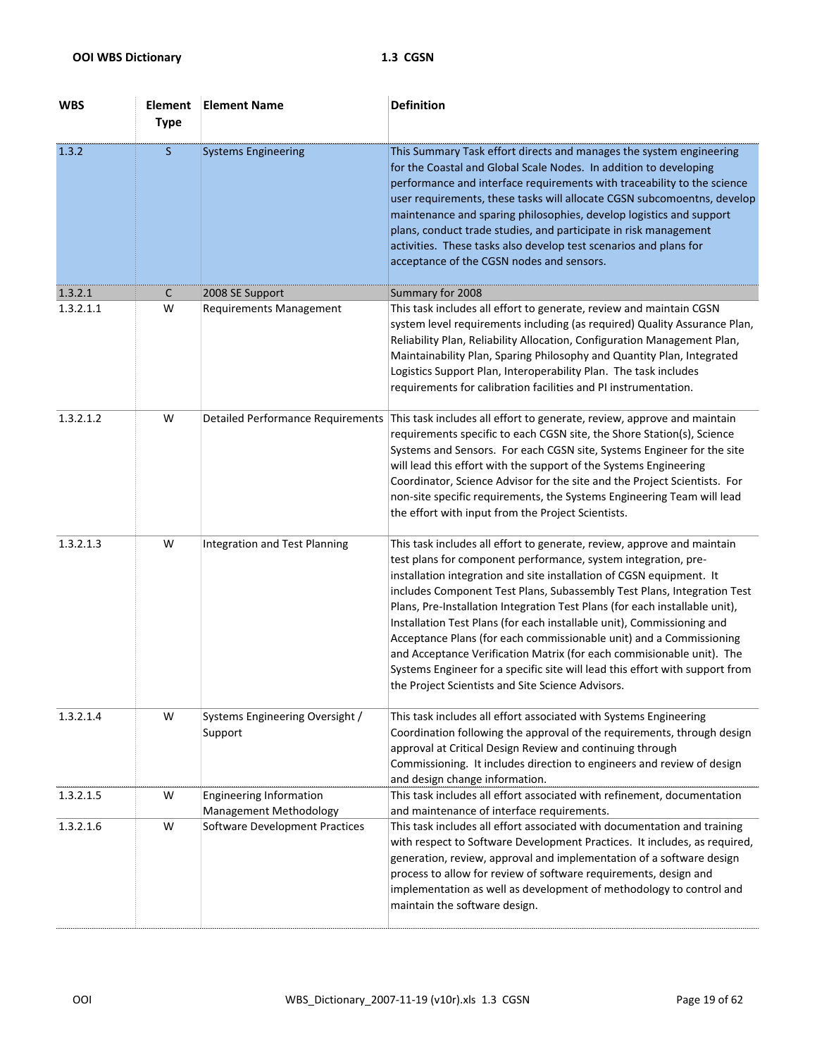| WBS | Element Type | Element Name | Definition |
|---|---|---|---|
| 1.3.2 | S | Systems Engineering | This Summary Task effort directs and manages the system engineering for the Coastal and Global Scale Nodes. In addition to developing performance and interface requirements with traceability to the science user requirements, these tasks will allocate CGSN subcomoentns, develop maintenance and sparing philosophies, develop logistics and support plans, conduct trade studies, and participate in risk management activities. These tasks also develop test scenarios and plans for acceptance of the CGSN nodes and sensors. |
| 1.3.2.1 | C | 2008 SE Support | Summary for 2008 |
| 1.3.2.1.1 | W | Requirements Management | This task includes all effort to generate, review and maintain CGSN system level requirements including (as required) Quality Assurance Plan, Reliability Plan, Reliability Allocation, Configuration Management Plan, Maintainability Plan, Sparing Philosophy and Quantity Plan, Integrated Logistics Support Plan, Interoperability Plan. The task includes requirements for calibration facilities and PI instrumentation. |
| 1.3.2.1.2 | W | Detailed Performance Requirements | This task includes all effort to generate, review, approve and maintain requirements specific to each CGSN site, the Shore Station(s), Science Systems and Sensors. For each CGSN site, Systems Engineer for the site will lead this effort with the support of the Systems Engineering Coordinator, Science Advisor for the site and the Project Scientists. For non-site specific requirements, the Systems Engineering Team will lead the effort with input from the Project Scientists. |
| 1.3.2.1.3 | W | Integration and Test Planning | This task includes all effort to generate, review, approve and maintain test plans for component performance, system integration, pre-installation integration and site installation of CGSN equipment. It includes Component Test Plans, Subassembly Test Plans, Integration Test Plans, Pre-Installation Integration Test Plans (for each installable unit), Installation Test Plans (for each installable unit), Commissioning and Acceptance Plans (for each commissionable unit) and a Commissioning and Acceptance Verification Matrix (for each commisionable unit). The Systems Engineer for a specific site will lead this effort with support from the Project Scientists and Site Science Advisors. |
| 1.3.2.1.4 | W | Systems Engineering Oversight / Support | This task includes all effort associated with Systems Engineering Coordination following the approval of the requirements, through design approval at Critical Design Review and continuing through Commissioning. It includes direction to engineers and review of design and design change information. |
| 1.3.2.1.5 | W | Engineering Information Management Methodology | This task includes all effort associated with refinement, documentation and maintenance of interface requirements. |
| 1.3.2.1.6 | W | Software Development Practices | This task includes all effort associated with documentation and training with respect to Software Development Practices. It includes, as required, generation, review, approval and implementation of a software design process to allow for review of software requirements, design and implementation as well as development of methodology to control and maintain the software design. |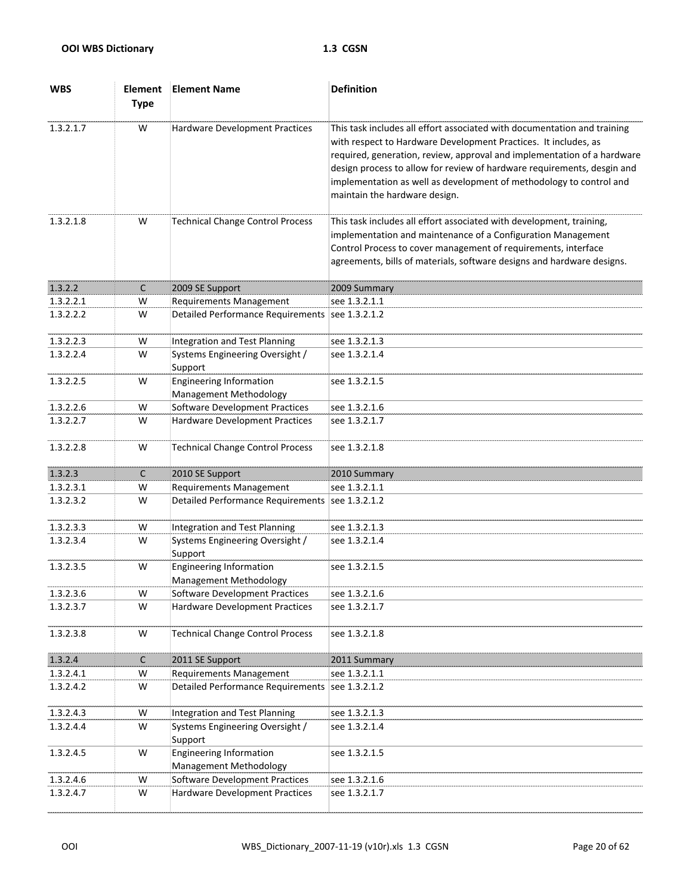| WBS | Element Type | Element Name | Definition |
|---|---|---|---|
| 1.3.2.1.7 | W | Hardware Development Practices | This task includes all effort associated with documentation and training with respect to Hardware Development Practices. It includes, as required, generation, review, approval and implementation of a hardware design process to allow for review of hardware requirements, desgin and implementation as well as development of methodology to control and maintain the hardware design. |
| 1.3.2.1.8 | W | Technical Change Control Process | This task includes all effort associated with development, training, implementation and maintenance of a Configuration Management Control Process to cover management of requirements, interface agreements, bills of materials, software designs and hardware designs. |
| 1.3.2.2 | C | 2009 SE Support | 2009 Summary |
| 1.3.2.2.1 | W | Requirements Management | see 1.3.2.1.1 |
| 1.3.2.2.2 | W | Detailed Performance Requirements | see 1.3.2.1.2 |
| 1.3.2.2.3 | W | Integration and Test Planning | see 1.3.2.1.3 |
| 1.3.2.2.4 | W | Systems Engineering Oversight / Support | see 1.3.2.1.4 |
| 1.3.2.2.5 | W | Engineering Information Management Methodology | see 1.3.2.1.5 |
| 1.3.2.2.6 | W | Software Development Practices | see 1.3.2.1.6 |
| 1.3.2.2.7 | W | Hardware Development Practices | see 1.3.2.1.7 |
| 1.3.2.2.8 | W | Technical Change Control Process | see 1.3.2.1.8 |
| 1.3.2.3 | C | 2010 SE Support | 2010 Summary |
| 1.3.2.3.1 | W | Requirements Management | see 1.3.2.1.1 |
| 1.3.2.3.2 | W | Detailed Performance Requirements | see 1.3.2.1.2 |
| 1.3.2.3.3 | W | Integration and Test Planning | see 1.3.2.1.3 |
| 1.3.2.3.4 | W | Systems Engineering Oversight / Support | see 1.3.2.1.4 |
| 1.3.2.3.5 | W | Engineering Information Management Methodology | see 1.3.2.1.5 |
| 1.3.2.3.6 | W | Software Development Practices | see 1.3.2.1.6 |
| 1.3.2.3.7 | W | Hardware Development Practices | see 1.3.2.1.7 |
| 1.3.2.3.8 | W | Technical Change Control Process | see 1.3.2.1.8 |
| 1.3.2.4 | C | 2011 SE Support | 2011 Summary |
| 1.3.2.4.1 | W | Requirements Management | see 1.3.2.1.1 |
| 1.3.2.4.2 | W | Detailed Performance Requirements | see 1.3.2.1.2 |
| 1.3.2.4.3 | W | Integration and Test Planning | see 1.3.2.1.3 |
| 1.3.2.4.4 | W | Systems Engineering Oversight / Support | see 1.3.2.1.4 |
| 1.3.2.4.5 | W | Engineering Information Management Methodology | see 1.3.2.1.5 |
| 1.3.2.4.6 | W | Software Development Practices | see 1.3.2.1.6 |
| 1.3.2.4.7 | W | Hardware Development Practices | see 1.3.2.1.7 |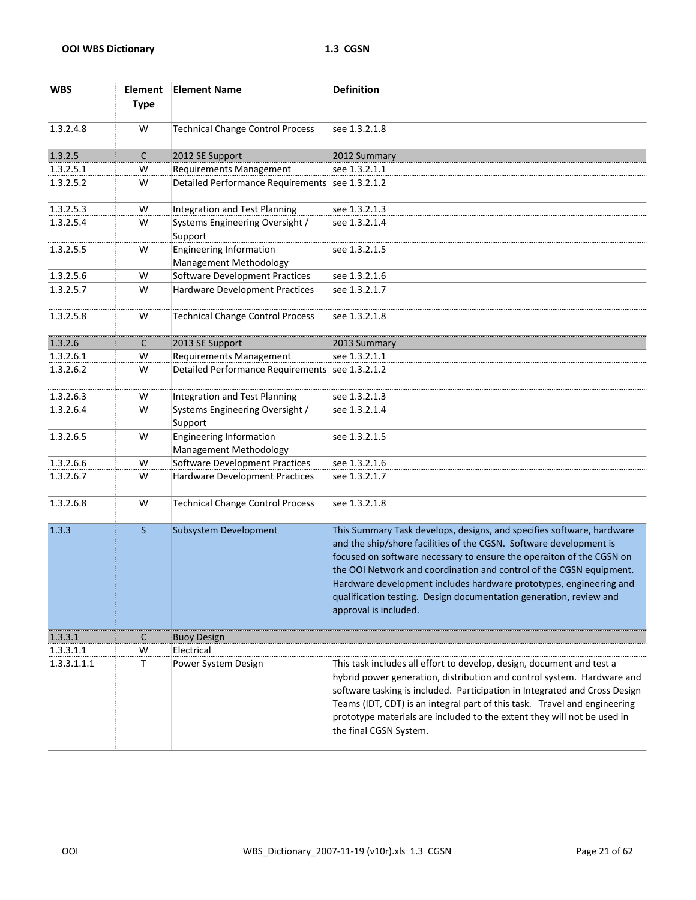| WBS | Element Type | Element Name | Definition |
|---|---|---|---|
| 1.3.2.4.8 | W | Technical Change Control Process | see 1.3.2.1.8 |
| 1.3.2.5 | C | 2012 SE Support | 2012 Summary |
| 1.3.2.5.1 | W | Requirements Management | see 1.3.2.1.1 |
| 1.3.2.5.2 | W | Detailed Performance Requirements | see 1.3.2.1.2 |
| 1.3.2.5.3 | W | Integration and Test Planning | see 1.3.2.1.3 |
| 1.3.2.5.4 | W | Systems Engineering Oversight / Support | see 1.3.2.1.4 |
| 1.3.2.5.5 | W | Engineering Information Management Methodology | see 1.3.2.1.5 |
| 1.3.2.5.6 | W | Software Development Practices | see 1.3.2.1.6 |
| 1.3.2.5.7 | W | Hardware Development Practices | see 1.3.2.1.7 |
| 1.3.2.5.8 | W | Technical Change Control Process | see 1.3.2.1.8 |
| 1.3.2.6 | C | 2013 SE Support | 2013 Summary |
| 1.3.2.6.1 | W | Requirements Management | see 1.3.2.1.1 |
| 1.3.2.6.2 | W | Detailed Performance Requirements | see 1.3.2.1.2 |
| 1.3.2.6.3 | W | Integration and Test Planning | see 1.3.2.1.3 |
| 1.3.2.6.4 | W | Systems Engineering Oversight / Support | see 1.3.2.1.4 |
| 1.3.2.6.5 | W | Engineering Information Management Methodology | see 1.3.2.1.5 |
| 1.3.2.6.6 | W | Software Development Practices | see 1.3.2.1.6 |
| 1.3.2.6.7 | W | Hardware Development Practices | see 1.3.2.1.7 |
| 1.3.2.6.8 | W | Technical Change Control Process | see 1.3.2.1.8 |
| 1.3.3 | S | Subsystem Development | This Summary Task develops, designs, and specifies software, hardware and the ship/shore facilities of the CGSN. Software development is focused on software necessary to ensure the operaiton of the CGSN on the OOI Network and coordination and control of the CGSN equipment. Hardware development includes hardware prototypes, engineering and qualification testing. Design documentation generation, review and approval is included. |
| 1.3.3.1 | C | Buoy Design | |
| 1.3.3.1.1 | W | Electrical | |
| 1.3.3.1.1.1 | T | Power System Design | This task includes all effort to develop, design, document and test a hybrid power generation, distribution and control system. Hardware and software tasking is included. Participation in Integrated and Cross Design Teams (IDT, CDT) is an integral part of this task. Travel and engineering prototype materials are included to the extent they will not be used in the final CGSN System. |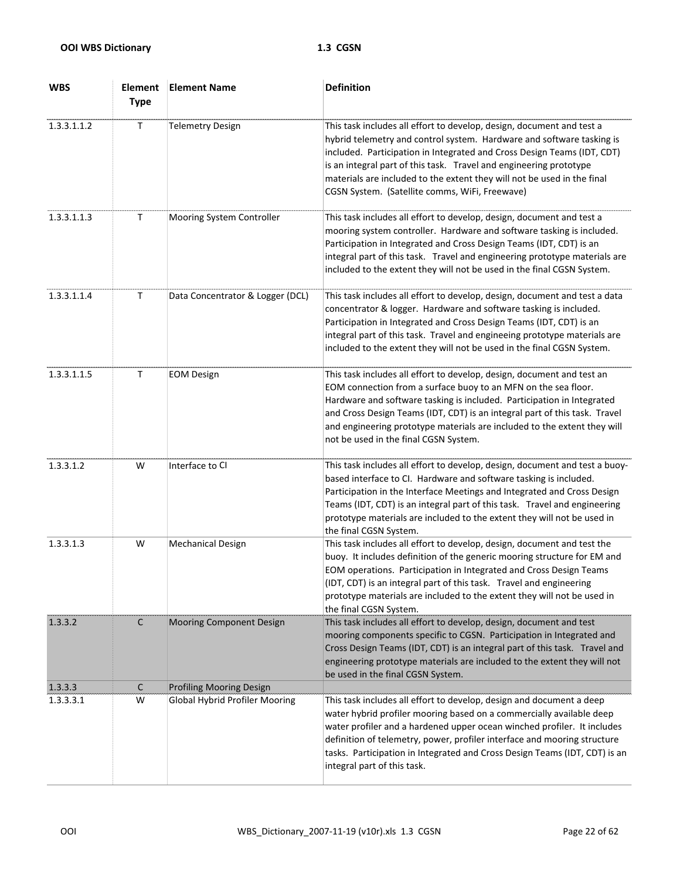| WBS | Element Type | Element Name | Definition |
|---|---|---|---|
| 1.3.3.1.1.2 | T | Telemetry Design | This task includes all effort to develop, design, document and test a hybrid telemetry and control system. Hardware and software tasking is included. Participation in Integrated and Cross Design Teams (IDT, CDT) is an integral part of this task. Travel and engineering prototype materials are included to the extent they will not be used in the final CGSN System. (Satellite comms, WiFi, Freewave) |
| 1.3.3.1.1.3 | T | Mooring System Controller | This task includes all effort to develop, design, document and test a mooring system controller. Hardware and software tasking is included. Participation in Integrated and Cross Design Teams (IDT, CDT) is an integral part of this task. Travel and engineering prototype materials are included to the extent they will not be used in the final CGSN System. |
| 1.3.3.1.1.4 | T | Data Concentrator & Logger (DCL) | This task includes all effort to develop, design, document and test a data concentrator & logger. Hardware and software tasking is included. Participation in Integrated and Cross Design Teams (IDT, CDT) is an integral part of this task. Travel and engineeing prototype materials are included to the extent they will not be used in the final CGSN System. |
| 1.3.3.1.1.5 | T | EOM Design | This task includes all effort to develop, design, document and test an EOM connection from a surface buoy to an MFN on the sea floor. Hardware and software tasking is included. Participation in Integrated and Cross Design Teams (IDT, CDT) is an integral part of this task. Travel and engineering prototype materials are included to the extent they will not be used in the final CGSN System. |
| 1.3.3.1.2 | W | Interface to CI | This task includes all effort to develop, design, document and test a buoy-based interface to CI. Hardware and software tasking is included. Participation in the Interface Meetings and Integrated and Cross Design Teams (IDT, CDT) is an integral part of this task. Travel and engineering prototype materials are included to the extent they will not be used in the final CGSN System. |
| 1.3.3.1.3 | W | Mechanical Design | This task includes all effort to develop, design, document and test the buoy. It includes definition of the generic mooring structure for EM and EOM operations. Participation in Integrated and Cross Design Teams (IDT, CDT) is an integral part of this task. Travel and engineering prototype materials are included to the extent they will not be used in the final CGSN System. |
| 1.3.3.2 | C | Mooring Component Design | This task includes all effort to develop, design, document and test mooring components specific to CGSN. Participation in Integrated and Cross Design Teams (IDT, CDT) is an integral part of this task. Travel and engineering prototype materials are included to the extent they will not be used in the final CGSN System. |
| 1.3.3.3 | C | Profiling Mooring Design | |
| 1.3.3.3.1 | W | Global Hybrid Profiler Mooring | This task includes all effort to develop, design and document a deep water hybrid profiler mooring based on a commercially available deep water profiler and a hardened upper ocean winched profiler. It includes definition of telemetry, power, profiler interface and mooring structure tasks. Participation in Integrated and Cross Design Teams (IDT, CDT) is an integral part of this task. |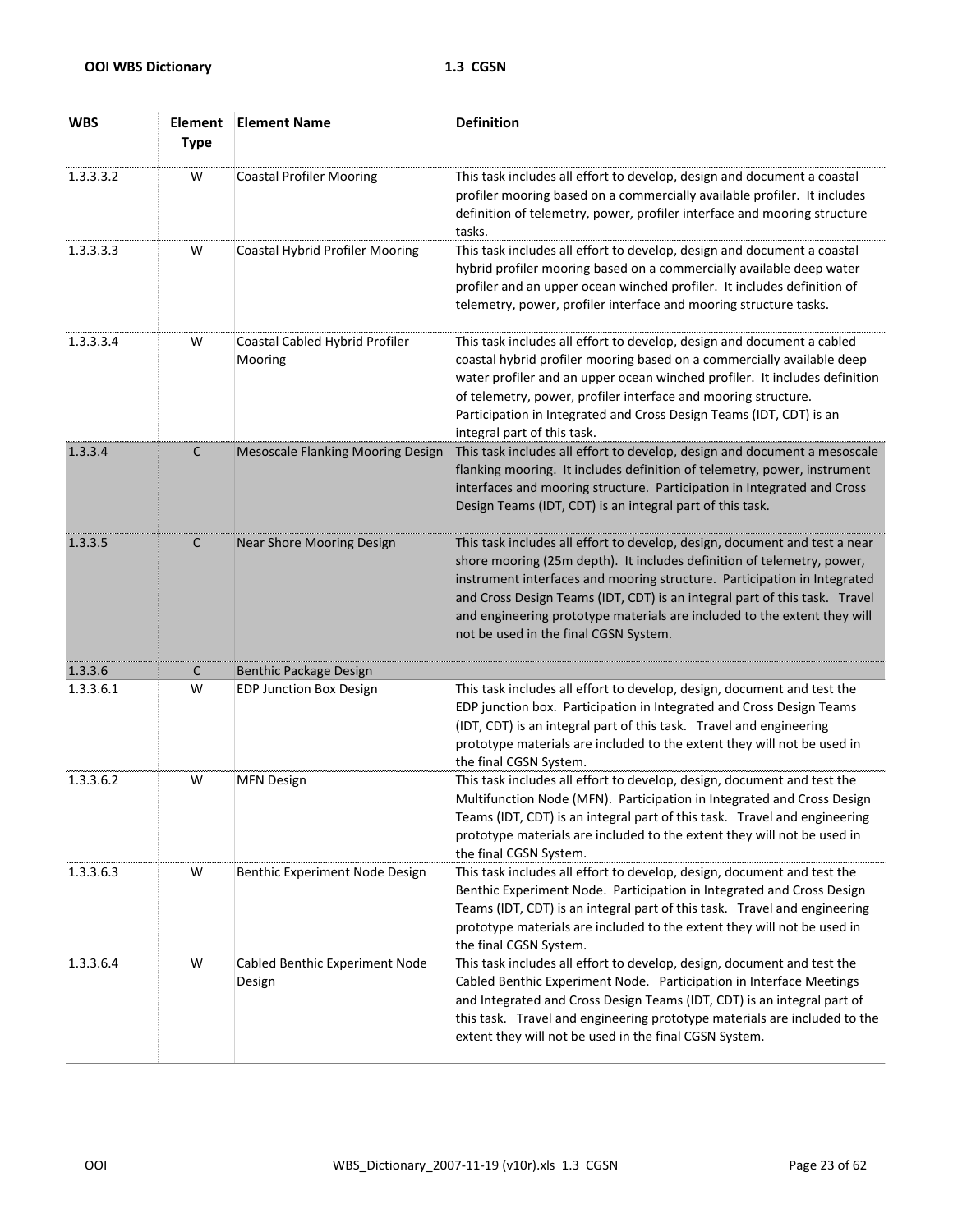| WBS | Element Type | Element Name | Definition |
|---|---|---|---|
| 1.3.3.3.2 | W | Coastal Profiler Mooring | This task includes all effort to develop, design and document a coastal profiler mooring based on a commercially available profiler. It includes definition of telemetry, power, profiler interface and mooring structure tasks. |
| 1.3.3.3.3 | W | Coastal Hybrid Profiler Mooring | This task includes all effort to develop, design and document a coastal hybrid profiler mooring based on a commercially available deep water profiler and an upper ocean winched profiler. It includes definition of telemetry, power, profiler interface and mooring structure tasks. |
| 1.3.3.3.4 | W | Coastal Cabled Hybrid Profiler Mooring | This task includes all effort to develop, design and document a cabled coastal hybrid profiler mooring based on a commercially available deep water profiler and an upper ocean winched profiler. It includes definition of telemetry, power, profiler interface and mooring structure. Participation in Integrated and Cross Design Teams (IDT, CDT) is an integral part of this task. |
| 1.3.3.4 | C | Mesoscale Flanking Mooring Design | This task includes all effort to develop, design and document a mesoscale flanking mooring. It includes definition of telemetry, power, instrument interfaces and mooring structure. Participation in Integrated and Cross Design Teams (IDT, CDT) is an integral part of this task. |
| 1.3.3.5 | C | Near Shore Mooring Design | This task includes all effort to develop, design, document and test a near shore mooring (25m depth). It includes definition of telemetry, power, instrument interfaces and mooring structure. Participation in Integrated and Cross Design Teams (IDT, CDT) is an integral part of this task. Travel and engineering prototype materials are included to the extent they will not be used in the final CGSN System. |
| 1.3.3.6 | C | Benthic Package Design | |
| 1.3.3.6.1 | W | EDP Junction Box Design | This task includes all effort to develop, design, document and test the EDP junction box. Participation in Integrated and Cross Design Teams (IDT, CDT) is an integral part of this task. Travel and engineering prototype materials are included to the extent they will not be used in the final CGSN System. |
| 1.3.3.6.2 | W | MFN Design | This task includes all effort to develop, design, document and test the Multifunction Node (MFN). Participation in Integrated and Cross Design Teams (IDT, CDT) is an integral part of this task. Travel and engineering prototype materials are included to the extent they will not be used in the final CGSN System. |
| 1.3.3.6.3 | W | Benthic Experiment Node Design | This task includes all effort to develop, design, document and test the Benthic Experiment Node. Participation in Integrated and Cross Design Teams (IDT, CDT) is an integral part of this task. Travel and engineering prototype materials are included to the extent they will not be used in the final CGSN System. |
| 1.3.3.6.4 | W | Cabled Benthic Experiment Node Design | This task includes all effort to develop, design, document and test the Cabled Benthic Experiment Node. Participation in Interface Meetings and Integrated and Cross Design Teams (IDT, CDT) is an integral part of this task. Travel and engineering prototype materials are included to the extent they will not be used in the final CGSN System. |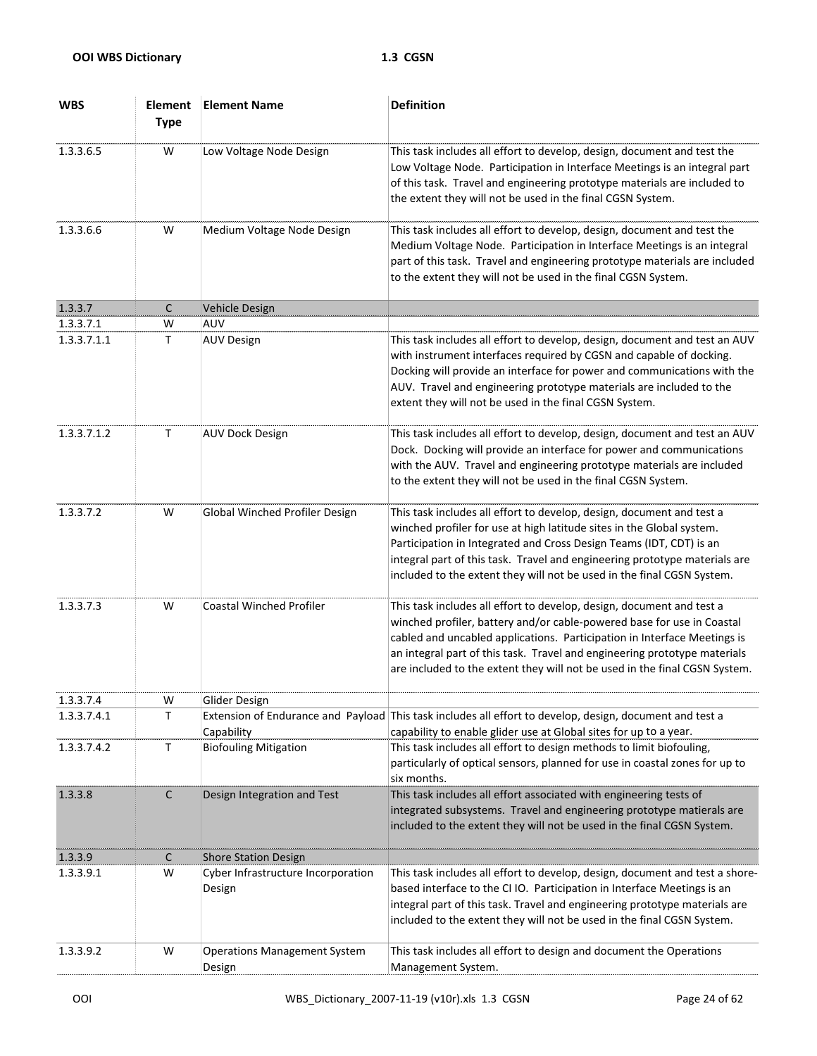| WBS | Element Type | Element Name | Definition |
| --- | --- | --- | --- |
| 1.3.3.6.5 | W | Low Voltage Node Design | This task includes all effort to develop, design, document and test the Low Voltage Node. Participation in Interface Meetings is an integral part of this task. Travel and engineering prototype materials are included to the extent they will not be used in the final CGSN System. |
| 1.3.3.6.6 | W | Medium Voltage Node Design | This task includes all effort to develop, design, document and test the Medium Voltage Node. Participation in Interface Meetings is an integral part of this task. Travel and engineering prototype materials are included to the extent they will not be used in the final CGSN System. |
| 1.3.3.7 | C | Vehicle Design | |
| 1.3.3.7.1 | W | AUV | |
| 1.3.3.7.1.1 | T | AUV Design | This task includes all effort to develop, design, document and test an AUV with instrument interfaces required by CGSN and capable of docking. Docking will provide an interface for power and communications with the AUV. Travel and engineering prototype materials are included to the extent they will not be used in the final CGSN System. |
| 1.3.3.7.1.2 | T | AUV Dock Design | This task includes all effort to develop, design, document and test an AUV Dock. Docking will provide an interface for power and communications with the AUV. Travel and engineering prototype materials are included to the extent they will not be used in the final CGSN System. |
| 1.3.3.7.2 | W | Global Winched Profiler Design | This task includes all effort to develop, design, document and test a winched profiler for use at high latitude sites in the Global system. Participation in Integrated and Cross Design Teams (IDT, CDT) is an integral part of this task. Travel and engineering prototype materials are included to the extent they will not be used in the final CGSN System. |
| 1.3.3.7.3 | W | Coastal Winched Profiler | This task includes all effort to develop, design, document and test a winched profiler, battery and/or cable-powered base for use in Coastal cabled and uncabled applications. Participation in Interface Meetings is an integral part of this task. Travel and engineering prototype materials are included to the extent they will not be used in the final CGSN System. |
| 1.3.3.7.4 | W | Glider Design | |
| 1.3.3.7.4.1 | T | Extension of Endurance and Payload Capability | This task includes all effort to develop, design, document and test a capability to enable glider use at Global sites for up to a year. |
| 1.3.3.7.4.2 | T | Biofouling Mitigation | This task includes all effort to design methods to limit biofouling, particularly of optical sensors, planned for use in coastal zones for up to six months. |
| 1.3.3.8 | C | Design Integration and Test | This task includes all effort associated with engineering tests of integrated subsystems. Travel and engineering prototype matierals are included to the extent they will not be used in the final CGSN System. |
| 1.3.3.9 | C | Shore Station Design | |
| 1.3.3.9.1 | W | Cyber Infrastructure Incorporation Design | This task includes all effort to develop, design, document and test a shore-based interface to the CI IO. Participation in Interface Meetings is an integral part of this task. Travel and engineering prototype materials are included to the extent they will not be used in the final CGSN System. |
| 1.3.3.9.2 | W | Operations Management System Design | This task includes all effort to design and document the Operations Management System. |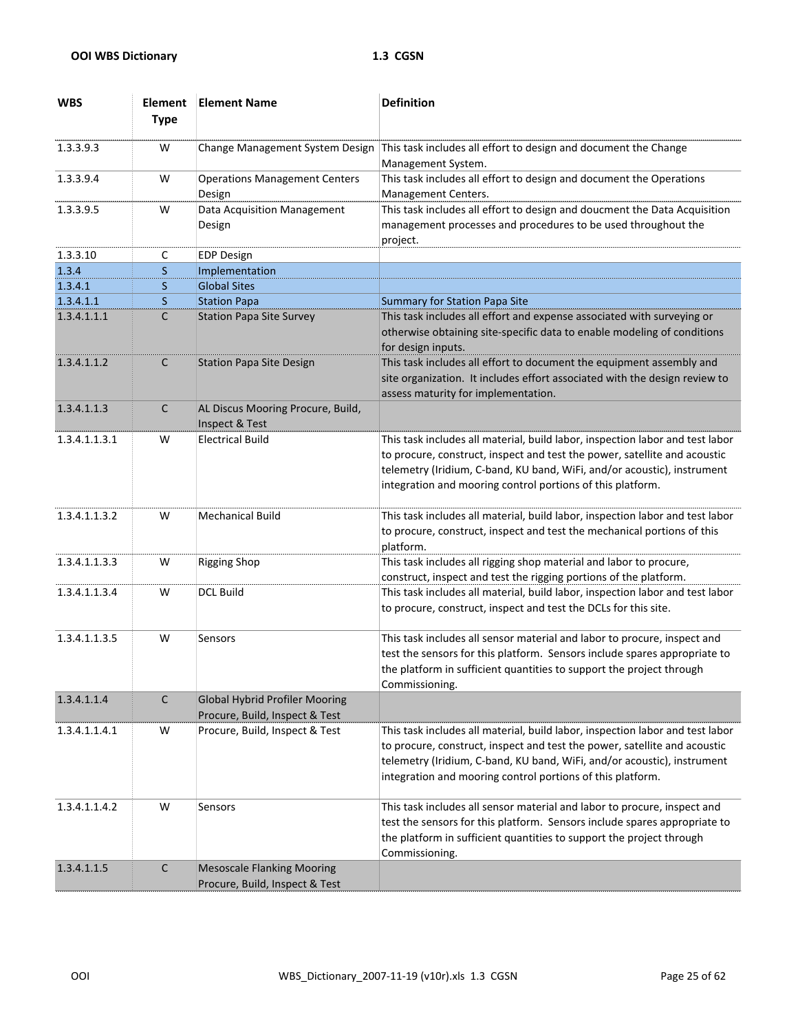| WBS | Element Type | Element Name | Definition |
|---|---|---|---|
| 1.3.3.9.3 | W | Change Management System Design | This task includes all effort to design and document the Change Management System. |
| 1.3.3.9.4 | W | Operations Management Centers Design | This task includes all effort to design and document the Operations Management Centers. |
| 1.3.3.9.5 | W | Data Acquisition Management Design | This task includes all effort to design and doucment the Data Acquisition management processes and procedures to be used throughout the project. |
| 1.3.3.10 | C | EDP Design | |
| 1.3.4 | S | Implementation | |
| 1.3.4.1 | S | Global Sites | |
| 1.3.4.1.1 | S | Station Papa | Summary for Station Papa Site |
| 1.3.4.1.1.1 | C | Station Papa Site Survey | This task includes all effort and expense associated with surveying or otherwise obtaining site-specific data to enable modeling of conditions for design inputs. |
| 1.3.4.1.1.2 | C | Station Papa Site Design | This task includes all effort to document the equipment assembly and site organization. It includes effort associated with the design review to assess maturity for implementation. |
| 1.3.4.1.1.3 | C | AL Discus Mooring Procure, Build, Inspect & Test | |
| 1.3.4.1.1.3.1 | W | Electrical Build | This task includes all material, build labor, inspection labor and test labor to procure, construct, inspect and test the power, satellite and acoustic telemetry (Iridium, C-band, KU band, WiFi, and/or acoustic), instrument integration and mooring control portions of this platform. |
| 1.3.4.1.1.3.2 | W | Mechanical Build | This task includes all material, build labor, inspection labor and test labor to procure, construct, inspect and test the mechanical portions of this platform. |
| 1.3.4.1.1.3.3 | W | Rigging Shop | This task includes all rigging shop material and labor to procure, construct, inspect and test the rigging portions of the platform. |
| 1.3.4.1.1.3.4 | W | DCL Build | This task includes all material, build labor, inspection labor and test labor to procure, construct, inspect and test the DCLs for this site. |
| 1.3.4.1.1.3.5 | W | Sensors | This task includes all sensor material and labor to procure, inspect and test the sensors for this platform. Sensors include spares appropriate to the platform in sufficient quantities to support the project through Commissioning. |
| 1.3.4.1.1.4 | C | Global Hybrid Profiler Mooring Procure, Build, Inspect & Test | |
| 1.3.4.1.1.4.1 | W | Procure, Build, Inspect & Test | This task includes all material, build labor, inspection labor and test labor to procure, construct, inspect and test the power, satellite and acoustic telemetry (Iridium, C-band, KU band, WiFi, and/or acoustic), instrument integration and mooring control portions of this platform. |
| 1.3.4.1.1.4.2 | W | Sensors | This task includes all sensor material and labor to procure, inspect and test the sensors for this platform. Sensors include spares appropriate to the platform in sufficient quantities to support the project through Commissioning. |
| 1.3.4.1.1.5 | C | Mesoscale Flanking Mooring Procure, Build, Inspect & Test | |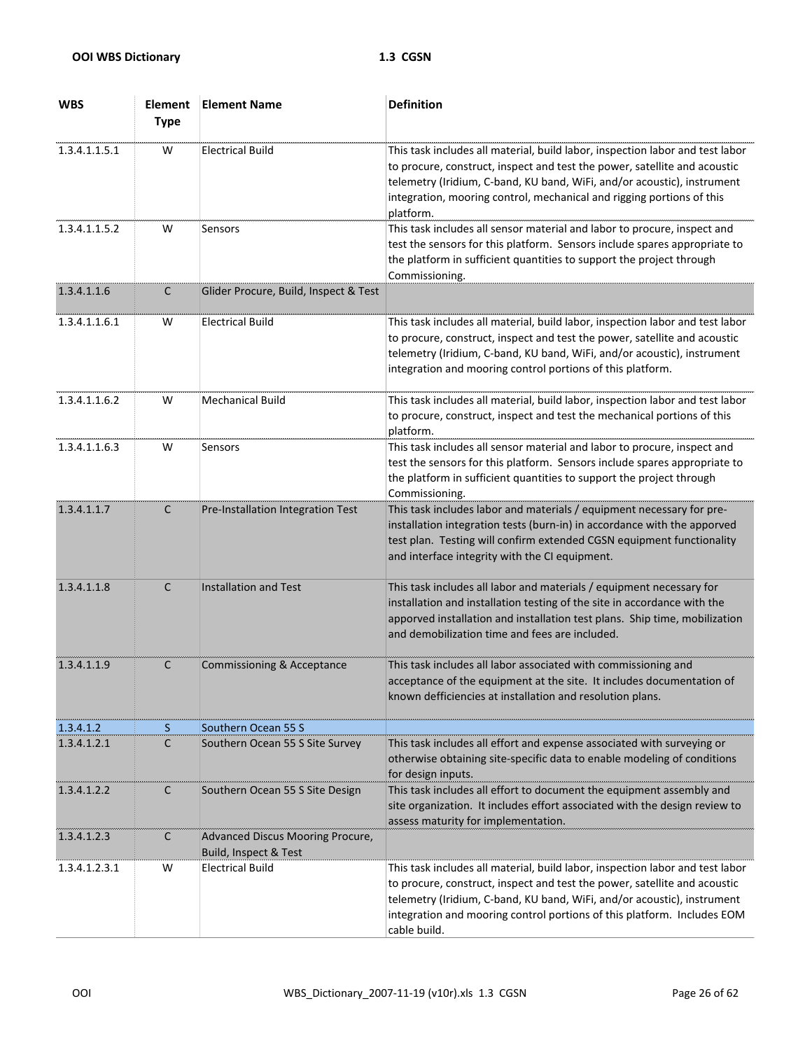| WBS | Element Type | Element Name | Definition |
|---|---|---|---|
| 1.3.4.1.1.5.1 | W | Electrical Build | This task includes all material, build labor, inspection labor and test labor to procure, construct, inspect and test the power, satellite and acoustic telemetry (Iridium, C-band, KU band, WiFi, and/or acoustic), instrument integration, mooring control, mechanical and rigging portions of this platform. |
| 1.3.4.1.1.5.2 | W | Sensors | This task includes all sensor material and labor to procure, inspect and test the sensors for this platform. Sensors include spares appropriate to the platform in sufficient quantities to support the project through Commissioning. |
| 1.3.4.1.1.6 | C | Glider Procure, Build, Inspect & Test | |
| 1.3.4.1.1.6.1 | W | Electrical Build | This task includes all material, build labor, inspection labor and test labor to procure, construct, inspect and test the power, satellite and acoustic telemetry (Iridium, C-band, KU band, WiFi, and/or acoustic), instrument integration and mooring control portions of this platform. |
| 1.3.4.1.1.6.2 | W | Mechanical Build | This task includes all material, build labor, inspection labor and test labor to procure, construct, inspect and test the mechanical portions of this platform. |
| 1.3.4.1.1.6.3 | W | Sensors | This task includes all sensor material and labor to procure, inspect and test the sensors for this platform. Sensors include spares appropriate to the platform in sufficient quantities to support the project through Commissioning. |
| 1.3.4.1.1.7 | C | Pre-Installation Integration Test | This task includes labor and materials / equipment necessary for pre-installation integration tests (burn-in) in accordance with the apporved test plan. Testing will confirm extended CGSN equipment functionality and interface integrity with the CI equipment. |
| 1.3.4.1.1.8 | C | Installation and Test | This task includes all labor and materials / equipment necessary for installation and installation testing of the site in accordance with the apporved installation and installation test plans. Ship time, mobilization and demobilization time and fees are included. |
| 1.3.4.1.1.9 | C | Commissioning & Acceptance | This task includes all labor associated with commissioning and acceptance of the equipment at the site. It includes documentation of known defficiencies at installation and resolution plans. |
| 1.3.4.1.2 | S | Southern Ocean 55 S | |
| 1.3.4.1.2.1 | C | Southern Ocean 55 S Site Survey | This task includes all effort and expense associated with surveying or otherwise obtaining site-specific data to enable modeling of conditions for design inputs. |
| 1.3.4.1.2.2 | C | Southern Ocean 55 S Site Design | This task includes all effort to document the equipment assembly and site organization. It includes effort associated with the design review to assess maturity for implementation. |
| 1.3.4.1.2.3 | C | Advanced Discus Mooring Procure, Build, Inspect & Test | |
| 1.3.4.1.2.3.1 | W | Electrical Build | This task includes all material, build labor, inspection labor and test labor to procure, construct, inspect and test the power, satellite and acoustic telemetry (Iridium, C-band, KU band, WiFi, and/or acoustic), instrument integration and mooring control portions of this platform. Includes EOM cable build. |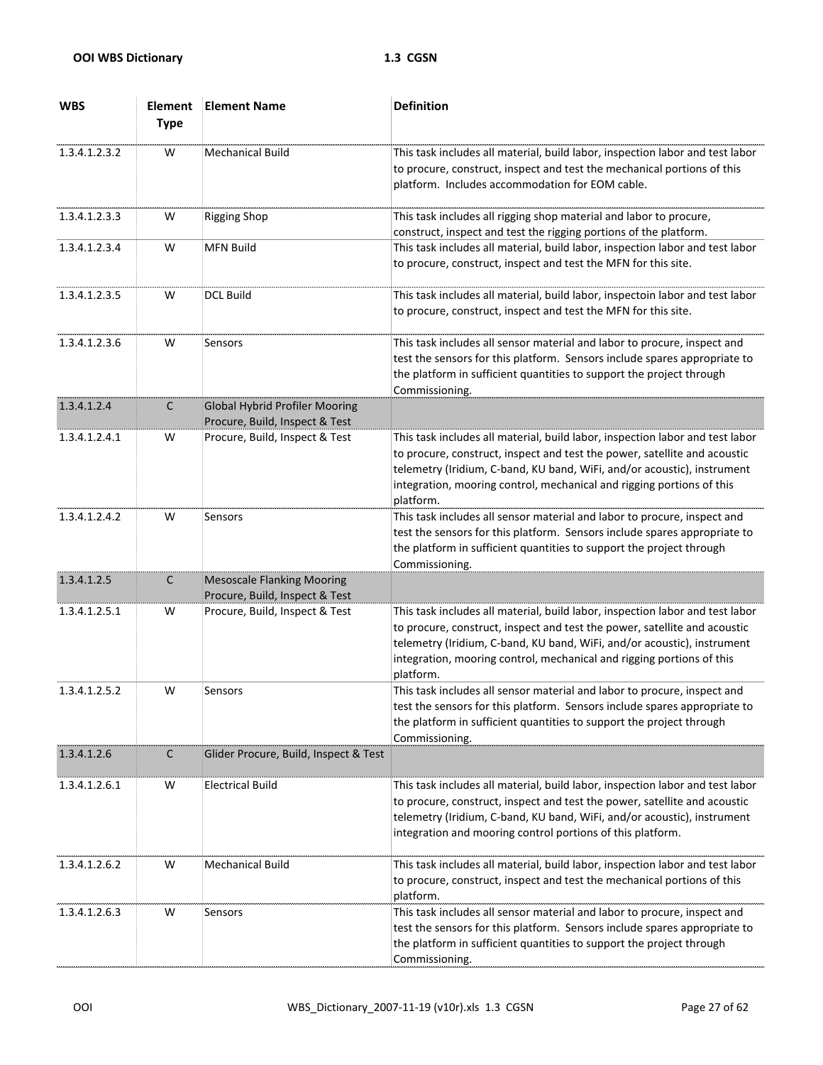| WBS | Element Type | Element Name | Definition |
|---|---|---|---|
| 1.3.4.1.2.3.2 | W | Mechanical Build | This task includes all material, build labor, inspection labor and test labor to procure, construct, inspect and test the mechanical portions of this platform.  Includes accommodation for EOM cable. |
| 1.3.4.1.2.3.3 | W | Rigging Shop | This task includes all rigging shop material and labor to procure, construct, inspect and test the rigging portions of the platform. |
| 1.3.4.1.2.3.4 | W | MFN Build | This task includes all material, build labor, inspection labor and test labor to procure, construct, inspect and test the MFN for this site. |
| 1.3.4.1.2.3.5 | W | DCL Build | This task includes all material, build labor, inspectoin labor and test labor to procure, construct, inspect and test the MFN for this site. |
| 1.3.4.1.2.3.6 | W | Sensors | This task includes all sensor material and labor to procure, inspect and test the sensors for this platform.  Sensors include spares appropriate to the platform in sufficient quantities to support the project through Commissioning. |
| 1.3.4.1.2.4 | C | Global Hybrid Profiler Mooring Procure, Build, Inspect & Test | |
| 1.3.4.1.2.4.1 | W | Procure, Build, Inspect & Test | This task includes all material, build labor, inspection labor and test labor to procure, construct, inspect and test the power, satellite and acoustic telemetry (Iridium, C-band, KU band, WiFi, and/or acoustic), instrument integration, mooring control, mechanical and rigging portions of this platform. |
| 1.3.4.1.2.4.2 | W | Sensors | This task includes all sensor material and labor to procure, inspect and test the sensors for this platform.  Sensors include spares appropriate to the platform in sufficient quantities to support the project through Commissioning. |
| 1.3.4.1.2.5 | C | Mesoscale Flanking Mooring Procure, Build, Inspect & Test | |
| 1.3.4.1.2.5.1 | W | Procure, Build, Inspect & Test | This task includes all material, build labor, inspection labor and test labor to procure, construct, inspect and test the power, satellite and acoustic telemetry (Iridium, C-band, KU band, WiFi, and/or acoustic), instrument integration, mooring control, mechanical and rigging portions of this platform. |
| 1.3.4.1.2.5.2 | W | Sensors | This task includes all sensor material and labor to procure, inspect and test the sensors for this platform.  Sensors include spares appropriate to the platform in sufficient quantities to support the project through Commissioning. |
| 1.3.4.1.2.6 | C | Glider Procure, Build, Inspect & Test | |
| 1.3.4.1.2.6.1 | W | Electrical Build | This task includes all material, build labor, inspection labor and test labor to procure, construct, inspect and test the power, satellite and acoustic telemetry (Iridium, C-band, KU band, WiFi, and/or acoustic), instrument integration and mooring control portions of this platform. |
| 1.3.4.1.2.6.2 | W | Mechanical Build | This task includes all material, build labor, inspection labor and test labor to procure, construct, inspect and test the mechanical portions of this platform. |
| 1.3.4.1.2.6.3 | W | Sensors | This task includes all sensor material and labor to procure, inspect and test the sensors for this platform.  Sensors include spares appropriate to the platform in sufficient quantities to support the project through Commissioning. |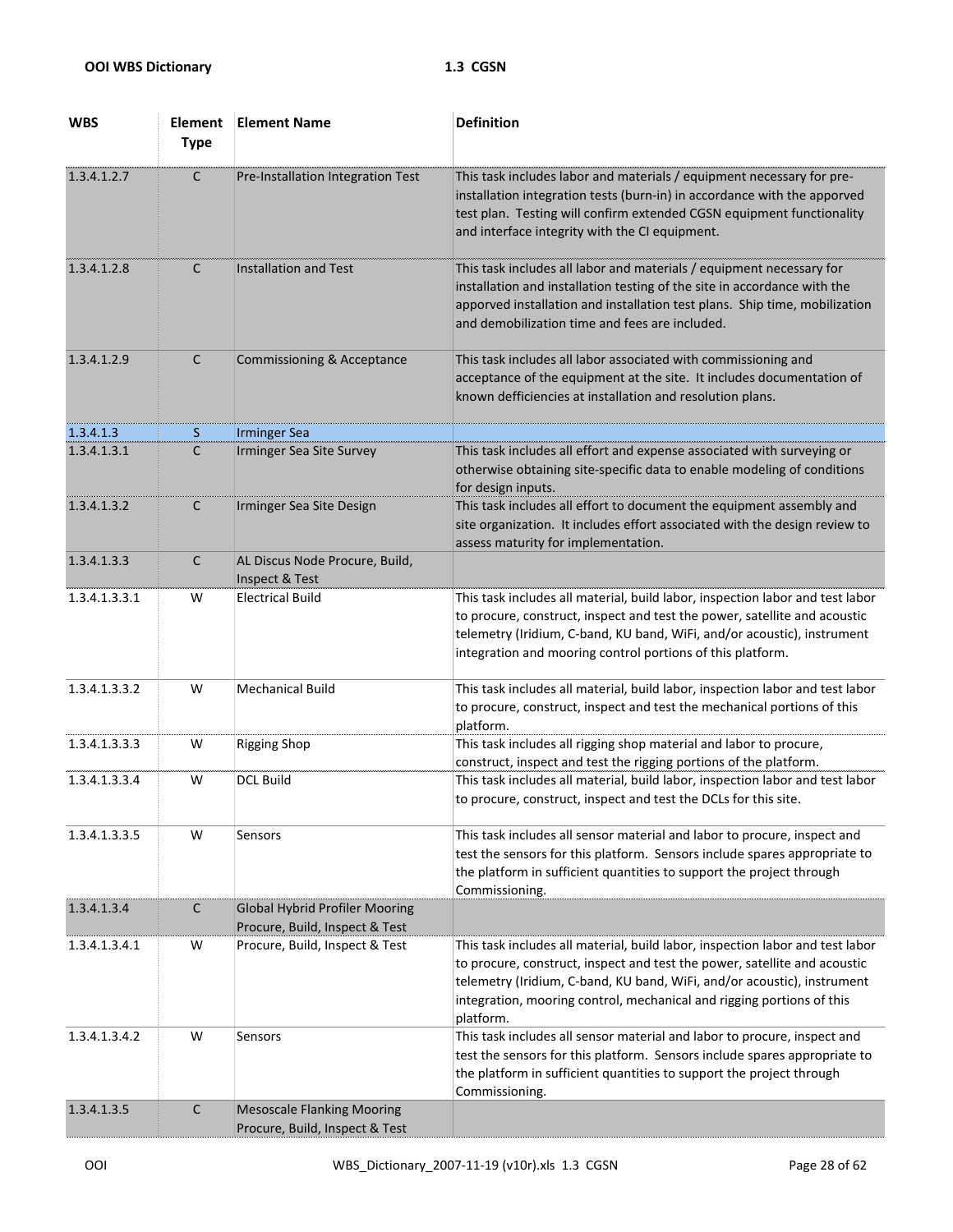| WBS | Element Type | Element Name | Definition |
|---|---|---|---|
| 1.3.4.1.2.7 | C | Pre-Installation Integration Test | This task includes labor and materials / equipment necessary for pre-installation integration tests (burn-in) in accordance with the apporved test plan. Testing will confirm extended CGSN equipment functionality and interface integrity with the CI equipment. |
| 1.3.4.1.2.8 | C | Installation and Test | This task includes all labor and materials / equipment necessary for installation and installation testing of the site in accordance with the apporved installation and installation test plans. Ship time, mobilization and demobilization time and fees are included. |
| 1.3.4.1.2.9 | C | Commissioning & Acceptance | This task includes all labor associated with commissioning and acceptance of the equipment at the site. It includes documentation of known defficiencies at installation and resolution plans. |
| 1.3.4.1.3 | S | Irminger Sea | |
| 1.3.4.1.3.1 | C | Irminger Sea Site Survey | This task includes all effort and expense associated with surveying or otherwise obtaining site-specific data to enable modeling of conditions for design inputs. |
| 1.3.4.1.3.2 | C | Irminger Sea Site Design | This task includes all effort to document the equipment assembly and site organization. It includes effort associated with the design review to assess maturity for implementation. |
| 1.3.4.1.3.3 | C | AL Discus Node Procure, Build, Inspect & Test | |
| 1.3.4.1.3.3.1 | W | Electrical Build | This task includes all material, build labor, inspection labor and test labor to procure, construct, inspect and test the power, satellite and acoustic telemetry (Iridium, C-band, KU band, WiFi, and/or acoustic), instrument integration and mooring control portions of this platform. |
| 1.3.4.1.3.3.2 | W | Mechanical Build | This task includes all material, build labor, inspection labor and test labor to procure, construct, inspect and test the mechanical portions of this platform. |
| 1.3.4.1.3.3.3 | W | Rigging Shop | This task includes all rigging shop material and labor to procure, construct, inspect and test the rigging portions of the platform. |
| 1.3.4.1.3.3.4 | W | DCL Build | This task includes all material, build labor, inspection labor and test labor to procure, construct, inspect and test the DCLs for this site. |
| 1.3.4.1.3.3.5 | W | Sensors | This task includes all sensor material and labor to procure, inspect and test the sensors for this platform. Sensors include spares appropriate to the platform in sufficient quantities to support the project through Commissioning. |
| 1.3.4.1.3.4 | C | Global Hybrid Profiler Mooring Procure, Build, Inspect & Test | |
| 1.3.4.1.3.4.1 | W | Procure, Build, Inspect & Test | This task includes all material, build labor, inspection labor and test labor to procure, construct, inspect and test the power, satellite and acoustic telemetry (Iridium, C-band, KU band, WiFi, and/or acoustic), instrument integration, mooring control, mechanical and rigging portions of this platform. |
| 1.3.4.1.3.4.2 | W | Sensors | This task includes all sensor material and labor to procure, inspect and test the sensors for this platform. Sensors include spares appropriate to the platform in sufficient quantities to support the project through Commissioning. |
| 1.3.4.1.3.5 | C | Mesoscale Flanking Mooring Procure, Build, Inspect & Test | |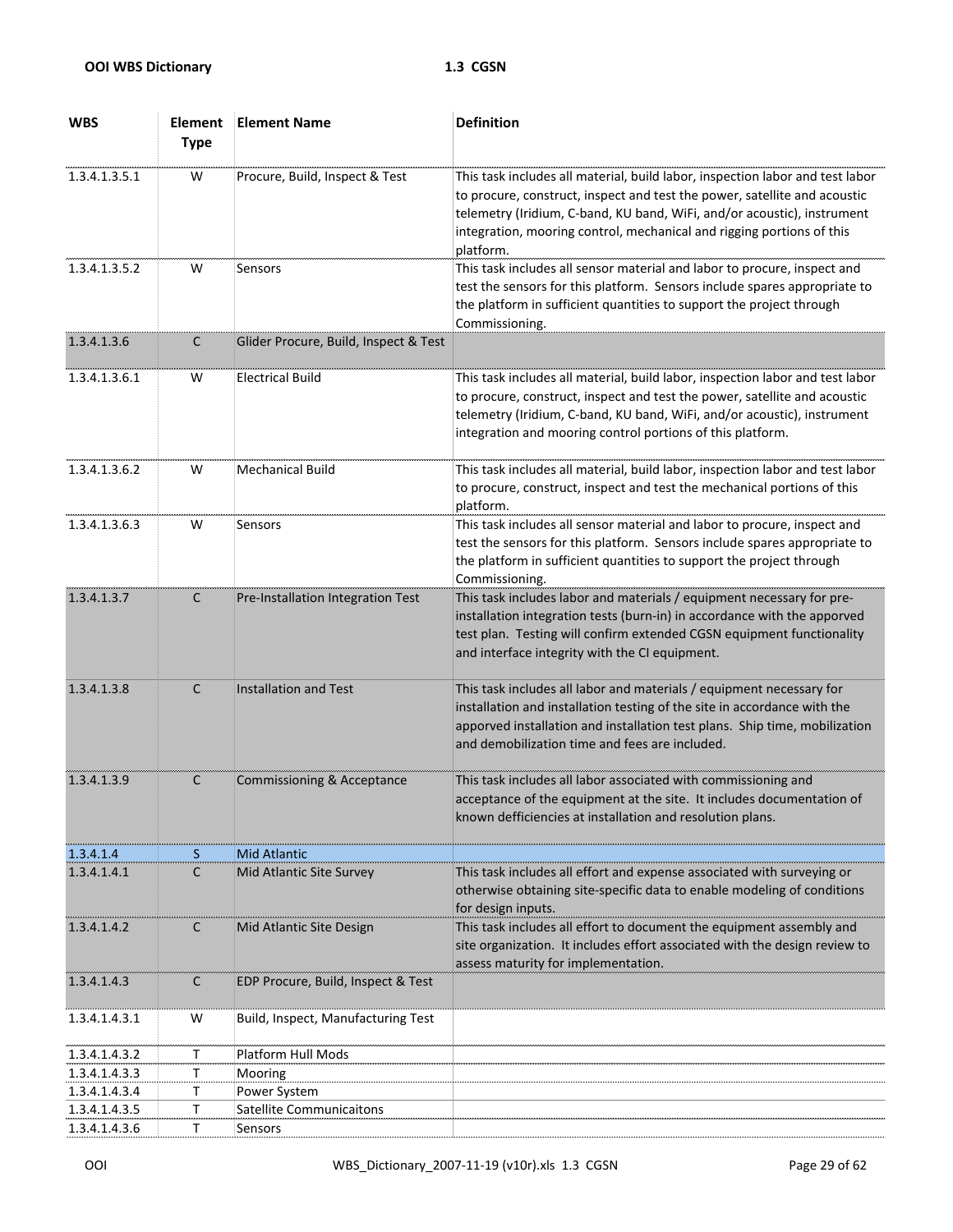| WBS | Element Type | Element Name | Definition |
|---|---|---|---|
| 1.3.4.1.3.5.1 | W | Procure, Build, Inspect & Test | This task includes all material, build labor, inspection labor and test labor to procure, construct, inspect and test the power, satellite and acoustic telemetry (Iridium, C-band, KU band, WiFi, and/or acoustic), instrument integration, mooring control, mechanical and rigging portions of this platform. |
| 1.3.4.1.3.5.2 | W | Sensors | This task includes all sensor material and labor to procure, inspect and test the sensors for this platform. Sensors include spares appropriate to the platform in sufficient quantities to support the project through Commissioning. |
| 1.3.4.1.3.6 | C | Glider Procure, Build, Inspect & Test | |
| 1.3.4.1.3.6.1 | W | Electrical Build | This task includes all material, build labor, inspection labor and test labor to procure, construct, inspect and test the power, satellite and acoustic telemetry (Iridium, C-band, KU band, WiFi, and/or acoustic), instrument integration and mooring control portions of this platform. |
| 1.3.4.1.3.6.2 | W | Mechanical Build | This task includes all material, build labor, inspection labor and test labor to procure, construct, inspect and test the mechanical portions of this platform. |
| 1.3.4.1.3.6.3 | W | Sensors | This task includes all sensor material and labor to procure, inspect and test the sensors for this platform. Sensors include spares appropriate to the platform in sufficient quantities to support the project through Commissioning. |
| 1.3.4.1.3.7 | C | Pre-Installation Integration Test | This task includes labor and materials / equipment necessary for pre-installation integration tests (burn-in) in accordance with the apporved test plan. Testing will confirm extended CGSN equipment functionality and interface integrity with the CI equipment. |
| 1.3.4.1.3.8 | C | Installation and Test | This task includes all labor and materials / equipment necessary for installation and installation testing of the site in accordance with the apporved installation and installation test plans. Ship time, mobilization and demobilization time and fees are included. |
| 1.3.4.1.3.9 | C | Commissioning & Acceptance | This task includes all labor associated with commissioning and acceptance of the equipment at the site. It includes documentation of known defficiencies at installation and resolution plans. |
| 1.3.4.1.4 | S | Mid Atlantic | |
| 1.3.4.1.4.1 | C | Mid Atlantic Site Survey | This task includes all effort and expense associated with surveying or otherwise obtaining site-specific data to enable modeling of conditions for design inputs. |
| 1.3.4.1.4.2 | C | Mid Atlantic Site Design | This task includes all effort to document the equipment assembly and site organization. It includes effort associated with the design review to assess maturity for implementation. |
| 1.3.4.1.4.3 | C | EDP Procure, Build, Inspect & Test | |
| 1.3.4.1.4.3.1 | W | Build, Inspect, Manufacturing Test | |
| 1.3.4.1.4.3.2 | T | Platform Hull Mods | |
| 1.3.4.1.4.3.3 | T | Mooring | |
| 1.3.4.1.4.3.4 | T | Power System | |
| 1.3.4.1.4.3.5 | T | Satellite Communicaitons | |
| 1.3.4.1.4.3.6 | T | Sensors | |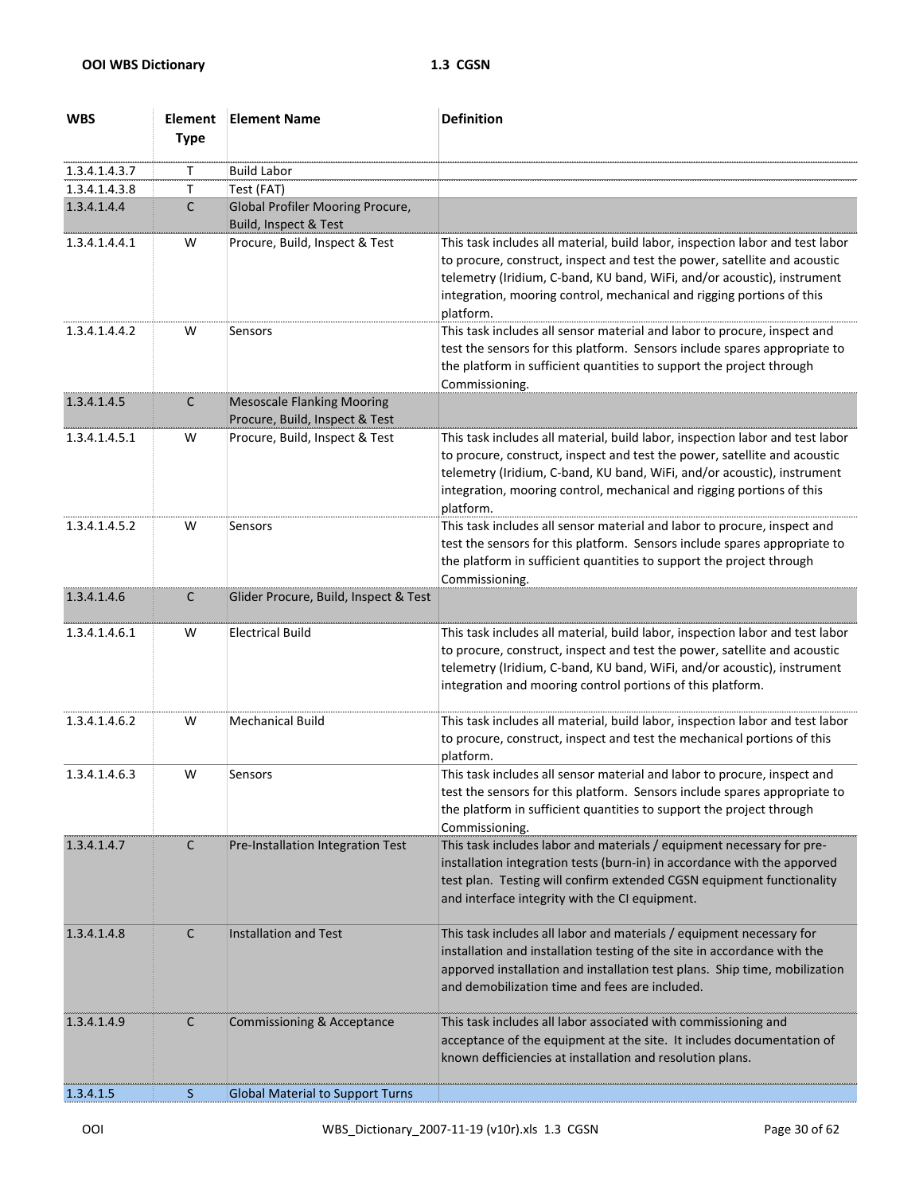| WBS | Element Type | Element Name | Definition |
|---|---|---|---|
| 1.3.4.1.4.3.7 | T | Build Labor | |
| 1.3.4.1.4.3.8 | T | Test (FAT) | |
| 1.3.4.1.4.4 | C | Global Profiler Mooring Procure, Build, Inspect & Test | |
| 1.3.4.1.4.4.1 | W | Procure, Build, Inspect & Test | This task includes all material, build labor, inspection labor and test labor to procure, construct, inspect and test the power, satellite and acoustic telemetry (Iridium, C-band, KU band, WiFi, and/or acoustic), instrument integration, mooring control, mechanical and rigging portions of this platform. |
| 1.3.4.1.4.4.2 | W | Sensors | This task includes all sensor material and labor to procure, inspect and test the sensors for this platform. Sensors include spares appropriate to the platform in sufficient quantities to support the project through Commissioning. |
| 1.3.4.1.4.5 | C | Mesoscale Flanking Mooring Procure, Build, Inspect & Test | |
| 1.3.4.1.4.5.1 | W | Procure, Build, Inspect & Test | This task includes all material, build labor, inspection labor and test labor to procure, construct, inspect and test the power, satellite and acoustic telemetry (Iridium, C-band, KU band, WiFi, and/or acoustic), instrument integration, mooring control, mechanical and rigging portions of this platform. |
| 1.3.4.1.4.5.2 | W | Sensors | This task includes all sensor material and labor to procure, inspect and test the sensors for this platform. Sensors include spares appropriate to the platform in sufficient quantities to support the project through Commissioning. |
| 1.3.4.1.4.6 | C | Glider Procure, Build, Inspect & Test | |
| 1.3.4.1.4.6.1 | W | Electrical Build | This task includes all material, build labor, inspection labor and test labor to procure, construct, inspect and test the power, satellite and acoustic telemetry (Iridium, C-band, KU band, WiFi, and/or acoustic), instrument integration and mooring control portions of this platform. |
| 1.3.4.1.4.6.2 | W | Mechanical Build | This task includes all material, build labor, inspection labor and test labor to procure, construct, inspect and test the mechanical portions of this platform. |
| 1.3.4.1.4.6.3 | W | Sensors | This task includes all sensor material and labor to procure, inspect and test the sensors for this platform. Sensors include spares appropriate to the platform in sufficient quantities to support the project through Commissioning. |
| 1.3.4.1.4.7 | C | Pre-Installation Integration Test | This task includes labor and materials / equipment necessary for pre-installation integration tests (burn-in) in accordance with the apporved test plan. Testing will confirm extended CGSN equipment functionality and interface integrity with the CI equipment. |
| 1.3.4.1.4.8 | C | Installation and Test | This task includes all labor and materials / equipment necessary for installation and installation testing of the site in accordance with the apporved installation and installation test plans. Ship time, mobilization and demobilization time and fees are included. |
| 1.3.4.1.4.9 | C | Commissioning & Acceptance | This task includes all labor associated with commissioning and acceptance of the equipment at the site. It includes documentation of known defficiencies at installation and resolution plans. |
| 1.3.4.1.5 | S | Global Material to Support Turns | |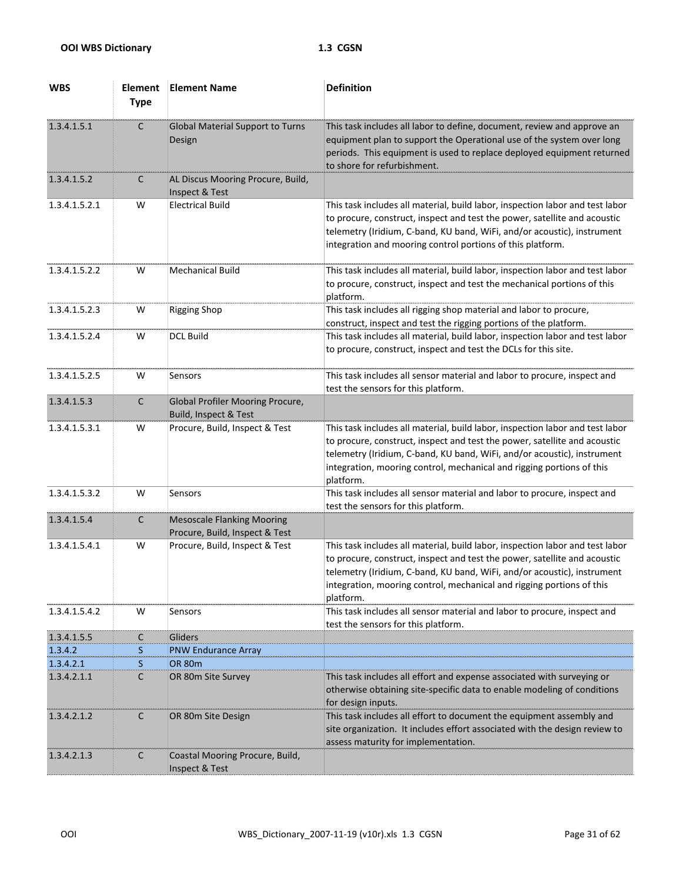| WBS | Element Type | Element Name | Definition |
|---|---|---|---|
| 1.3.4.1.5.1 | C | Global Material Support to Turns Design | This task includes all labor to define, document, review and approve an equipment plan to support the Operational use of the system over long periods. This equipment is used to replace deployed equipment returned to shore for refurbishment. |
| 1.3.4.1.5.2 | C | AL Discus Mooring Procure, Build, Inspect & Test | |
| 1.3.4.1.5.2.1 | W | Electrical Build | This task includes all material, build labor, inspection labor and test labor to procure, construct, inspect and test the power, satellite and acoustic telemetry (Iridium, C-band, KU band, WiFi, and/or acoustic), instrument integration and mooring control portions of this platform. |
| 1.3.4.1.5.2.2 | W | Mechanical Build | This task includes all material, build labor, inspection labor and test labor to procure, construct, inspect and test the mechanical portions of this platform. |
| 1.3.4.1.5.2.3 | W | Rigging Shop | This task includes all rigging shop material and labor to procure, construct, inspect and test the rigging portions of the platform. |
| 1.3.4.1.5.2.4 | W | DCL Build | This task includes all material, build labor, inspection labor and test labor to procure, construct, inspect and test the DCLs for this site. |
| 1.3.4.1.5.2.5 | W | Sensors | This task includes all sensor material and labor to procure, inspect and test the sensors for this platform. |
| 1.3.4.1.5.3 | C | Global Profiler Mooring Procure, Build, Inspect & Test | |
| 1.3.4.1.5.3.1 | W | Procure, Build, Inspect & Test | This task includes all material, build labor, inspection labor and test labor to procure, construct, inspect and test the power, satellite and acoustic telemetry (Iridium, C-band, KU band, WiFi, and/or acoustic), instrument integration, mooring control, mechanical and rigging portions of this platform. |
| 1.3.4.1.5.3.2 | W | Sensors | This task includes all sensor material and labor to procure, inspect and test the sensors for this platform. |
| 1.3.4.1.5.4 | C | Mesoscale Flanking Mooring Procure, Build, Inspect & Test | |
| 1.3.4.1.5.4.1 | W | Procure, Build, Inspect & Test | This task includes all material, build labor, inspection labor and test labor to procure, construct, inspect and test the power, satellite and acoustic telemetry (Iridium, C-band, KU band, WiFi, and/or acoustic), instrument integration, mooring control, mechanical and rigging portions of this platform. |
| 1.3.4.1.5.4.2 | W | Sensors | This task includes all sensor material and labor to procure, inspect and test the sensors for this platform. |
| 1.3.4.1.5.5 | C | Gliders | |
| 1.3.4.2 | S | PNW Endurance Array | |
| 1.3.4.2.1 | S | OR 80m | |
| 1.3.4.2.1.1 | C | OR 80m Site Survey | This task includes all effort and expense associated with surveying or otherwise obtaining site-specific data to enable modeling of conditions for design inputs. |
| 1.3.4.2.1.2 | C | OR 80m Site Design | This task includes all effort to document the equipment assembly and site organization. It includes effort associated with the design review to assess maturity for implementation. |
| 1.3.4.2.1.3 | C | Coastal Mooring Procure, Build, Inspect & Test | |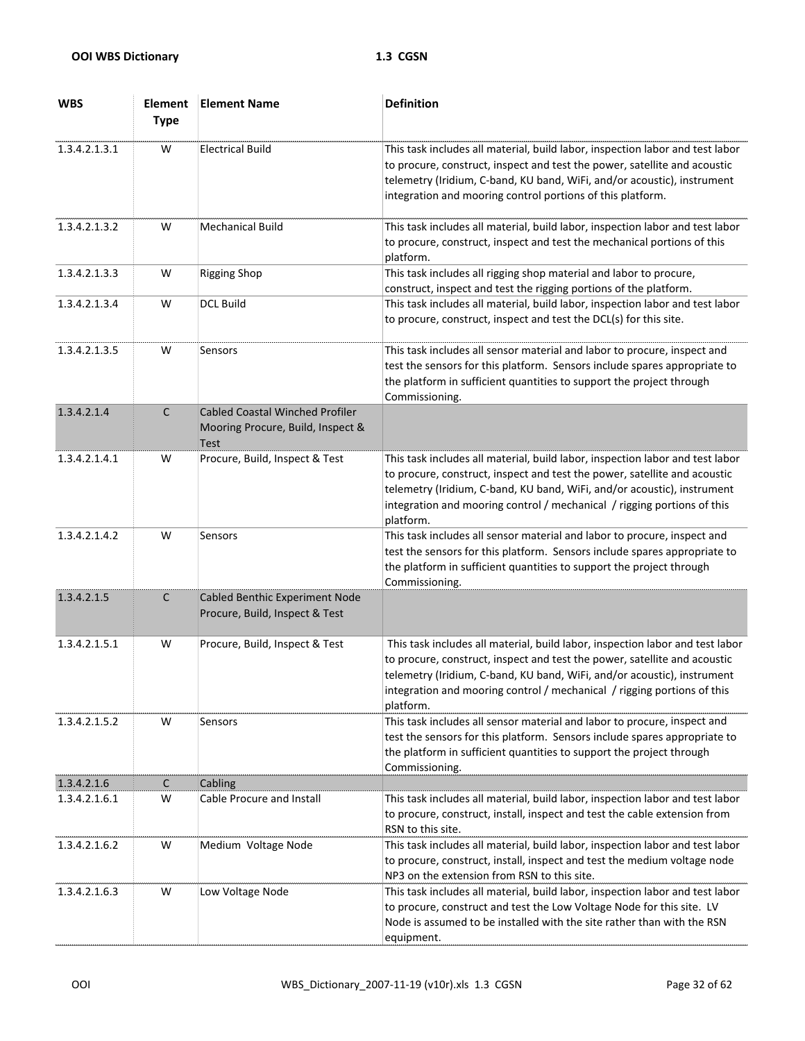| WBS | Element Type | Element Name | Definition |
|---|---|---|---|
| 1.3.4.2.1.3.1 | W | Electrical Build | This task includes all material, build labor, inspection labor and test labor to procure, construct, inspect and test the power, satellite and acoustic telemetry (Iridium, C-band, KU band, WiFi, and/or acoustic), instrument integration and mooring control portions of this platform. |
| 1.3.4.2.1.3.2 | W | Mechanical Build | This task includes all material, build labor, inspection labor and test labor to procure, construct, inspect and test the mechanical portions of this platform. |
| 1.3.4.2.1.3.3 | W | Rigging Shop | This task includes all rigging shop material and labor to procure, construct, inspect and test the rigging portions of the platform. |
| 1.3.4.2.1.3.4 | W | DCL Build | This task includes all material, build labor, inspection labor and test labor to procure, construct, inspect and test the DCL(s) for this site. |
| 1.3.4.2.1.3.5 | W | Sensors | This task includes all sensor material and labor to procure, inspect and test the sensors for this platform. Sensors include spares appropriate to the platform in sufficient quantities to support the project through Commissioning. |
| 1.3.4.2.1.4 | C | Cabled Coastal Winched Profiler Mooring Procure, Build, Inspect & Test | |
| 1.3.4.2.1.4.1 | W | Procure, Build, Inspect & Test | This task includes all material, build labor, inspection labor and test labor to procure, construct, inspect and test the power, satellite and acoustic telemetry (Iridium, C-band, KU band, WiFi, and/or acoustic), instrument integration and mooring control / mechanical / rigging portions of this platform. |
| 1.3.4.2.1.4.2 | W | Sensors | This task includes all sensor material and labor to procure, inspect and test the sensors for this platform. Sensors include spares appropriate to the platform in sufficient quantities to support the project through Commissioning. |
| 1.3.4.2.1.5 | C | Cabled Benthic Experiment Node Procure, Build, Inspect & Test | |
| 1.3.4.2.1.5.1 | W | Procure, Build, Inspect & Test | This task includes all material, build labor, inspection labor and test labor to procure, construct, inspect and test the power, satellite and acoustic telemetry (Iridium, C-band, KU band, WiFi, and/or acoustic), instrument integration and mooring control / mechanical / rigging portions of this platform. |
| 1.3.4.2.1.5.2 | W | Sensors | This task includes all sensor material and labor to procure, inspect and test the sensors for this platform. Sensors include spares appropriate to the platform in sufficient quantities to support the project through Commissioning. |
| 1.3.4.2.1.6 | C | Cabling | |
| 1.3.4.2.1.6.1 | W | Cable Procure and Install | This task includes all material, build labor, inspection labor and test labor to procure, construct, install, inspect and test the cable extension from RSN to this site. |
| 1.3.4.2.1.6.2 | W | Medium Voltage Node | This task includes all material, build labor, inspection labor and test labor to procure, construct, install, inspect and test the medium voltage node NP3 on the extension from RSN to this site. |
| 1.3.4.2.1.6.3 | W | Low Voltage Node | This task includes all material, build labor, inspection labor and test labor to procure, construct and test the Low Voltage Node for this site. LV Node is assumed to be installed with the site rather than with the RSN equipment. |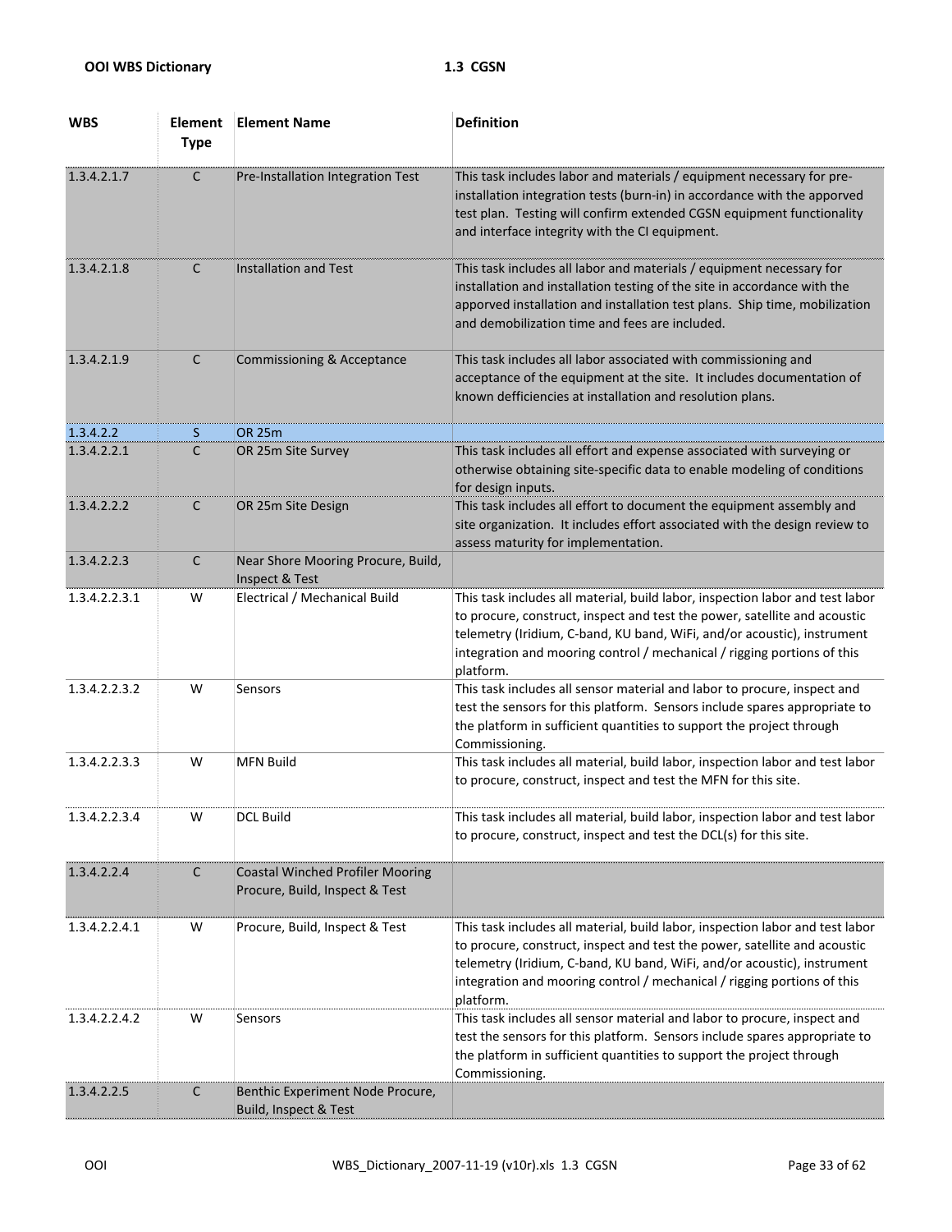| WBS | Element Type | Element Name | Definition |
|---|---|---|---|
| 1.3.4.2.1.7 | C | Pre-Installation Integration Test | This task includes labor and materials / equipment necessary for pre-installation integration tests (burn-in) in accordance with the apporved test plan. Testing will confirm extended CGSN equipment functionality and interface integrity with the CI equipment. |
| 1.3.4.2.1.8 | C | Installation and Test | This task includes all labor and materials / equipment necessary for installation and installation testing of the site in accordance with the apporved installation and installation test plans. Ship time, mobilization and demobilization time and fees are included. |
| 1.3.4.2.1.9 | C | Commissioning & Acceptance | This task includes all labor associated with commissioning and acceptance of the equipment at the site. It includes documentation of known defficiencies at installation and resolution plans. |
| 1.3.4.2.2 | S | OR 25m | |
| 1.3.4.2.2.1 | C | OR 25m Site Survey | This task includes all effort and expense associated with surveying or otherwise obtaining site-specific data to enable modeling of conditions for design inputs. |
| 1.3.4.2.2.2 | C | OR 25m Site Design | This task includes all effort to document the equipment assembly and site organization. It includes effort associated with the design review to assess maturity for implementation. |
| 1.3.4.2.2.3 | C | Near Shore Mooring Procure, Build, Inspect & Test | |
| 1.3.4.2.2.3.1 | W | Electrical / Mechanical Build | This task includes all material, build labor, inspection labor and test labor to procure, construct, inspect and test the power, satellite and acoustic telemetry (Iridium, C-band, KU band, WiFi, and/or acoustic), instrument integration and mooring control / mechanical / rigging portions of this platform. |
| 1.3.4.2.2.3.2 | W | Sensors | This task includes all sensor material and labor to procure, inspect and test the sensors for this platform. Sensors include spares appropriate to the platform in sufficient quantities to support the project through Commissioning. |
| 1.3.4.2.2.3.3 | W | MFN Build | This task includes all material, build labor, inspection labor and test labor to procure, construct, inspect and test the MFN for this site. |
| 1.3.4.2.2.3.4 | W | DCL Build | This task includes all material, build labor, inspection labor and test labor to procure, construct, inspect and test the DCL(s) for this site. |
| 1.3.4.2.2.4 | C | Coastal Winched Profiler Mooring Procure, Build, Inspect & Test | |
| 1.3.4.2.2.4.1 | W | Procure, Build, Inspect & Test | This task includes all material, build labor, inspection labor and test labor to procure, construct, inspect and test the power, satellite and acoustic telemetry (Iridium, C-band, KU band, WiFi, and/or acoustic), instrument integration and mooring control / mechanical / rigging portions of this platform. |
| 1.3.4.2.2.4.2 | W | Sensors | This task includes all sensor material and labor to procure, inspect and test the sensors for this platform. Sensors include spares appropriate to the platform in sufficient quantities to support the project through Commissioning. |
| 1.3.4.2.2.5 | C | Benthic Experiment Node Procure, Build, Inspect & Test | |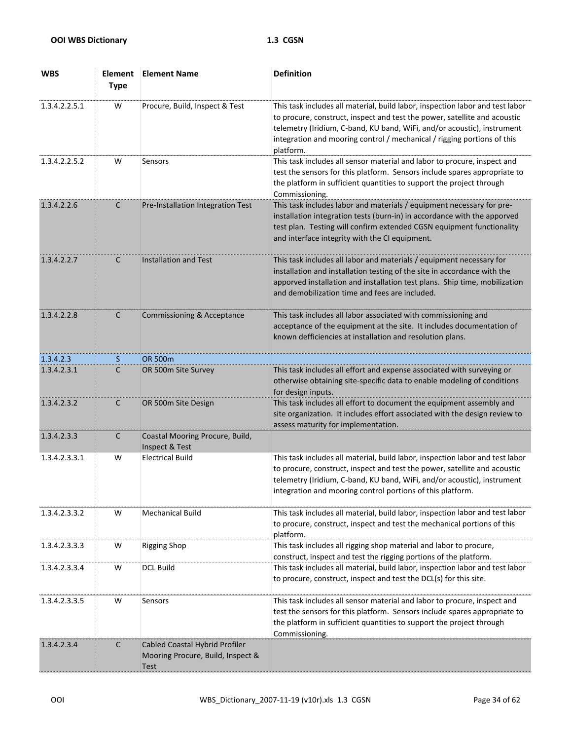| WBS | Element Type | Element Name | Definition |
|---|---|---|---|
| 1.3.4.2.2.5.1 | W | Procure, Build, Inspect & Test | This task includes all material, build labor, inspection labor and test labor to procure, construct, inspect and test the power, satellite and acoustic telemetry (Iridium, C-band, KU band, WiFi, and/or acoustic), instrument integration and mooring control / mechanical / rigging portions of this platform. |
| 1.3.4.2.2.5.2 | W | Sensors | This task includes all sensor material and labor to procure, inspect and test the sensors for this platform. Sensors include spares appropriate to the platform in sufficient quantities to support the project through Commissioning. |
| 1.3.4.2.2.6 | C | Pre-Installation Integration Test | This task includes labor and materials / equipment necessary for pre-installation integration tests (burn-in) in accordance with the apporved test plan. Testing will confirm extended CGSN equipment functionality and interface integrity with the CI equipment. |
| 1.3.4.2.2.7 | C | Installation and Test | This task includes all labor and materials / equipment necessary for installation and installation testing of the site in accordance with the apporved installation and installation test plans. Ship time, mobilization and demobilization time and fees are included. |
| 1.3.4.2.2.8 | C | Commissioning & Acceptance | This task includes all labor associated with commissioning and acceptance of the equipment at the site. It includes documentation of known defficiencies at installation and resolution plans. |
| 1.3.4.2.3 | S | OR 500m | |
| 1.3.4.2.3.1 | C | OR 500m Site Survey | This task includes all effort and expense associated with surveying or otherwise obtaining site-specific data to enable modeling of conditions for design inputs. |
| 1.3.4.2.3.2 | C | OR 500m Site Design | This task includes all effort to document the equipment assembly and site organization. It includes effort associated with the design review to assess maturity for implementation. |
| 1.3.4.2.3.3 | C | Coastal Mooring Procure, Build, Inspect & Test | |
| 1.3.4.2.3.3.1 | W | Electrical Build | This task includes all material, build labor, inspection labor and test labor to procure, construct, inspect and test the power, satellite and acoustic telemetry (Iridium, C-band, KU band, WiFi, and/or acoustic), instrument integration and mooring control portions of this platform. |
| 1.3.4.2.3.3.2 | W | Mechanical Build | This task includes all material, build labor, inspection labor and test labor to procure, construct, inspect and test the mechanical portions of this platform. |
| 1.3.4.2.3.3.3 | W | Rigging Shop | This task includes all rigging shop material and labor to procure, construct, inspect and test the rigging portions of the platform. |
| 1.3.4.2.3.3.4 | W | DCL Build | This task includes all material, build labor, inspection labor and test labor to procure, construct, inspect and test the DCL(s) for this site. |
| 1.3.4.2.3.3.5 | W | Sensors | This task includes all sensor material and labor to procure, inspect and test the sensors for this platform. Sensors include spares appropriate to the platform in sufficient quantities to support the project through Commissioning. |
| 1.3.4.2.3.4 | C | Cabled Coastal Hybrid Profiler Mooring Procure, Build, Inspect & Test | |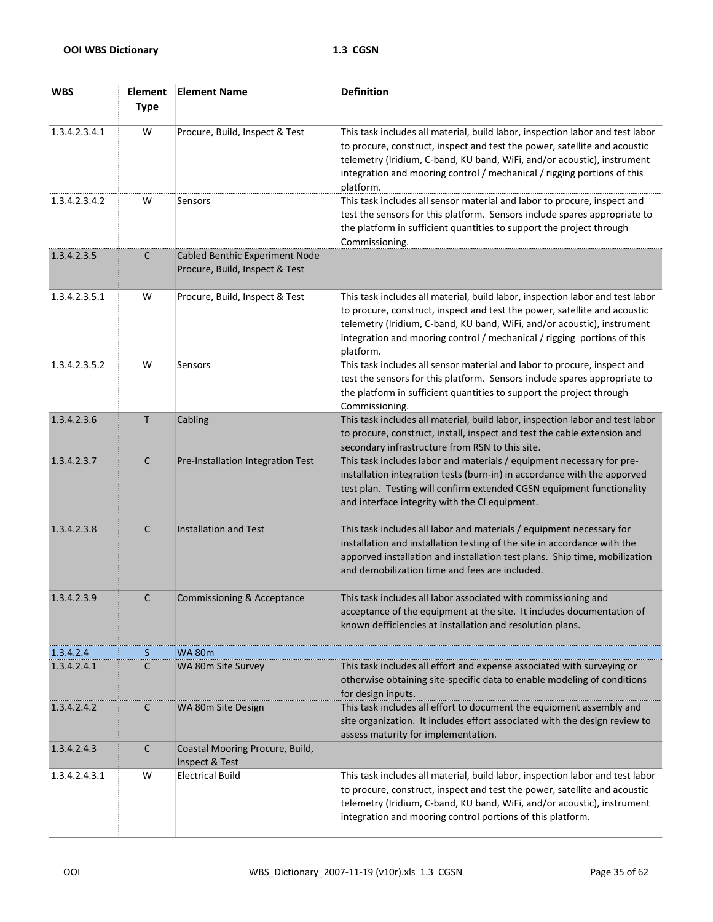| WBS | Element Type | Element Name | Definition |
|---|---|---|---|
| 1.3.4.2.3.4.1 | W | Procure, Build, Inspect & Test | This task includes all material, build labor, inspection labor and test labor to procure, construct, inspect and test the power, satellite and acoustic telemetry (Iridium, C-band, KU band, WiFi, and/or acoustic), instrument integration and mooring control / mechanical / rigging portions of this platform. |
| 1.3.4.2.3.4.2 | W | Sensors | This task includes all sensor material and labor to procure, inspect and test the sensors for this platform. Sensors include spares appropriate to the platform in sufficient quantities to support the project through Commissioning. |
| 1.3.4.2.3.5 | C | Cabled Benthic Experiment Node Procure, Build, Inspect & Test | |
| 1.3.4.2.3.5.1 | W | Procure, Build, Inspect & Test | This task includes all material, build labor, inspection labor and test labor to procure, construct, inspect and test the power, satellite and acoustic telemetry (Iridium, C-band, KU band, WiFi, and/or acoustic), instrument integration and mooring control / mechanical / rigging portions of this platform. |
| 1.3.4.2.3.5.2 | W | Sensors | This task includes all sensor material and labor to procure, inspect and test the sensors for this platform. Sensors include spares appropriate to the platform in sufficient quantities to support the project through Commissioning. |
| 1.3.4.2.3.6 | T | Cabling | This task includes all material, build labor, inspection labor and test labor to procure, construct, install, inspect and test the cable extension and secondary infrastructure from RSN to this site. |
| 1.3.4.2.3.7 | C | Pre-Installation Integration Test | This task includes labor and materials / equipment necessary for pre-installation integration tests (burn-in) in accordance with the apporved test plan. Testing will confirm extended CGSN equipment functionality and interface integrity with the CI equipment. |
| 1.3.4.2.3.8 | C | Installation and Test | This task includes all labor and materials / equipment necessary for installation and installation testing of the site in accordance with the apporved installation and installation test plans. Ship time, mobilization and demobilization time and fees are included. |
| 1.3.4.2.3.9 | C | Commissioning & Acceptance | This task includes all labor associated with commissioning and acceptance of the equipment at the site. It includes documentation of known defficiencies at installation and resolution plans. |
| 1.3.4.2.4 | S | WA 80m | |
| 1.3.4.2.4.1 | C | WA 80m Site Survey | This task includes all effort and expense associated with surveying or otherwise obtaining site-specific data to enable modeling of conditions for design inputs. |
| 1.3.4.2.4.2 | C | WA 80m Site Design | This task includes all effort to document the equipment assembly and site organization. It includes effort associated with the design review to assess maturity for implementation. |
| 1.3.4.2.4.3 | C | Coastal Mooring Procure, Build, Inspect & Test | |
| 1.3.4.2.4.3.1 | W | Electrical Build | This task includes all material, build labor, inspection labor and test labor to procure, construct, inspect and test the power, satellite and acoustic telemetry (Iridium, C-band, KU band, WiFi, and/or acoustic), instrument integration and mooring control portions of this platform. |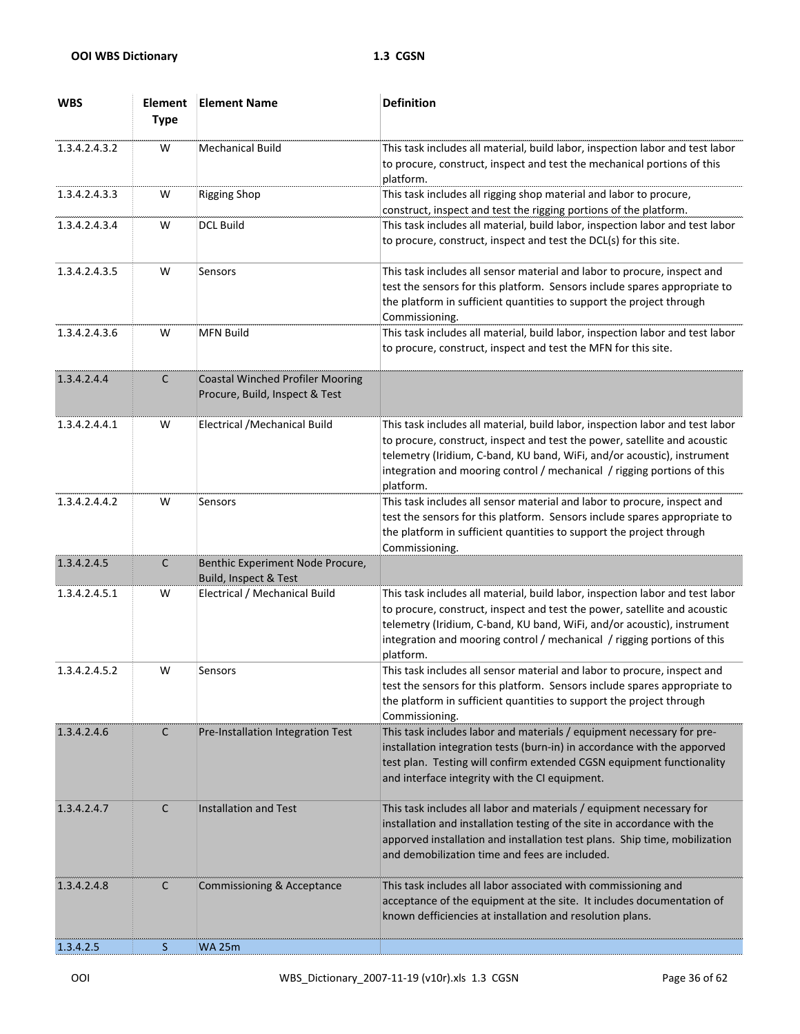| WBS | Element Type | Element Name | Definition |
|---|---|---|---|
| 1.3.4.2.4.3.2 | W | Mechanical Build | This task includes all material, build labor, inspection labor and test labor to procure, construct, inspect and test the mechanical portions of this platform. |
| 1.3.4.2.4.3.3 | W | Rigging Shop | This task includes all rigging shop material and labor to procure, construct, inspect and test the rigging portions of the platform. |
| 1.3.4.2.4.3.4 | W | DCL Build | This task includes all material, build labor, inspection labor and test labor to procure, construct, inspect and test the DCL(s) for this site. |
| 1.3.4.2.4.3.5 | W | Sensors | This task includes all sensor material and labor to procure, inspect and test the sensors for this platform. Sensors include spares appropriate to the platform in sufficient quantities to support the project through Commissioning. |
| 1.3.4.2.4.3.6 | W | MFN Build | This task includes all material, build labor, inspection labor and test labor to procure, construct, inspect and test the MFN for this site. |
| 1.3.4.2.4.4 | C | Coastal Winched Profiler Mooring Procure, Build, Inspect & Test | |
| 1.3.4.2.4.4.1 | W | Electrical /Mechanical Build | This task includes all material, build labor, inspection labor and test labor to procure, construct, inspect and test the power, satellite and acoustic telemetry (Iridium, C-band, KU band, WiFi, and/or acoustic), instrument integration and mooring control / mechanical / rigging portions of this platform. |
| 1.3.4.2.4.4.2 | W | Sensors | This task includes all sensor material and labor to procure, inspect and test the sensors for this platform. Sensors include spares appropriate to the platform in sufficient quantities to support the project through Commissioning. |
| 1.3.4.2.4.5 | C | Benthic Experiment Node Procure, Build, Inspect & Test | |
| 1.3.4.2.4.5.1 | W | Electrical / Mechanical Build | This task includes all material, build labor, inspection labor and test labor to procure, construct, inspect and test the power, satellite and acoustic telemetry (Iridium, C-band, KU band, WiFi, and/or acoustic), instrument integration and mooring control / mechanical / rigging portions of this platform. |
| 1.3.4.2.4.5.2 | W | Sensors | This task includes all sensor material and labor to procure, inspect and test the sensors for this platform. Sensors include spares appropriate to the platform in sufficient quantities to support the project through Commissioning. |
| 1.3.4.2.4.6 | C | Pre-Installation Integration Test | This task includes labor and materials / equipment necessary for pre-installation integration tests (burn-in) in accordance with the apporved test plan. Testing will confirm extended CGSN equipment functionality and interface integrity with the CI equipment. |
| 1.3.4.2.4.7 | C | Installation and Test | This task includes all labor and materials / equipment necessary for installation and installation testing of the site in accordance with the apporved installation and installation test plans. Ship time, mobilization and demobilization time and fees are included. |
| 1.3.4.2.4.8 | C | Commissioning & Acceptance | This task includes all labor associated with commissioning and acceptance of the equipment at the site. It includes documentation of known defficiencies at installation and resolution plans. |
| 1.3.4.2.5 | S | WA 25m | |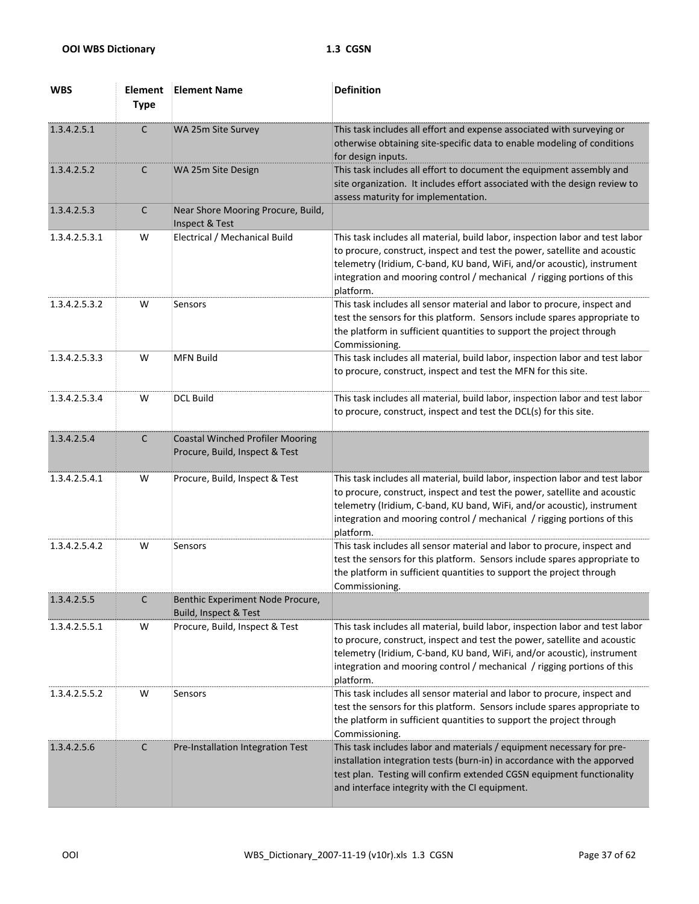| WBS | Element Type | Element Name | Definition |
|---|---|---|---|
| 1.3.4.2.5.1 | C | WA 25m Site Survey | This task includes all effort and expense associated with surveying or otherwise obtaining site-specific data to enable modeling of conditions for design inputs. |
| 1.3.4.2.5.2 | C | WA 25m Site Design | This task includes all effort to document the equipment assembly and site organization. It includes effort associated with the design review to assess maturity for implementation. |
| 1.3.4.2.5.3 | C | Near Shore Mooring Procure, Build, Inspect & Test | |
| 1.3.4.2.5.3.1 | W | Electrical / Mechanical Build | This task includes all material, build labor, inspection labor and test labor to procure, construct, inspect and test the power, satellite and acoustic telemetry (Iridium, C-band, KU band, WiFi, and/or acoustic), instrument integration and mooring control / mechanical / rigging portions of this platform. |
| 1.3.4.2.5.3.2 | W | Sensors | This task includes all sensor material and labor to procure, inspect and test the sensors for this platform. Sensors include spares appropriate to the platform in sufficient quantities to support the project through Commissioning. |
| 1.3.4.2.5.3.3 | W | MFN Build | This task includes all material, build labor, inspection labor and test labor to procure, construct, inspect and test the MFN for this site. |
| 1.3.4.2.5.3.4 | W | DCL Build | This task includes all material, build labor, inspection labor and test labor to procure, construct, inspect and test the DCL(s) for this site. |
| 1.3.4.2.5.4 | C | Coastal Winched Profiler Mooring Procure, Build, Inspect & Test | |
| 1.3.4.2.5.4.1 | W | Procure, Build, Inspect & Test | This task includes all material, build labor, inspection labor and test labor to procure, construct, inspect and test the power, satellite and acoustic telemetry (Iridium, C-band, KU band, WiFi, and/or acoustic), instrument integration and mooring control / mechanical / rigging portions of this platform. |
| 1.3.4.2.5.4.2 | W | Sensors | This task includes all sensor material and labor to procure, inspect and test the sensors for this platform. Sensors include spares appropriate to the platform in sufficient quantities to support the project through Commissioning. |
| 1.3.4.2.5.5 | C | Benthic Experiment Node Procure, Build, Inspect & Test | |
| 1.3.4.2.5.5.1 | W | Procure, Build, Inspect & Test | This task includes all material, build labor, inspection labor and test labor to procure, construct, inspect and test the power, satellite and acoustic telemetry (Iridium, C-band, KU band, WiFi, and/or acoustic), instrument integration and mooring control / mechanical / rigging portions of this platform. |
| 1.3.4.2.5.5.2 | W | Sensors | This task includes all sensor material and labor to procure, inspect and test the sensors for this platform. Sensors include spares appropriate to the platform in sufficient quantities to support the project through Commissioning. |
| 1.3.4.2.5.6 | C | Pre-Installation Integration Test | This task includes labor and materials / equipment necessary for pre-installation integration tests (burn-in) in accordance with the apporved test plan. Testing will confirm extended CGSN equipment functionality and interface integrity with the CI equipment. |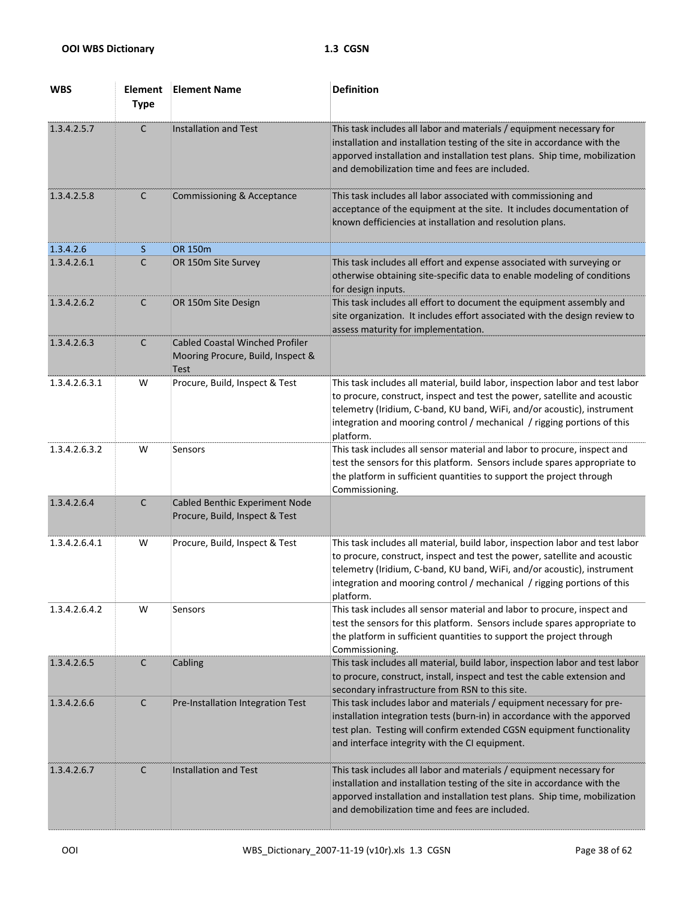| WBS | Element Type | Element Name | Definition |
|---|---|---|---|
| 1.3.4.2.5.7 | C | Installation and Test | This task includes all labor and materials / equipment necessary for installation and installation testing of the site in accordance with the apporved installation and installation test plans. Ship time, mobilization and demobilization time and fees are included. |
| 1.3.4.2.5.8 | C | Commissioning & Acceptance | This task includes all labor associated with commissioning and acceptance of the equipment at the site. It includes documentation of known defficiencies at installation and resolution plans. |
| 1.3.4.2.6 | S | OR 150m | |
| 1.3.4.2.6.1 | C | OR 150m Site Survey | This task includes all effort and expense associated with surveying or otherwise obtaining site-specific data to enable modeling of conditions for design inputs. |
| 1.3.4.2.6.2 | C | OR 150m Site Design | This task includes all effort to document the equipment assembly and site organization. It includes effort associated with the design review to assess maturity for implementation. |
| 1.3.4.2.6.3 | C | Cabled Coastal Winched Profiler Mooring Procure, Build, Inspect & Test | |
| 1.3.4.2.6.3.1 | W | Procure, Build, Inspect & Test | This task includes all material, build labor, inspection labor and test labor to procure, construct, inspect and test the power, satellite and acoustic telemetry (Iridium, C-band, KU band, WiFi, and/or acoustic), instrument integration and mooring control / mechanical / rigging portions of this platform. |
| 1.3.4.2.6.3.2 | W | Sensors | This task includes all sensor material and labor to procure, inspect and test the sensors for this platform. Sensors include spares appropriate to the platform in sufficient quantities to support the project through Commissioning. |
| 1.3.4.2.6.4 | C | Cabled Benthic Experiment Node Procure, Build, Inspect & Test | |
| 1.3.4.2.6.4.1 | W | Procure, Build, Inspect & Test | This task includes all material, build labor, inspection labor and test labor to procure, construct, inspect and test the power, satellite and acoustic telemetry (Iridium, C-band, KU band, WiFi, and/or acoustic), instrument integration and mooring control / mechanical / rigging portions of this platform. |
| 1.3.4.2.6.4.2 | W | Sensors | This task includes all sensor material and labor to procure, inspect and test the sensors for this platform. Sensors include spares appropriate to the platform in sufficient quantities to support the project through Commissioning. |
| 1.3.4.2.6.5 | C | Cabling | This task includes all material, build labor, inspection labor and test labor to procure, construct, install, inspect and test the cable extension and secondary infrastructure from RSN to this site. |
| 1.3.4.2.6.6 | C | Pre-Installation Integration Test | This task includes labor and materials / equipment necessary for pre-installation integration tests (burn-in) in accordance with the apporved test plan. Testing will confirm extended CGSN equipment functionality and interface integrity with the CI equipment. |
| 1.3.4.2.6.7 | C | Installation and Test | This task includes all labor and materials / equipment necessary for installation and installation testing of the site in accordance with the apporved installation and installation test plans. Ship time, mobilization and demobilization time and fees are included. |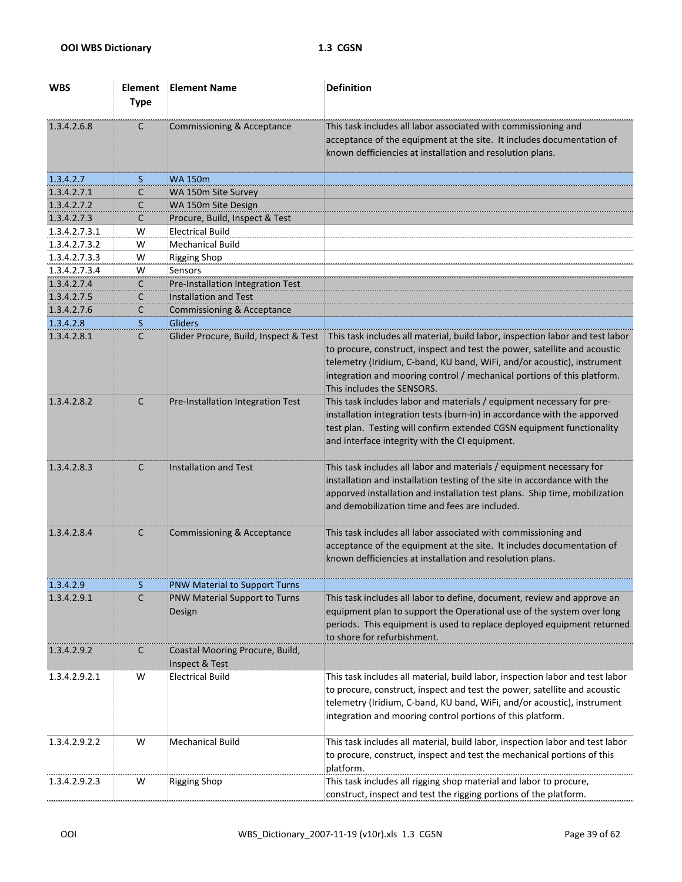| WBS | Element Type | Element Name | Definition |
|---|---|---|---|
| 1.3.4.2.6.8 | C | Commissioning & Acceptance | This task includes all labor associated with commissioning and acceptance of the equipment at the site. It includes documentation of known defficiencies at installation and resolution plans. |
| 1.3.4.2.7 | S | WA 150m | |
| 1.3.4.2.7.1 | C | WA 150m Site Survey | |
| 1.3.4.2.7.2 | C | WA 150m Site Design | |
| 1.3.4.2.7.3 | C | Procure, Build, Inspect & Test | |
| 1.3.4.2.7.3.1 | W | Electrical Build | |
| 1.3.4.2.7.3.2 | W | Mechanical Build | |
| 1.3.4.2.7.3.3 | W | Rigging Shop | |
| 1.3.4.2.7.3.4 | W | Sensors | |
| 1.3.4.2.7.4 | C | Pre-Installation Integration Test | |
| 1.3.4.2.7.5 | C | Installation and Test | |
| 1.3.4.2.7.6 | C | Commissioning & Acceptance | |
| 1.3.4.2.8 | S | Gliders | |
| 1.3.4.2.8.1 | C | Glider Procure, Build, Inspect & Test | This task includes all material, build labor, inspection labor and test labor to procure, construct, inspect and test the power, satellite and acoustic telemetry (Iridium, C-band, KU band, WiFi, and/or acoustic), instrument integration and mooring control / mechanical portions of this platform. This includes the SENSORS. |
| 1.3.4.2.8.2 | C | Pre-Installation Integration Test | This task includes labor and materials / equipment necessary for pre-installation integration tests (burn-in) in accordance with the apporved test plan. Testing will confirm extended CGSN equipment functionality and interface integrity with the CI equipment. |
| 1.3.4.2.8.3 | C | Installation and Test | This task includes all labor and materials / equipment necessary for installation and installation testing of the site in accordance with the apporved installation and installation test plans. Ship time, mobilization and demobilization time and fees are included. |
| 1.3.4.2.8.4 | C | Commissioning & Acceptance | This task includes all labor associated with commissioning and acceptance of the equipment at the site. It includes documentation of known defficiencies at installation and resolution plans. |
| 1.3.4.2.9 | S | PNW Material to Support Turns | |
| 1.3.4.2.9.1 | C | PNW Material Support to Turns Design | This task includes all labor to define, document, review and approve an equipment plan to support the Operational use of the system over long periods. This equipment is used to replace deployed equipment returned to shore for refurbishment. |
| 1.3.4.2.9.2 | C | Coastal Mooring Procure, Build, Inspect & Test | |
| 1.3.4.2.9.2.1 | W | Electrical Build | This task includes all material, build labor, inspection labor and test labor to procure, construct, inspect and test the power, satellite and acoustic telemetry (Iridium, C-band, KU band, WiFi, and/or acoustic), instrument integration and mooring control portions of this platform. |
| 1.3.4.2.9.2.2 | W | Mechanical Build | This task includes all material, build labor, inspection labor and test labor to procure, construct, inspect and test the mechanical portions of this platform. |
| 1.3.4.2.9.2.3 | W | Rigging Shop | This task includes all rigging shop material and labor to procure, construct, inspect and test the rigging portions of the platform. |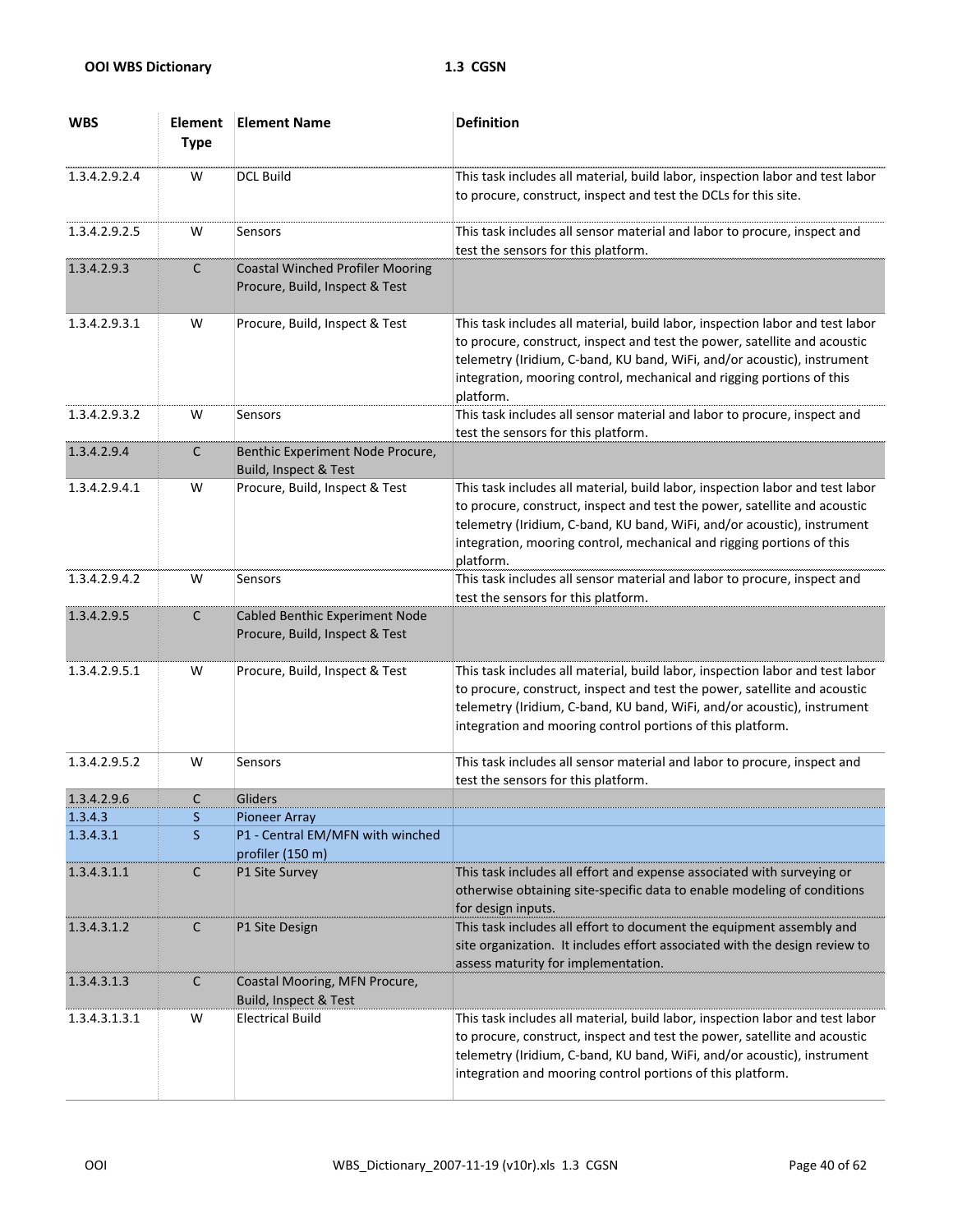| WBS | Element Type | Element Name | Definition |
|---|---|---|---|
| 1.3.4.2.9.2.4 | W | DCL Build | This task includes all material, build labor, inspection labor and test labor to procure, construct, inspect and test the DCLs for this site. |
| 1.3.4.2.9.2.5 | W | Sensors | This task includes all sensor material and labor to procure, inspect and test the sensors for this platform. |
| 1.3.4.2.9.3 | C | Coastal Winched Profiler Mooring Procure, Build, Inspect & Test | |
| 1.3.4.2.9.3.1 | W | Procure, Build, Inspect & Test | This task includes all material, build labor, inspection labor and test labor to procure, construct, inspect and test the power, satellite and acoustic telemetry (Iridium, C-band, KU band, WiFi, and/or acoustic), instrument integration, mooring control, mechanical and rigging portions of this platform. |
| 1.3.4.2.9.3.2 | W | Sensors | This task includes all sensor material and labor to procure, inspect and test the sensors for this platform. |
| 1.3.4.2.9.4 | C | Benthic Experiment Node Procure, Build, Inspect & Test | |
| 1.3.4.2.9.4.1 | W | Procure, Build, Inspect & Test | This task includes all material, build labor, inspection labor and test labor to procure, construct, inspect and test the power, satellite and acoustic telemetry (Iridium, C-band, KU band, WiFi, and/or acoustic), instrument integration, mooring control, mechanical and rigging portions of this platform. |
| 1.3.4.2.9.4.2 | W | Sensors | This task includes all sensor material and labor to procure, inspect and test the sensors for this platform. |
| 1.3.4.2.9.5 | C | Cabled Benthic Experiment Node Procure, Build, Inspect & Test | |
| 1.3.4.2.9.5.1 | W | Procure, Build, Inspect & Test | This task includes all material, build labor, inspection labor and test labor to procure, construct, inspect and test the power, satellite and acoustic telemetry (Iridium, C-band, KU band, WiFi, and/or acoustic), instrument integration and mooring control portions of this platform. |
| 1.3.4.2.9.5.2 | W | Sensors | This task includes all sensor material and labor to procure, inspect and test the sensors for this platform. |
| 1.3.4.2.9.6 | C | Gliders | |
| 1.3.4.3 | S | Pioneer Array | |
| 1.3.4.3.1 | S | P1 - Central EM/MFN with winched profiler (150 m) | |
| 1.3.4.3.1.1 | C | P1 Site Survey | This task includes all effort and expense associated with surveying or otherwise obtaining site-specific data to enable modeling of conditions for design inputs. |
| 1.3.4.3.1.2 | C | P1 Site Design | This task includes all effort to document the equipment assembly and site organization. It includes effort associated with the design review to assess maturity for implementation. |
| 1.3.4.3.1.3 | C | Coastal Mooring, MFN Procure, Build, Inspect & Test | |
| 1.3.4.3.1.3.1 | W | Electrical Build | This task includes all material, build labor, inspection labor and test labor to procure, construct, inspect and test the power, satellite and acoustic telemetry (Iridium, C-band, KU band, WiFi, and/or acoustic), instrument integration and mooring control portions of this platform. |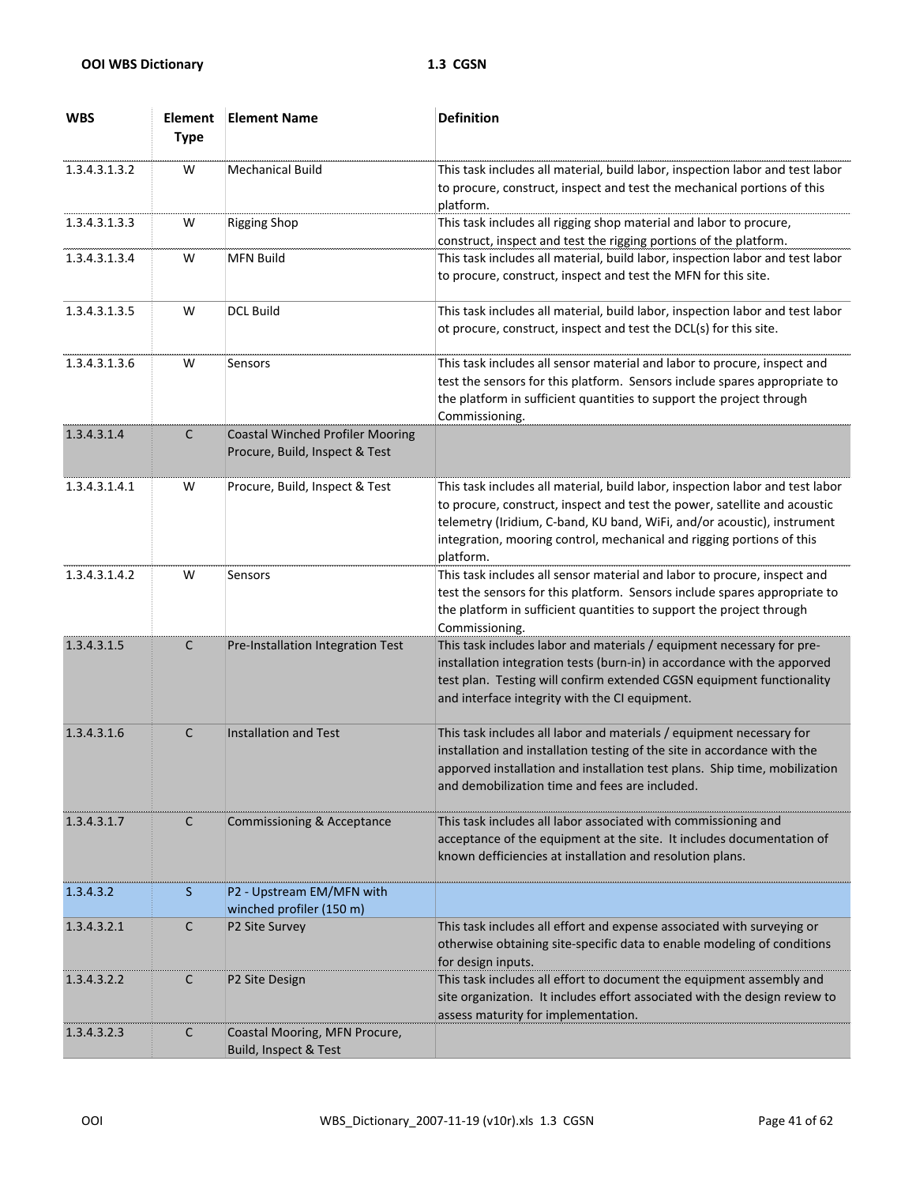| WBS | Element Type | Element Name | Definition |
|---|---|---|---|
| 1.3.4.3.1.3.2 | W | Mechanical Build | This task includes all material, build labor, inspection labor and test labor to procure, construct, inspect and test the mechanical portions of this platform. |
| 1.3.4.3.1.3.3 | W | Rigging Shop | This task includes all rigging shop material and labor to procure, construct, inspect and test the rigging portions of the platform. |
| 1.3.4.3.1.3.4 | W | MFN Build | This task includes all material, build labor, inspection labor and test labor to procure, construct, inspect and test the MFN for this site. |
| 1.3.4.3.1.3.5 | W | DCL Build | This task includes all material, build labor, inspection labor and test labor ot procure, construct, inspect and test the DCL(s) for this site. |
| 1.3.4.3.1.3.6 | W | Sensors | This task includes all sensor material and labor to procure, inspect and test the sensors for this platform. Sensors include spares appropriate to the platform in sufficient quantities to support the project through Commissioning. |
| 1.3.4.3.1.4 | C | Coastal Winched Profiler Mooring Procure, Build, Inspect & Test | |
| 1.3.4.3.1.4.1 | W | Procure, Build, Inspect & Test | This task includes all material, build labor, inspection labor and test labor to procure, construct, inspect and test the power, satellite and acoustic telemetry (Iridium, C-band, KU band, WiFi, and/or acoustic), instrument integration, mooring control, mechanical and rigging portions of this platform. |
| 1.3.4.3.1.4.2 | W | Sensors | This task includes all sensor material and labor to procure, inspect and test the sensors for this platform. Sensors include spares appropriate to the platform in sufficient quantities to support the project through Commissioning. |
| 1.3.4.3.1.5 | C | Pre-Installation Integration Test | This task includes labor and materials / equipment necessary for pre-installation integration tests (burn-in) in accordance with the apporved test plan. Testing will confirm extended CGSN equipment functionality and interface integrity with the CI equipment. |
| 1.3.4.3.1.6 | C | Installation and Test | This task includes all labor and materials / equipment necessary for installation and installation testing of the site in accordance with the apporved installation and installation test plans. Ship time, mobilization and demobilization time and fees are included. |
| 1.3.4.3.1.7 | C | Commissioning & Acceptance | This task includes all labor associated with commissioning and acceptance of the equipment at the site. It includes documentation of known defficiencies at installation and resolution plans. |
| 1.3.4.3.2 | S | P2 - Upstream EM/MFN with winched profiler (150 m) | |
| 1.3.4.3.2.1 | C | P2 Site Survey | This task includes all effort and expense associated with surveying or otherwise obtaining site-specific data to enable modeling of conditions for design inputs. |
| 1.3.4.3.2.2 | C | P2 Site Design | This task includes all effort to document the equipment assembly and site organization. It includes effort associated with the design review to assess maturity for implementation. |
| 1.3.4.3.2.3 | C | Coastal Mooring, MFN Procure, Build, Inspect & Test | |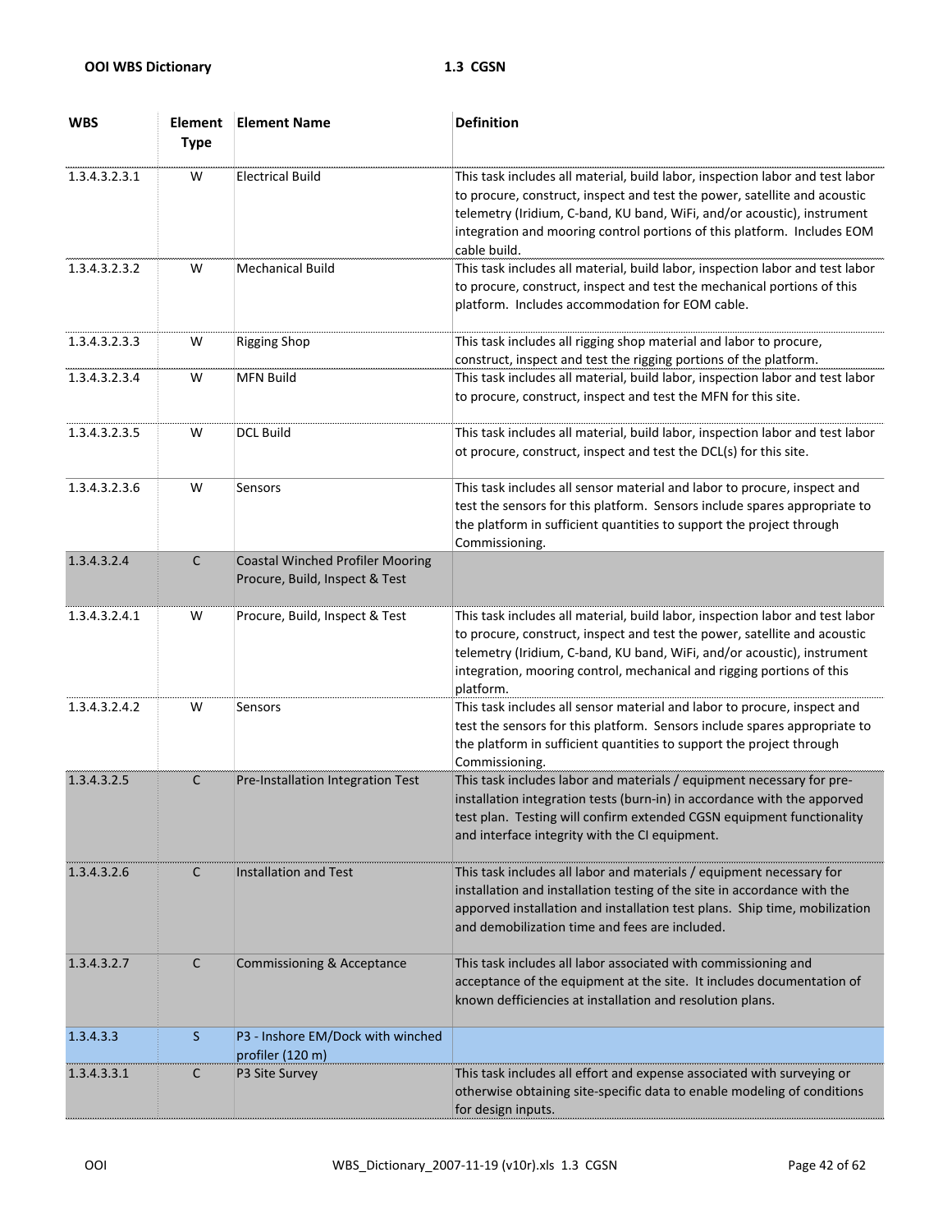| WBS | Element Type | Element Name | Definition |
|---|---|---|---|
| 1.3.4.3.2.3.1 | W | Electrical Build | This task includes all material, build labor, inspection labor and test labor to procure, construct, inspect and test the power, satellite and acoustic telemetry (Iridium, C-band, KU band, WiFi, and/or acoustic), instrument integration and mooring control portions of this platform. Includes EOM cable build. |
| 1.3.4.3.2.3.2 | W | Mechanical Build | This task includes all material, build labor, inspection labor and test labor to procure, construct, inspect and test the mechanical portions of this platform. Includes accommodation for EOM cable. |
| 1.3.4.3.2.3.3 | W | Rigging Shop | This task includes all rigging shop material and labor to procure, construct, inspect and test the rigging portions of the platform. |
| 1.3.4.3.2.3.4 | W | MFN Build | This task includes all material, build labor, inspection labor and test labor to procure, construct, inspect and test the MFN for this site. |
| 1.3.4.3.2.3.5 | W | DCL Build | This task includes all material, build labor, inspection labor and test labor ot procure, construct, inspect and test the DCL(s) for this site. |
| 1.3.4.3.2.3.6 | W | Sensors | This task includes all sensor material and labor to procure, inspect and test the sensors for this platform. Sensors include spares appropriate to the platform in sufficient quantities to support the project through Commissioning. |
| 1.3.4.3.2.4 | C | Coastal Winched Profiler Mooring Procure, Build, Inspect & Test | |
| 1.3.4.3.2.4.1 | W | Procure, Build, Inspect & Test | This task includes all material, build labor, inspection labor and test labor to procure, construct, inspect and test the power, satellite and acoustic telemetry (Iridium, C-band, KU band, WiFi, and/or acoustic), instrument integration, mooring control, mechanical and rigging portions of this platform. |
| 1.3.4.3.2.4.2 | W | Sensors | This task includes all sensor material and labor to procure, inspect and test the sensors for this platform. Sensors include spares appropriate to the platform in sufficient quantities to support the project through Commissioning. |
| 1.3.4.3.2.5 | C | Pre-Installation Integration Test | This task includes labor and materials / equipment necessary for pre-installation integration tests (burn-in) in accordance with the apporved test plan. Testing will confirm extended CGSN equipment functionality and interface integrity with the CI equipment. |
| 1.3.4.3.2.6 | C | Installation and Test | This task includes all labor and materials / equipment necessary for installation and installation testing of the site in accordance with the apporved installation and installation test plans. Ship time, mobilization and demobilization time and fees are included. |
| 1.3.4.3.2.7 | C | Commissioning & Acceptance | This task includes all labor associated with commissioning and acceptance of the equipment at the site. It includes documentation of known defficiencies at installation and resolution plans. |
| 1.3.4.3.3 | S | P3 - Inshore EM/Dock with winched profiler (120 m) | |
| 1.3.4.3.3.1 | C | P3 Site Survey | This task includes all effort and expense associated with surveying or otherwise obtaining site-specific data to enable modeling of conditions for design inputs. |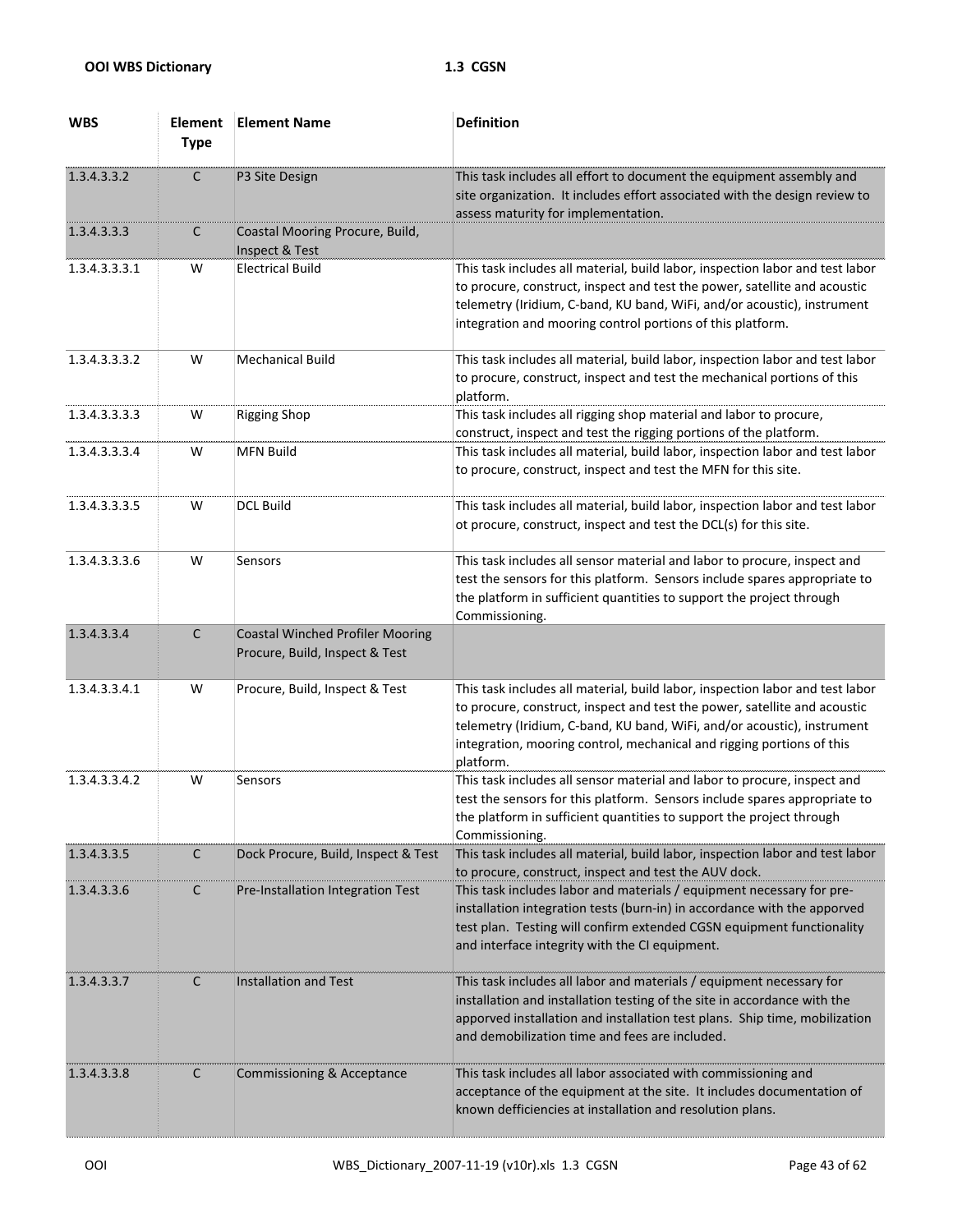**OOI WBS Dictionary** **1.3 CGSN**

| WBS | Element Type | Element Name | Definition |
|---|---|---|---|
| 1.3.4.3.3.2 | C | P3 Site Design | This task includes all effort to document the equipment assembly and site organization. It includes effort associated with the design review to assess maturity for implementation. |
| 1.3.4.3.3.3 | C | Coastal Mooring Procure, Build, Inspect & Test | |
| 1.3.4.3.3.3.1 | W | Electrical Build | This task includes all material, build labor, inspection labor and test labor to procure, construct, inspect and test the power, satellite and acoustic telemetry (Iridium, C-band, KU band, WiFi, and/or acoustic), instrument integration and mooring control portions of this platform. |
| 1.3.4.3.3.3.2 | W | Mechanical Build | This task includes all material, build labor, inspection labor and test labor to procure, construct, inspect and test the mechanical portions of this platform. |
| 1.3.4.3.3.3.3 | W | Rigging Shop | This task includes all rigging shop material and labor to procure, construct, inspect and test the rigging portions of the platform. |
| 1.3.4.3.3.3.4 | W | MFN Build | This task includes all material, build labor, inspection labor and test labor to procure, construct, inspect and test the MFN for this site. |
| 1.3.4.3.3.3.5 | W | DCL Build | This task includes all material, build labor, inspection labor and test labor ot procure, construct, inspect and test the DCL(s) for this site. |
| 1.3.4.3.3.3.6 | W | Sensors | This task includes all sensor material and labor to procure, inspect and test the sensors for this platform. Sensors include spares appropriate to the platform in sufficient quantities to support the project through Commissioning. |
| 1.3.4.3.3.4 | C | Coastal Winched Profiler Mooring Procure, Build, Inspect & Test | |
| 1.3.4.3.3.4.1 | W | Procure, Build, Inspect & Test | This task includes all material, build labor, inspection labor and test labor to procure, construct, inspect and test the power, satellite and acoustic telemetry (Iridium, C-band, KU band, WiFi, and/or acoustic), instrument integration, mooring control, mechanical and rigging portions of this platform. |
| 1.3.4.3.3.4.2 | W | Sensors | This task includes all sensor material and labor to procure, inspect and test the sensors for this platform. Sensors include spares appropriate to the platform in sufficient quantities to support the project through Commissioning. |
| 1.3.4.3.3.5 | C | Dock Procure, Build, Inspect & Test | This task includes all material, build labor, inspection labor and test labor to procure, construct, inspect and test the AUV dock. |
| 1.3.4.3.3.6 | C | Pre-Installation Integration Test | This task includes labor and materials / equipment necessary for pre-installation integration tests (burn-in) in accordance with the apporved test plan. Testing will confirm extended CGSN equipment functionality and interface integrity with the CI equipment. |
| 1.3.4.3.3.7 | C | Installation and Test | This task includes all labor and materials / equipment necessary for installation and installation testing of the site in accordance with the apporved installation and installation test plans. Ship time, mobilization and demobilization time and fees are included. |
| 1.3.4.3.3.8 | C | Commissioning & Acceptance | This task includes all labor associated with commissioning and acceptance of the equipment at the site. It includes documentation of known defficiencies at installation and resolution plans. |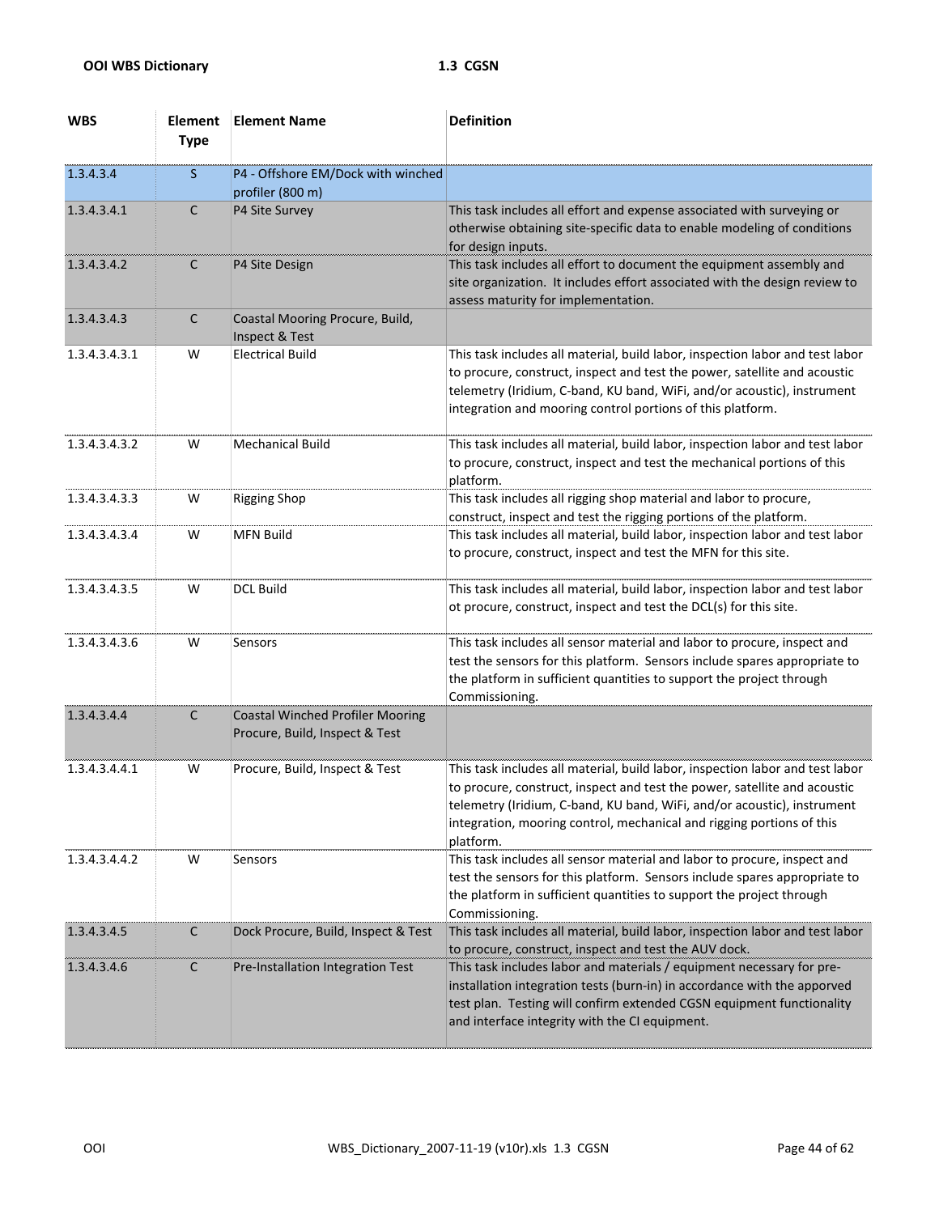| WBS | Element Type | Element Name | Definition |
|---|---|---|---|
| 1.3.4.3.4 | S | P4 - Offshore EM/Dock with winched profiler (800 m) | |
| 1.3.4.3.4.1 | C | P4 Site Survey | This task includes all effort and expense associated with surveying or otherwise obtaining site-specific data to enable modeling of conditions for design inputs. |
| 1.3.4.3.4.2 | C | P4 Site Design | This task includes all effort to document the equipment assembly and site organization. It includes effort associated with the design review to assess maturity for implementation. |
| 1.3.4.3.4.3 | C | Coastal Mooring Procure, Build, Inspect & Test | |
| 1.3.4.3.4.3.1 | W | Electrical Build | This task includes all material, build labor, inspection labor and test labor to procure, construct, inspect and test the power, satellite and acoustic telemetry (Iridium, C-band, KU band, WiFi, and/or acoustic), instrument integration and mooring control portions of this platform. |
| 1.3.4.3.4.3.2 | W | Mechanical Build | This task includes all material, build labor, inspection labor and test labor to procure, construct, inspect and test the mechanical portions of this platform. |
| 1.3.4.3.4.3.3 | W | Rigging Shop | This task includes all rigging shop material and labor to procure, construct, inspect and test the rigging portions of the platform. |
| 1.3.4.3.4.3.4 | W | MFN Build | This task includes all material, build labor, inspection labor and test labor to procure, construct, inspect and test the MFN for this site. |
| 1.3.4.3.4.3.5 | W | DCL Build | This task includes all material, build labor, inspection labor and test labor ot procure, construct, inspect and test the DCL(s) for this site. |
| 1.3.4.3.4.3.6 | W | Sensors | This task includes all sensor material and labor to procure, inspect and test the sensors for this platform. Sensors include spares appropriate to the platform in sufficient quantities to support the project through Commissioning. |
| 1.3.4.3.4.4 | C | Coastal Winched Profiler Mooring Procure, Build, Inspect & Test | |
| 1.3.4.3.4.4.1 | W | Procure, Build, Inspect & Test | This task includes all material, build labor, inspection labor and test labor to procure, construct, inspect and test the power, satellite and acoustic telemetry (Iridium, C-band, KU band, WiFi, and/or acoustic), instrument integration, mooring control, mechanical and rigging portions of this platform. |
| 1.3.4.3.4.4.2 | W | Sensors | This task includes all sensor material and labor to procure, inspect and test the sensors for this platform. Sensors include spares appropriate to the platform in sufficient quantities to support the project through Commissioning. |
| 1.3.4.3.4.5 | C | Dock Procure, Build, Inspect & Test | This task includes all material, build labor, inspection labor and test labor to procure, construct, inspect and test the AUV dock. |
| 1.3.4.3.4.6 | C | Pre-Installation Integration Test | This task includes labor and materials / equipment necessary for pre-installation integration tests (burn-in) in accordance with the apporved test plan. Testing will confirm extended CGSN equipment functionality and interface integrity with the CI equipment. |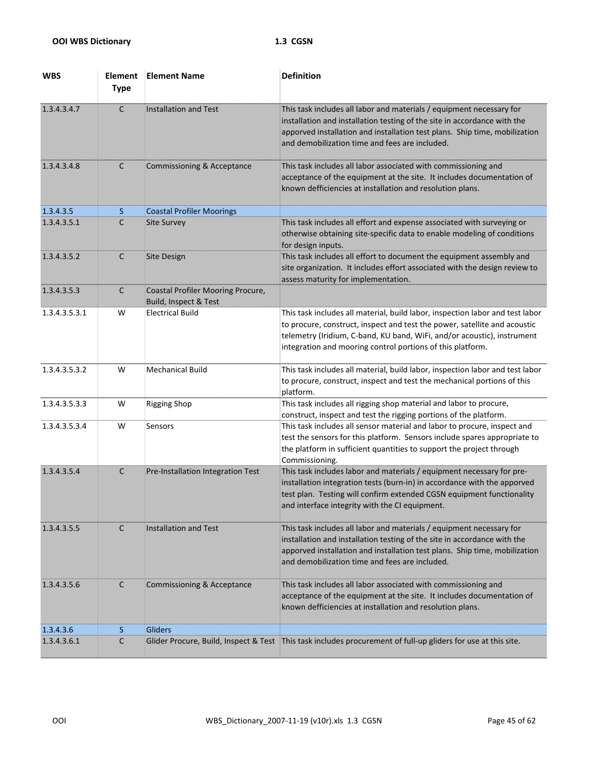| WBS | Element Type | Element Name | Definition |
|---|---|---|---|
| 1.3.4.3.4.7 | C | Installation and Test | This task includes all labor and materials / equipment necessary for installation and installation testing of the site in accordance with the apporved installation and installation test plans. Ship time, mobilization and demobilization time and fees are included. |
| 1.3.4.3.4.8 | C | Commissioning & Acceptance | This task includes all labor associated with commissioning and acceptance of the equipment at the site. It includes documentation of known defficiencies at installation and resolution plans. |
| 1.3.4.3.5 | S | Coastal Profiler Moorings | |
| 1.3.4.3.5.1 | C | Site Survey | This task includes all effort and expense associated with surveying or otherwise obtaining site-specific data to enable modeling of conditions for design inputs. |
| 1.3.4.3.5.2 | C | Site Design | This task includes all effort to document the equipment assembly and site organization. It includes effort associated with the design review to assess maturity for implementation. |
| 1.3.4.3.5.3 | C | Coastal Profiler Mooring Procure, Build, Inspect & Test | |
| 1.3.4.3.5.3.1 | W | Electrical Build | This task includes all material, build labor, inspection labor and test labor to procure, construct, inspect and test the power, satellite and acoustic telemetry (Iridium, C-band, KU band, WiFi, and/or acoustic), instrument integration and mooring control portions of this platform. |
| 1.3.4.3.5.3.2 | W | Mechanical Build | This task includes all material, build labor, inspection labor and test labor to procure, construct, inspect and test the mechanical portions of this platform. |
| 1.3.4.3.5.3.3 | W | Rigging Shop | This task includes all rigging shop material and labor to procure, construct, inspect and test the rigging portions of the platform. |
| 1.3.4.3.5.3.4 | W | Sensors | This task includes all sensor material and labor to procure, inspect and test the sensors for this platform. Sensors include spares appropriate to the platform in sufficient quantities to support the project through Commissioning. |
| 1.3.4.3.5.4 | C | Pre-Installation Integration Test | This task includes labor and materials / equipment necessary for pre-installation integration tests (burn-in) in accordance with the apporved test plan. Testing will confirm extended CGSN equipment functionality and interface integrity with the CI equipment. |
| 1.3.4.3.5.5 | C | Installation and Test | This task includes all labor and materials / equipment necessary for installation and installation testing of the site in accordance with the apporved installation and installation test plans. Ship time, mobilization and demobilization time and fees are included. |
| 1.3.4.3.5.6 | C | Commissioning & Acceptance | This task includes all labor associated with commissioning and acceptance of the equipment at the site. It includes documentation of known defficiencies at installation and resolution plans. |
| 1.3.4.3.6 | S | Gliders | |
| 1.3.4.3.6.1 | C | Glider Procure, Build, Inspect & Test | This task includes procurement of full-up gliders for use at this site. |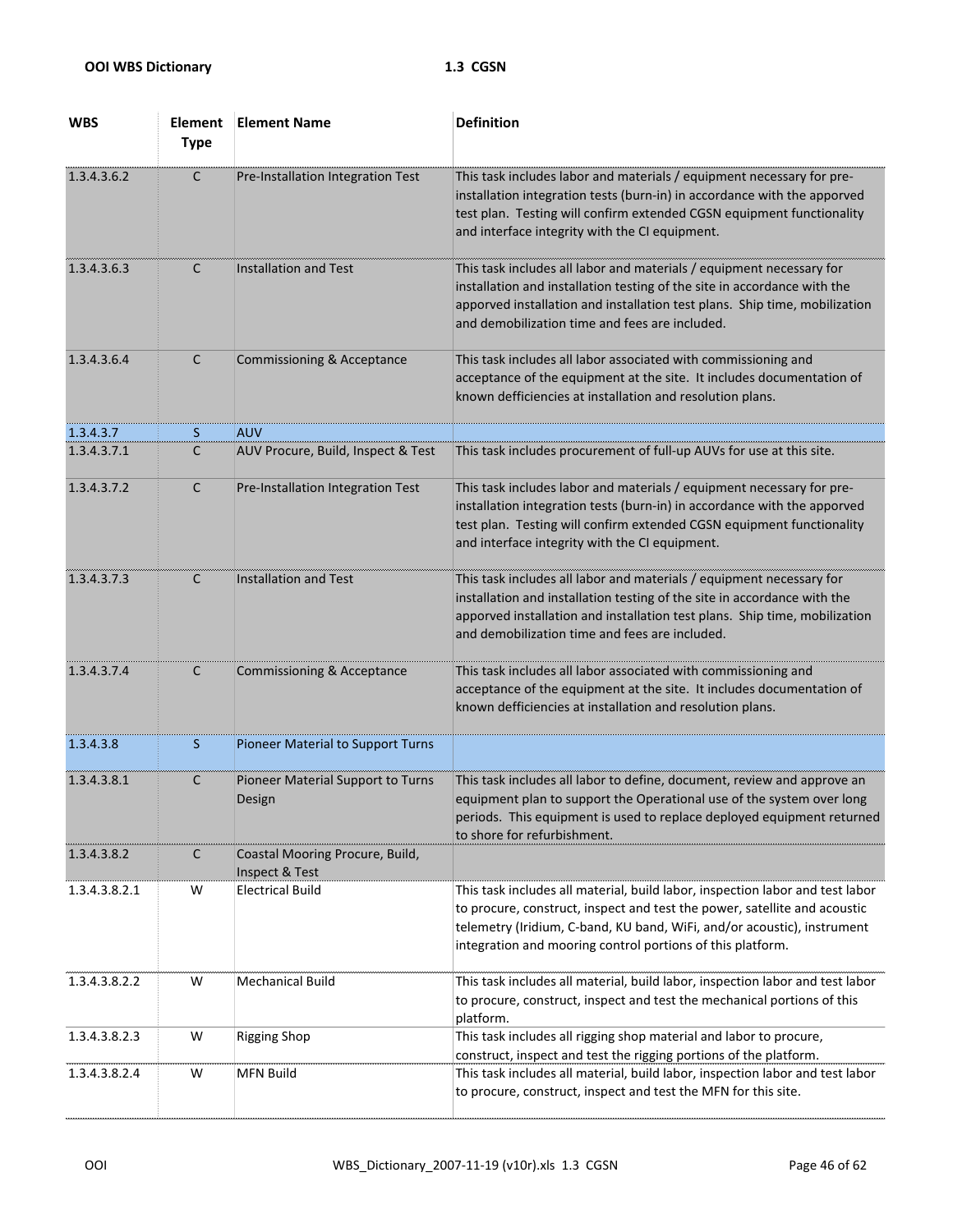| WBS | Element Type | Element Name | Definition |
|---|---|---|---|
| 1.3.4.3.6.2 | C | Pre-Installation Integration Test | This task includes labor and materials / equipment necessary for pre-installation integration tests (burn-in) in accordance with the apporved test plan. Testing will confirm extended CGSN equipment functionality and interface integrity with the CI equipment. |
| 1.3.4.3.6.3 | C | Installation and Test | This task includes all labor and materials / equipment necessary for installation and installation testing of the site in accordance with the apporved installation and installation test plans. Ship time, mobilization and demobilization time and fees are included. |
| 1.3.4.3.6.4 | C | Commissioning & Acceptance | This task includes all labor associated with commissioning and acceptance of the equipment at the site. It includes documentation of known defficiencies at installation and resolution plans. |
| 1.3.4.3.7 | S | AUV | |
| 1.3.4.3.7.1 | C | AUV Procure, Build, Inspect & Test | This task includes procurement of full-up AUVs for use at this site. |
| 1.3.4.3.7.2 | C | Pre-Installation Integration Test | This task includes labor and materials / equipment necessary for pre-installation integration tests (burn-in) in accordance with the apporved test plan. Testing will confirm extended CGSN equipment functionality and interface integrity with the CI equipment. |
| 1.3.4.3.7.3 | C | Installation and Test | This task includes all labor and materials / equipment necessary for installation and installation testing of the site in accordance with the apporved installation and installation test plans. Ship time, mobilization and demobilization time and fees are included. |
| 1.3.4.3.7.4 | C | Commissioning & Acceptance | This task includes all labor associated with commissioning and acceptance of the equipment at the site. It includes documentation of known defficiencies at installation and resolution plans. |
| 1.3.4.3.8 | S | Pioneer Material to Support Turns | |
| 1.3.4.3.8.1 | C | Pioneer Material Support to Turns Design | This task includes all labor to define, document, review and approve an equipment plan to support the Operational use of the system over long periods. This equipment is used to replace deployed equipment returned to shore for refurbishment. |
| 1.3.4.3.8.2 | C | Coastal Mooring Procure, Build, Inspect & Test | |
| 1.3.4.3.8.2.1 | W | Electrical Build | This task includes all material, build labor, inspection labor and test labor to procure, construct, inspect and test the power, satellite and acoustic telemetry (Iridium, C-band, KU band, WiFi, and/or acoustic), instrument integration and mooring control portions of this platform. |
| 1.3.4.3.8.2.2 | W | Mechanical Build | This task includes all material, build labor, inspection labor and test labor to procure, construct, inspect and test the mechanical portions of this platform. |
| 1.3.4.3.8.2.3 | W | Rigging Shop | This task includes all rigging shop material and labor to procure, construct, inspect and test the rigging portions of the platform. |
| 1.3.4.3.8.2.4 | W | MFN Build | This task includes all material, build labor, inspection labor and test labor to procure, construct, inspect and test the MFN for this site. |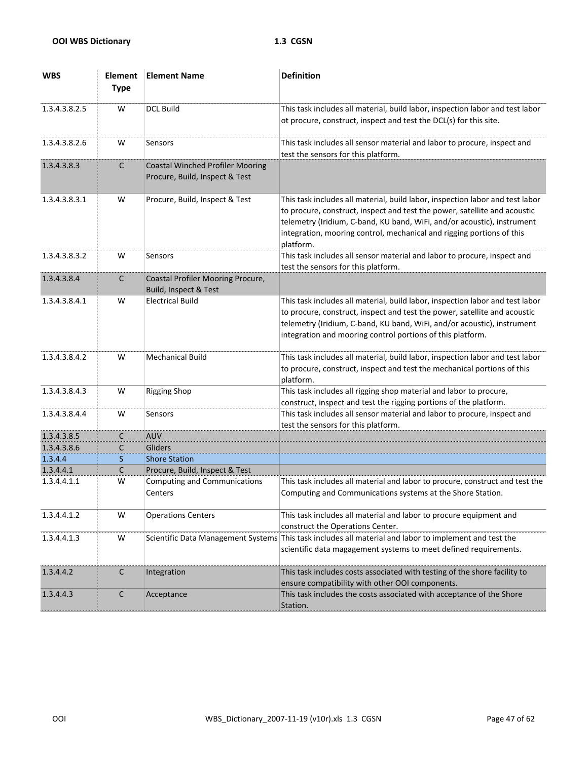| WBS | Element Type | Element Name | Definition |
|---|---|---|---|
| 1.3.4.3.8.2.5 | W | DCL Build | This task includes all material, build labor, inspection labor and test labor ot procure, construct, inspect and test the DCL(s) for this site. |
| 1.3.4.3.8.2.6 | W | Sensors | This task includes all sensor material and labor to procure, inspect and test the sensors for this platform. |
| 1.3.4.3.8.3 | C | Coastal Winched Profiler Mooring Procure, Build, Inspect & Test | |
| 1.3.4.3.8.3.1 | W | Procure, Build, Inspect & Test | This task includes all material, build labor, inspection labor and test labor to procure, construct, inspect and test the power, satellite and acoustic telemetry (Iridium, C-band, KU band, WiFi, and/or acoustic), instrument integration, mooring control, mechanical and rigging portions of this platform. |
| 1.3.4.3.8.3.2 | W | Sensors | This task includes all sensor material and labor to procure, inspect and test the sensors for this platform. |
| 1.3.4.3.8.4 | C | Coastal Profiler Mooring Procure, Build, Inspect & Test | |
| 1.3.4.3.8.4.1 | W | Electrical Build | This task includes all material, build labor, inspection labor and test labor to procure, construct, inspect and test the power, satellite and acoustic telemetry (Iridium, C-band, KU band, WiFi, and/or acoustic), instrument integration and mooring control portions of this platform. |
| 1.3.4.3.8.4.2 | W | Mechanical Build | This task includes all material, build labor, inspection labor and test labor to procure, construct, inspect and test the mechanical portions of this platform. |
| 1.3.4.3.8.4.3 | W | Rigging Shop | This task includes all rigging shop material and labor to procure, construct, inspect and test the rigging portions of the platform. |
| 1.3.4.3.8.4.4 | W | Sensors | This task includes all sensor material and labor to procure, inspect and test the sensors for this platform. |
| 1.3.4.3.8.5 | C | AUV | |
| 1.3.4.3.8.6 | C | Gliders | |
| 1.3.4.4 | S | Shore Station | |
| 1.3.4.4.1 | C | Procure, Build, Inspect & Test | |
| 1.3.4.4.1.1 | W | Computing and Communications Centers | This task includes all material and labor to procure, construct and test the Computing and Communications systems at the Shore Station. |
| 1.3.4.4.1.2 | W | Operations Centers | This task includes all material and labor to procure equipment and construct the Operations Center. |
| 1.3.4.4.1.3 | W | Scientific Data Management Systems | This task includes all material and labor to implement and test the scientific data magagement systems to meet defined requirements. |
| 1.3.4.4.2 | C | Integration | This task includes costs associated with testing of the shore facility to ensure compatibility with other OOI components. |
| 1.3.4.4.3 | C | Acceptance | This task includes the costs associated with acceptance of the Shore Station. |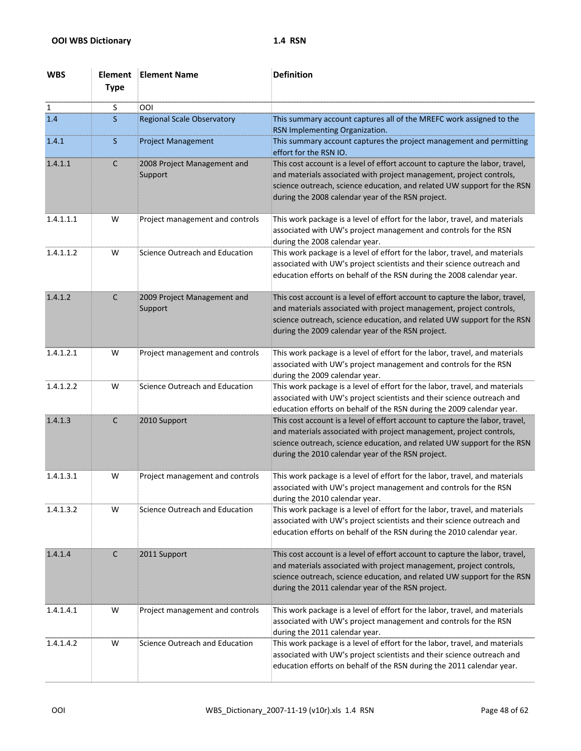| WBS | Element Type | Element Name | Definition |
|---|---|---|---|
| 1 | S | OOI | |
| 1.4 | S | Regional Scale Observatory | This summary account captures all of the MREFC work assigned to the RSN Implementing Organization. |
| 1.4.1 | S | Project Management | This summary account captures the project management and permitting effort for the RSN IO. |
| 1.4.1.1 | C | 2008 Project Management and Support | This cost account is a level of effort account to capture the labor, travel, and materials associated with project management, project controls, science outreach, science education, and related UW support for the RSN during the 2008 calendar year of the RSN project. |
| 1.4.1.1.1 | W | Project management and controls | This work package is a level of effort for the labor, travel, and materials associated with UW's project management and controls for the RSN during the 2008 calendar year. |
| 1.4.1.1.2 | W | Science Outreach and Education | This work package is a level of effort for the labor, travel, and materials associated with UW's project scientists and their science outreach and education efforts on behalf of the RSN during the 2008 calendar year. |
| 1.4.1.2 | C | 2009 Project Management and Support | This cost account is a level of effort account to capture the labor, travel, and materials associated with project management, project controls, science outreach, science education, and related UW support for the RSN during the 2009 calendar year of the RSN project. |
| 1.4.1.2.1 | W | Project management and controls | This work package is a level of effort for the labor, travel, and materials associated with UW's project management and controls for the RSN during the 2009 calendar year. |
| 1.4.1.2.2 | W | Science Outreach and Education | This work package is a level of effort for the labor, travel, and materials associated with UW's project scientists and their science outreach and education efforts on behalf of the RSN during the 2009 calendar year. |
| 1.4.1.3 | C | 2010 Support | This cost account is a level of effort account to capture the labor, travel, and materials associated with project management, project controls, science outreach, science education, and related UW support for the RSN during the 2010 calendar year of the RSN project. |
| 1.4.1.3.1 | W | Project management and controls | This work package is a level of effort for the labor, travel, and materials associated with UW's project management and controls for the RSN during the 2010 calendar year. |
| 1.4.1.3.2 | W | Science Outreach and Education | This work package is a level of effort for the labor, travel, and materials associated with UW's project scientists and their science outreach and education efforts on behalf of the RSN during the 2010 calendar year. |
| 1.4.1.4 | C | 2011 Support | This cost account is a level of effort account to capture the labor, travel, and materials associated with project management, project controls, science outreach, science education, and related UW support for the RSN during the 2011 calendar year of the RSN project. |
| 1.4.1.4.1 | W | Project management and controls | This work package is a level of effort for the labor, travel, and materials associated with UW's project management and controls for the RSN during the 2011 calendar year. |
| 1.4.1.4.2 | W | Science Outreach and Education | This work package is a level of effort for the labor, travel, and materials associated with UW's project scientists and their science outreach and education efforts on behalf of the RSN during the 2011 calendar year. |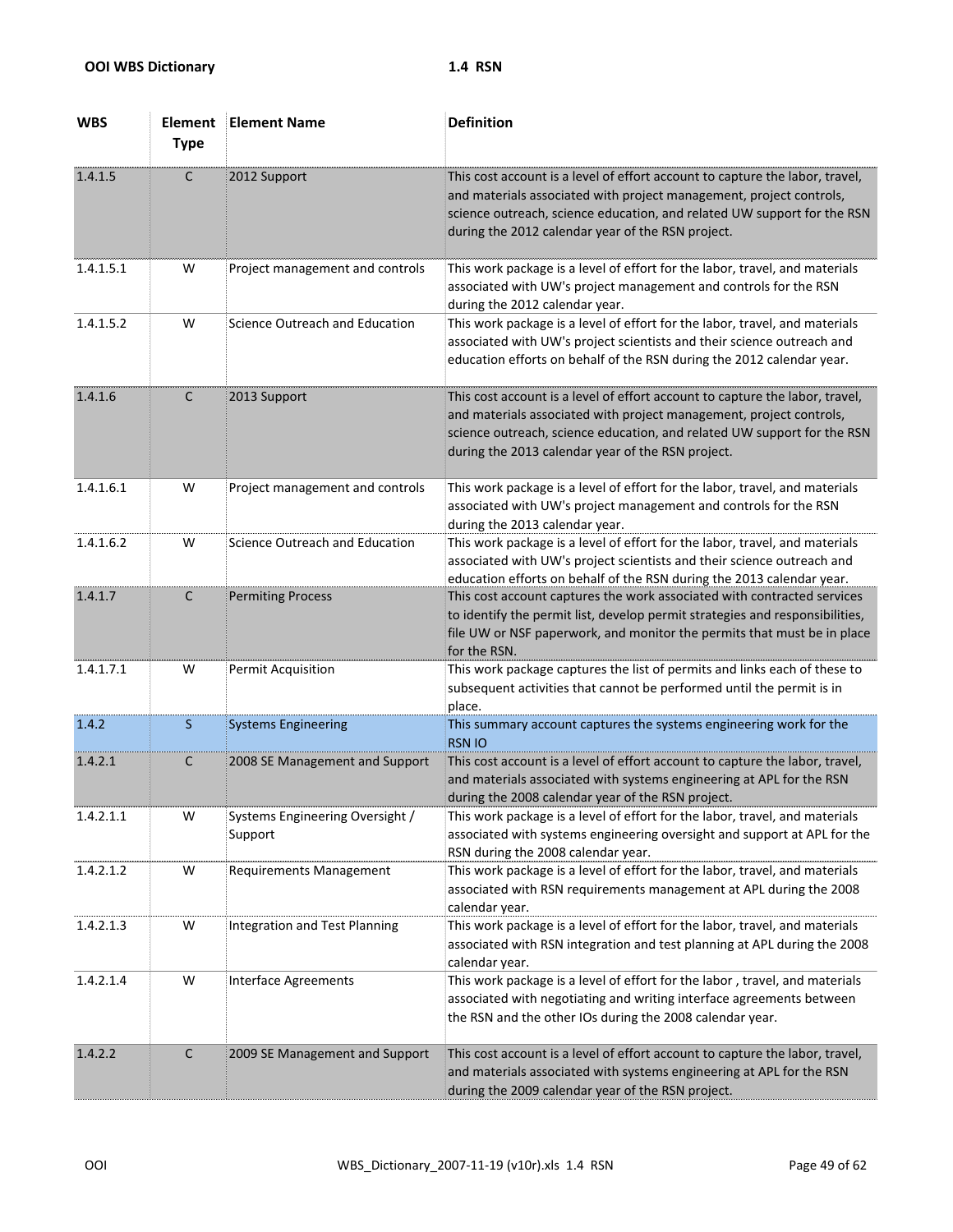| WBS | Element Type | Element Name | Definition |
|---|---|---|---|
| 1.4.1.5 | C | 2012 Support | This cost account is a level of effort account to capture the labor, travel, and materials associated with project management, project controls, science outreach, science education, and related UW support for the RSN during the 2012 calendar year of the RSN project. |
| 1.4.1.5.1 | W | Project management and controls | This work package is a level of effort for the labor, travel, and materials associated with UW's project management and controls for the RSN during the 2012 calendar year. |
| 1.4.1.5.2 | W | Science Outreach and Education | This work package is a level of effort for the labor, travel, and materials associated with UW's project scientists and their science outreach and education efforts on behalf of the RSN during the 2012 calendar year. |
| 1.4.1.6 | C | 2013 Support | This cost account is a level of effort account to capture the labor, travel, and materials associated with project management, project controls, science outreach, science education, and related UW support for the RSN during the 2013 calendar year of the RSN project. |
| 1.4.1.6.1 | W | Project management and controls | This work package is a level of effort for the labor, travel, and materials associated with UW's project management and controls for the RSN during the 2013 calendar year. |
| 1.4.1.6.2 | W | Science Outreach and Education | This work package is a level of effort for the labor, travel, and materials associated with UW's project scientists and their science outreach and education efforts on behalf of the RSN during the 2013 calendar year. |
| 1.4.1.7 | C | Permiting Process | This cost account captures the work associated with contracted services to identify the permit list, develop permit strategies and responsibilities, file UW or NSF paperwork, and monitor the permits that must be in place for the RSN. |
| 1.4.1.7.1 | W | Permit Acquisition | This work package captures the list of permits and links each of these to subsequent activities that cannot be performed until the permit is in place. |
| 1.4.2 | S | Systems Engineering | This summary account captures the systems engineering work for the RSN IO |
| 1.4.2.1 | C | 2008 SE Management and Support | This cost account is a level of effort account to capture the labor, travel, and materials associated with systems engineering at APL for the RSN during the 2008 calendar year of the RSN project. |
| 1.4.2.1.1 | W | Systems Engineering Oversight / Support | This work package is a level of effort for the labor, travel, and materials associated with systems engineering oversight and support at APL for the RSN during the 2008 calendar year. |
| 1.4.2.1.2 | W | Requirements Management | This work package is a level of effort for the labor, travel, and materials associated with RSN requirements management at APL during the 2008 calendar year. |
| 1.4.2.1.3 | W | Integration and Test Planning | This work package is a level of effort for the labor, travel, and materials associated with RSN integration and test planning at APL during the 2008 calendar year. |
| 1.4.2.1.4 | W | Interface Agreements | This work package is a level of effort for the labor , travel, and materials associated with negotiating and writing interface agreements between the RSN and the other IOs during the 2008 calendar year. |
| 1.4.2.2 | C | 2009 SE Management and Support | This cost account is a level of effort account to capture the labor, travel, and materials associated with systems engineering at APL for the RSN during the 2009 calendar year of the RSN project. |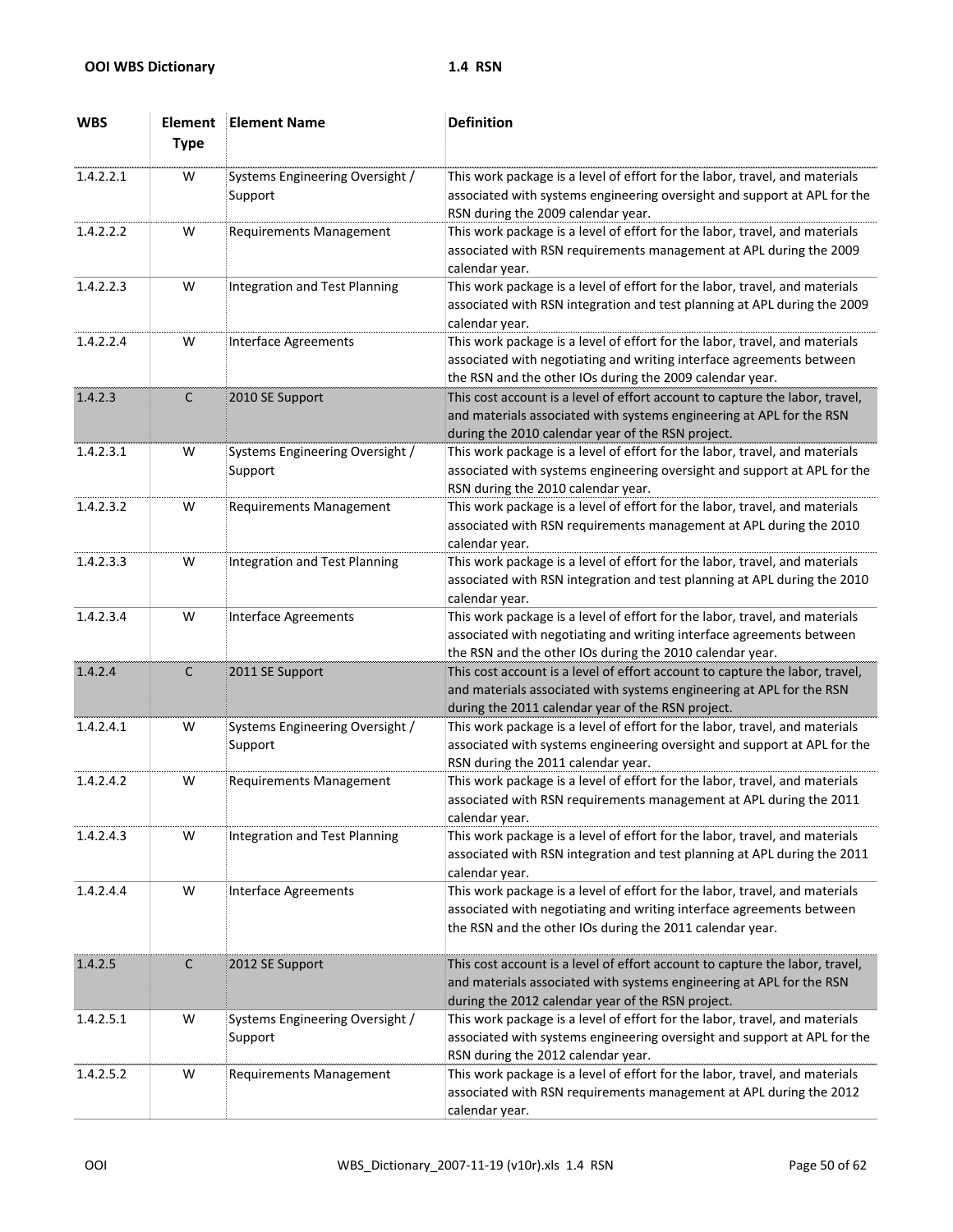| WBS | Element Type | Element Name | Definition |
|---|---|---|---|
| 1.4.2.2.1 | W | Systems Engineering Oversight / Support | This work package is a level of effort for the labor, travel, and materials associated with systems engineering oversight and support at APL for the RSN during the 2009 calendar year. |
| 1.4.2.2.2 | W | Requirements Management | This work package is a level of effort for the labor, travel, and materials associated with RSN requirements management at APL during the 2009 calendar year. |
| 1.4.2.2.3 | W | Integration and Test Planning | This work package is a level of effort for the labor, travel, and materials associated with RSN integration and test planning at APL during the 2009 calendar year. |
| 1.4.2.2.4 | W | Interface Agreements | This work package is a level of effort for the labor, travel, and materials associated with negotiating and writing interface agreements between the RSN and the other IOs during the 2009 calendar year. |
| 1.4.2.3 | C | 2010 SE Support | This cost account is a level of effort account to capture the labor, travel, and materials associated with systems engineering at APL for the RSN during the 2010 calendar year of the RSN project. |
| 1.4.2.3.1 | W | Systems Engineering Oversight / Support | This work package is a level of effort for the labor, travel, and materials associated with systems engineering oversight and support at APL for the RSN during the 2010 calendar year. |
| 1.4.2.3.2 | W | Requirements Management | This work package is a level of effort for the labor, travel, and materials associated with RSN requirements management at APL during the 2010 calendar year. |
| 1.4.2.3.3 | W | Integration and Test Planning | This work package is a level of effort for the labor, travel, and materials associated with RSN integration and test planning at APL during the 2010 calendar year. |
| 1.4.2.3.4 | W | Interface Agreements | This work package is a level of effort for the labor, travel, and materials associated with negotiating and writing interface agreements between the RSN and the other IOs during the 2010 calendar year. |
| 1.4.2.4 | C | 2011 SE Support | This cost account is a level of effort account to capture the labor, travel, and materials associated with systems engineering at APL for the RSN during the 2011 calendar year of the RSN project. |
| 1.4.2.4.1 | W | Systems Engineering Oversight / Support | This work package is a level of effort for the labor, travel, and materials associated with systems engineering oversight and support at APL for the RSN during the 2011 calendar year. |
| 1.4.2.4.2 | W | Requirements Management | This work package is a level of effort for the labor, travel, and materials associated with RSN requirements management at APL during the 2011 calendar year. |
| 1.4.2.4.3 | W | Integration and Test Planning | This work package is a level of effort for the labor, travel, and materials associated with RSN integration and test planning at APL during the 2011 calendar year. |
| 1.4.2.4.4 | W | Interface Agreements | This work package is a level of effort for the labor, travel, and materials associated with negotiating and writing interface agreements between the RSN and the other IOs during the 2011 calendar year. |
| 1.4.2.5 | C | 2012 SE Support | This cost account is a level of effort account to capture the labor, travel, and materials associated with systems engineering at APL for the RSN during the 2012 calendar year of the RSN project. |
| 1.4.2.5.1 | W | Systems Engineering Oversight / Support | This work package is a level of effort for the labor, travel, and materials associated with systems engineering oversight and support at APL for the RSN during the 2012 calendar year. |
| 1.4.2.5.2 | W | Requirements Management | This work package is a level of effort for the labor, travel, and materials associated with RSN requirements management at APL during the 2012 calendar year. |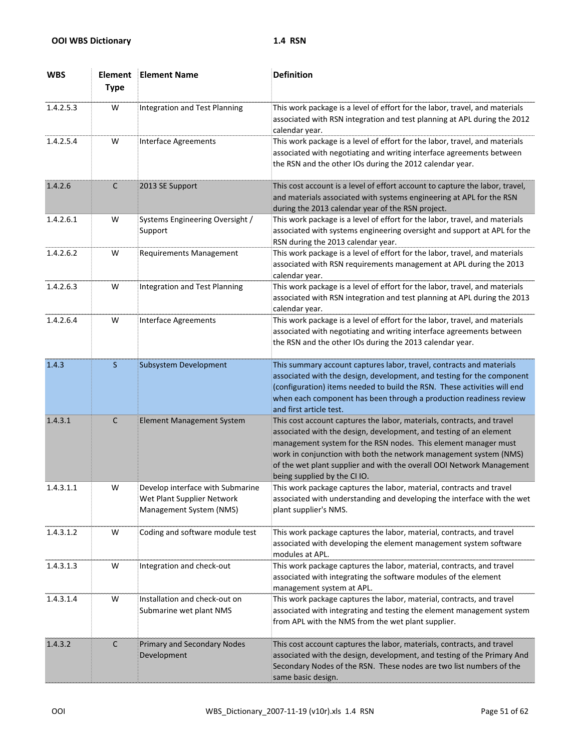| WBS | Element Type | Element Name | Definition |
| --- | --- | --- | --- |
| 1.4.2.5.3 | W | Integration and Test Planning | This work package is a level of effort for the labor, travel, and materials associated with RSN integration and test planning at APL during the 2012 calendar year. |
| 1.4.2.5.4 | W | Interface Agreements | This work package is a level of effort for the labor, travel, and materials associated with negotiating and writing interface agreements between the RSN and the other IOs during the 2012 calendar year. |
| 1.4.2.6 | C | 2013 SE Support | This cost account is a level of effort account to capture the labor, travel, and materials associated with systems engineering at APL for the RSN during the 2013 calendar year of the RSN project. |
| 1.4.2.6.1 | W | Systems Engineering Oversight / Support | This work package is a level of effort for the labor, travel, and materials associated with systems engineering oversight and support at APL for the RSN during the 2013 calendar year. |
| 1.4.2.6.2 | W | Requirements Management | This work package is a level of effort for the labor, travel, and materials associated with RSN requirements management at APL during the 2013 calendar year. |
| 1.4.2.6.3 | W | Integration and Test Planning | This work package is a level of effort for the labor, travel, and materials associated with RSN integration and test planning at APL during the 2013 calendar year. |
| 1.4.2.6.4 | W | Interface Agreements | This work package is a level of effort for the labor, travel, and materials associated with negotiating and writing interface agreements between the RSN and the other IOs during the 2013 calendar year. |
| 1.4.3 | S | Subsystem Development | This summary account captures labor, travel, contracts and materials associated with the design, development, and testing for the component (configuration) items needed to build the RSN. These activities will end when each component has been through a production readiness review and first article test. |
| 1.4.3.1 | C | Element Management System | This cost account captures the labor, materials, contracts, and travel associated with the design, development, and testing of an element management system for the RSN nodes. This element manager must work in conjunction with both the network management system (NMS) of the wet plant supplier and with the overall OOI Network Management being supplied by the CI IO. |
| 1.4.3.1.1 | W | Develop interface with Submarine Wet Plant Supplier Network Management System (NMS) | This work package captures the labor, material, contracts and travel associated with understanding and developing the interface with the wet plant supplier's NMS. |
| 1.4.3.1.2 | W | Coding and software module test | This work package captures the labor, material, contracts, and travel associated with developing the element management system software modules at APL. |
| 1.4.3.1.3 | W | Integration and check-out | This work package captures the labor, material, contracts, and travel associated with integrating the software modules of the element management system at APL. |
| 1.4.3.1.4 | W | Installation and check-out on Submarine wet plant NMS | This work package captures the labor, material, contracts, and travel associated with integrating and testing the element management system from APL with the NMS from the wet plant supplier. |
| 1.4.3.2 | C | Primary and Secondary Nodes Development | This cost account captures the labor, materials, contracts, and travel associated with the design, development, and testing of the Primary And Secondary Nodes of the RSN. These nodes are two list numbers of the same basic design. |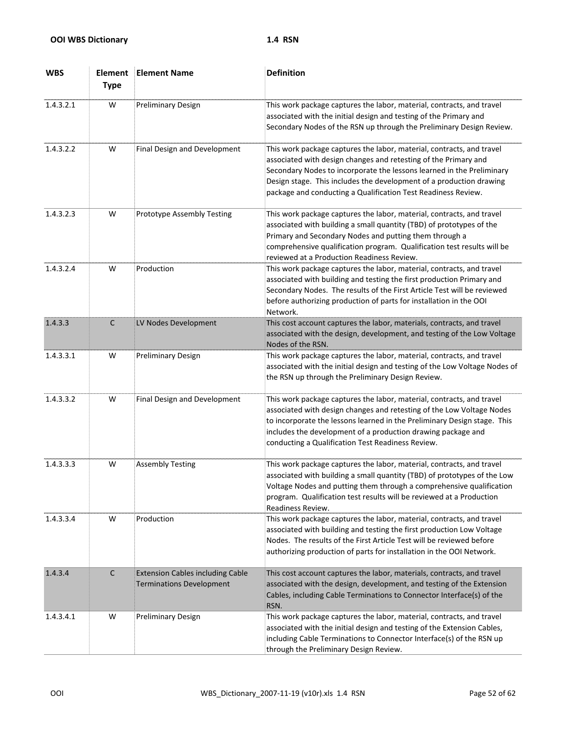| WBS | Element Type | Element Name | Definition |
|---|---|---|---|
| 1.4.3.2.1 | W | Preliminary Design | This work package captures the labor, material, contracts, and travel associated with the initial design and testing of the Primary and Secondary Nodes of the RSN up through the Preliminary Design Review. |
| 1.4.3.2.2 | W | Final Design and Development | This work package captures the labor, material, contracts, and travel associated with design changes and retesting of the Primary and Secondary Nodes to incorporate the lessons learned in the Preliminary Design stage. This includes the development of a production drawing package and conducting a Qualification Test Readiness Review. |
| 1.4.3.2.3 | W | Prototype Assembly Testing | This work package captures the labor, material, contracts, and travel associated with building a small quantity (TBD) of prototypes of the Primary and Secondary Nodes and putting them through a comprehensive qualification program. Qualification test results will be reviewed at a Production Readiness Review. |
| 1.4.3.2.4 | W | Production | This work package captures the labor, material, contracts, and travel associated with building and testing the first production Primary and Secondary Nodes. The results of the First Article Test will be reviewed before authorizing production of parts for installation in the OOI Network. |
| 1.4.3.3 | C | LV Nodes Development | This cost account captures the labor, materials, contracts, and travel associated with the design, development, and testing of the Low Voltage Nodes of the RSN. |
| 1.4.3.3.1 | W | Preliminary Design | This work package captures the labor, material, contracts, and travel associated with the initial design and testing of the Low Voltage Nodes of the RSN up through the Preliminary Design Review. |
| 1.4.3.3.2 | W | Final Design and Development | This work package captures the labor, material, contracts, and travel associated with design changes and retesting of the Low Voltage Nodes to incorporate the lessons learned in the Preliminary Design stage. This includes the development of a production drawing package and conducting a Qualification Test Readiness Review. |
| 1.4.3.3.3 | W | Assembly Testing | This work package captures the labor, material, contracts, and travel associated with building a small quantity (TBD) of prototypes of the Low Voltage Nodes and putting them through a comprehensive qualification program. Qualification test results will be reviewed at a Production Readiness Review. |
| 1.4.3.3.4 | W | Production | This work package captures the labor, material, contracts, and travel associated with building and testing the first production Low Voltage Nodes. The results of the First Article Test will be reviewed before authorizing production of parts for installation in the OOI Network. |
| 1.4.3.4 | C | Extension Cables including Cable Terminations Development | This cost account captures the labor, materials, contracts, and travel associated with the design, development, and testing of the Extension Cables, including Cable Terminations to Connector Interface(s) of the RSN. |
| 1.4.3.4.1 | W | Preliminary Design | This work package captures the labor, material, contracts, and travel associated with the initial design and testing of the Extension Cables, including Cable Terminations to Connector Interface(s) of the RSN up through the Preliminary Design Review. |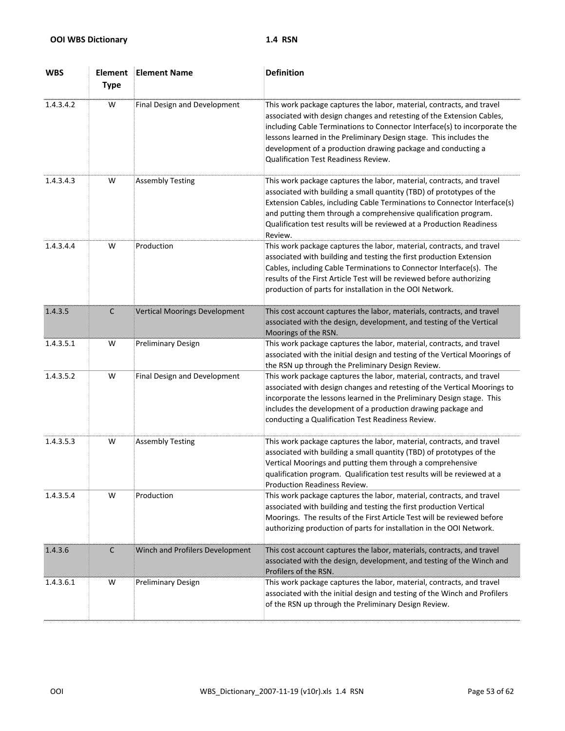| WBS | Element Type | Element Name | Definition |
|---|---|---|---|
| 1.4.3.4.2 | W | Final Design and Development | This work package captures the labor, material, contracts, and travel associated with design changes and retesting of the Extension Cables, including Cable Terminations to Connector Interface(s) to incorporate the lessons learned in the Preliminary Design stage. This includes the development of a production drawing package and conducting a Qualification Test Readiness Review. |
| 1.4.3.4.3 | W | Assembly Testing | This work package captures the labor, material, contracts, and travel associated with building a small quantity (TBD) of prototypes of the Extension Cables, including Cable Terminations to Connector Interface(s) and putting them through a comprehensive qualification program. Qualification test results will be reviewed at a Production Readiness Review. |
| 1.4.3.4.4 | W | Production | This work package captures the labor, material, contracts, and travel associated with building and testing the first production Extension Cables, including Cable Terminations to Connector Interface(s). The results of the First Article Test will be reviewed before authorizing production of parts for installation in the OOI Network. |
| 1.4.3.5 | C | Vertical Moorings Development | This cost account captures the labor, materials, contracts, and travel associated with the design, development, and testing of the Vertical Moorings of the RSN. |
| 1.4.3.5.1 | W | Preliminary Design | This work package captures the labor, material, contracts, and travel associated with the initial design and testing of the Vertical Moorings of the RSN up through the Preliminary Design Review. |
| 1.4.3.5.2 | W | Final Design and Development | This work package captures the labor, material, contracts, and travel associated with design changes and retesting of the Vertical Moorings to incorporate the lessons learned in the Preliminary Design stage. This includes the development of a production drawing package and conducting a Qualification Test Readiness Review. |
| 1.4.3.5.3 | W | Assembly Testing | This work package captures the labor, material, contracts, and travel associated with building a small quantity (TBD) of prototypes of the Vertical Moorings and putting them through a comprehensive qualification program. Qualification test results will be reviewed at a Production Readiness Review. |
| 1.4.3.5.4 | W | Production | This work package captures the labor, material, contracts, and travel associated with building and testing the first production Vertical Moorings. The results of the First Article Test will be reviewed before authorizing production of parts for installation in the OOI Network. |
| 1.4.3.6 | C | Winch and Profilers Development | This cost account captures the labor, materials, contracts, and travel associated with the design, development, and testing of the Winch and Profilers of the RSN. |
| 1.4.3.6.1 | W | Preliminary Design | This work package captures the labor, material, contracts, and travel associated with the initial design and testing of the Winch and Profilers of the RSN up through the Preliminary Design Review. |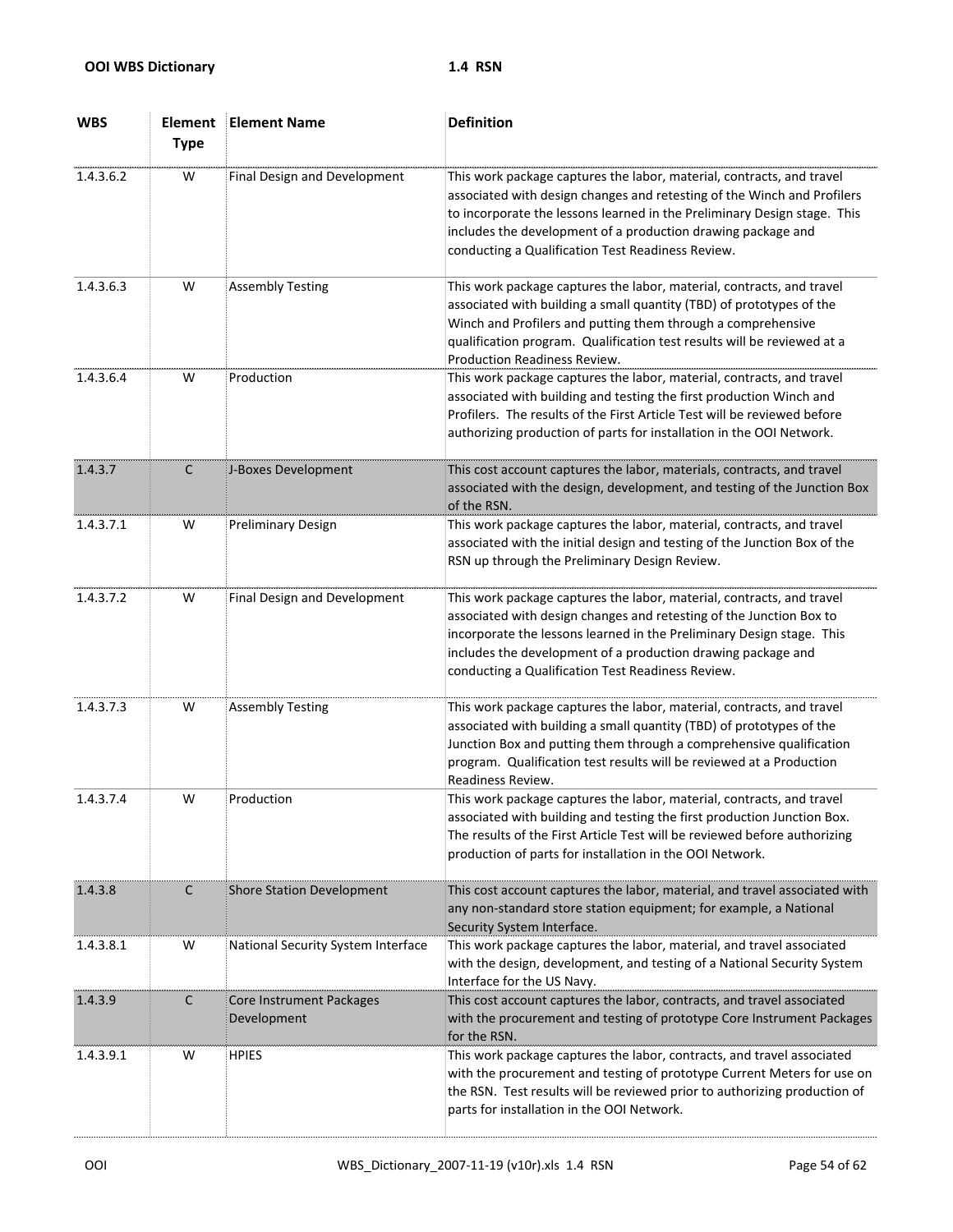| WBS | Element Type | Element Name | Definition |
|---|---|---|---|
| 1.4.3.6.2 | W | Final Design and Development | This work package captures the labor, material, contracts, and travel associated with design changes and retesting of the Winch and Profilers to incorporate the lessons learned in the Preliminary Design stage. This includes the development of a production drawing package and conducting a Qualification Test Readiness Review. |
| 1.4.3.6.3 | W | Assembly Testing | This work package captures the labor, material, contracts, and travel associated with building a small quantity (TBD) of prototypes of the Winch and Profilers and putting them through a comprehensive qualification program. Qualification test results will be reviewed at a Production Readiness Review. |
| 1.4.3.6.4 | W | Production | This work package captures the labor, material, contracts, and travel associated with building and testing the first production Winch and Profilers. The results of the First Article Test will be reviewed before authorizing production of parts for installation in the OOI Network. |
| 1.4.3.7 | C | J-Boxes Development | This cost account captures the labor, materials, contracts, and travel associated with the design, development, and testing of the Junction Box of the RSN. |
| 1.4.3.7.1 | W | Preliminary Design | This work package captures the labor, material, contracts, and travel associated with the initial design and testing of the Junction Box of the RSN up through the Preliminary Design Review. |
| 1.4.3.7.2 | W | Final Design and Development | This work package captures the labor, material, contracts, and travel associated with design changes and retesting of the Junction Box to incorporate the lessons learned in the Preliminary Design stage. This includes the development of a production drawing package and conducting a Qualification Test Readiness Review. |
| 1.4.3.7.3 | W | Assembly Testing | This work package captures the labor, material, contracts, and travel associated with building a small quantity (TBD) of prototypes of the Junction Box and putting them through a comprehensive qualification program. Qualification test results will be reviewed at a Production Readiness Review. |
| 1.4.3.7.4 | W | Production | This work package captures the labor, material, contracts, and travel associated with building and testing the first production Junction Box. The results of the First Article Test will be reviewed before authorizing production of parts for installation in the OOI Network. |
| 1.4.3.8 | C | Shore Station Development | This cost account captures the labor, material, and travel associated with any non-standard store station equipment; for example, a National Security System Interface. |
| 1.4.3.8.1 | W | National Security System Interface | This work package captures the labor, material, and travel associated with the design, development, and testing of a National Security System Interface for the US Navy. |
| 1.4.3.9 | C | Core Instrument Packages Development | This cost account captures the labor, contracts, and travel associated with the procurement and testing of prototype Core Instrument Packages for the RSN. |
| 1.4.3.9.1 | W | HPIES | This work package captures the labor, contracts, and travel associated with the procurement and testing of prototype Current Meters for use on the RSN. Test results will be reviewed prior to authorizing production of parts for installation in the OOI Network. |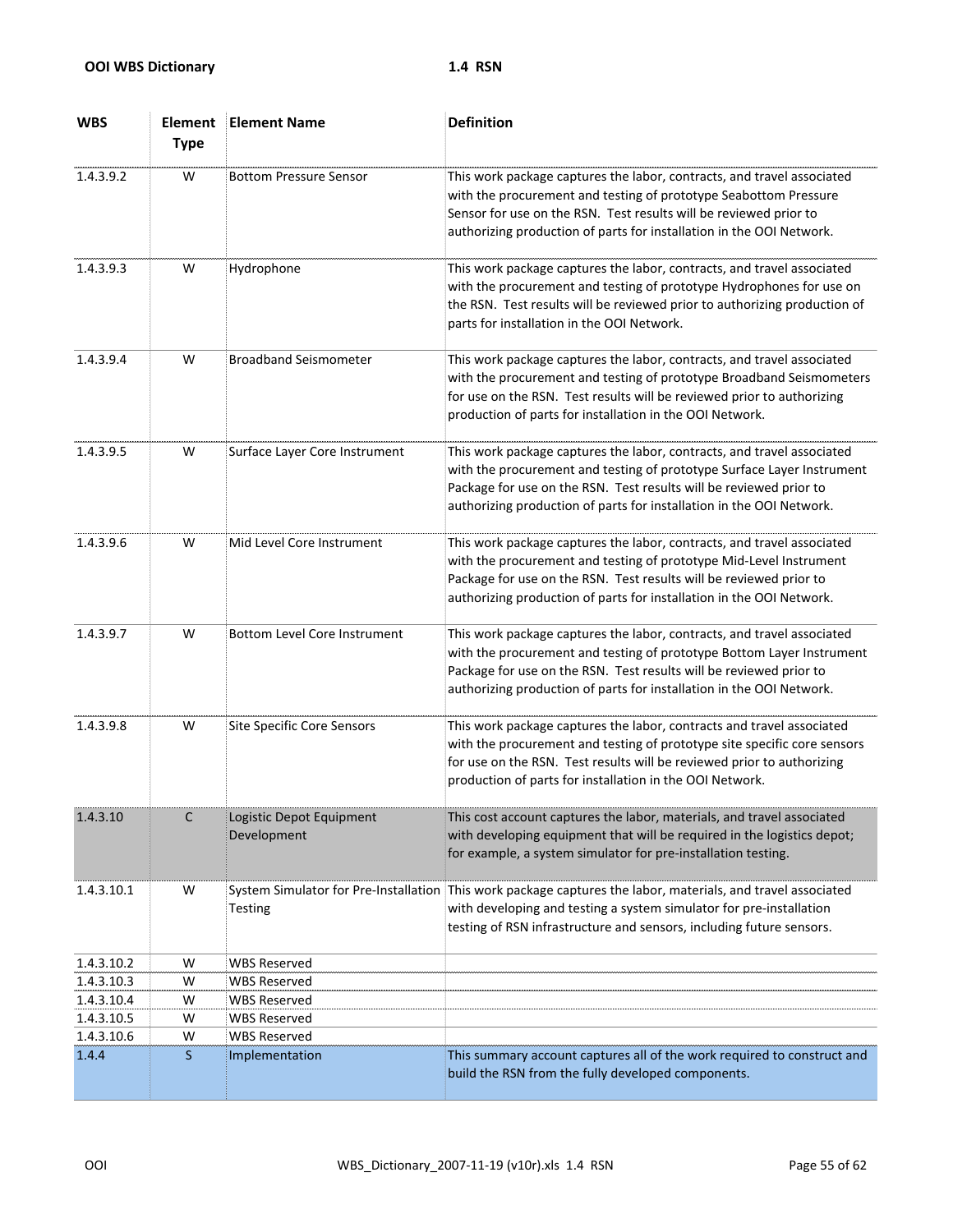| WBS | Element Type | Element Name | Definition |
|---|---|---|---|
| 1.4.3.9.2 | W | Bottom Pressure Sensor | This work package captures the labor, contracts, and travel associated with the procurement and testing of prototype Seabottom Pressure Sensor for use on the RSN. Test results will be reviewed prior to authorizing production of parts for installation in the OOI Network. |
| 1.4.3.9.3 | W | Hydrophone | This work package captures the labor, contracts, and travel associated with the procurement and testing of prototype Hydrophones for use on the RSN. Test results will be reviewed prior to authorizing production of parts for installation in the OOI Network. |
| 1.4.3.9.4 | W | Broadband Seismometer | This work package captures the labor, contracts, and travel associated with the procurement and testing of prototype Broadband Seismometers for use on the RSN. Test results will be reviewed prior to authorizing production of parts for installation in the OOI Network. |
| 1.4.3.9.5 | W | Surface Layer Core Instrument | This work package captures the labor, contracts, and travel associated with the procurement and testing of prototype Surface Layer Instrument Package for use on the RSN. Test results will be reviewed prior to authorizing production of parts for installation in the OOI Network. |
| 1.4.3.9.6 | W | Mid Level Core Instrument | This work package captures the labor, contracts, and travel associated with the procurement and testing of prototype Mid-Level Instrument Package for use on the RSN. Test results will be reviewed prior to authorizing production of parts for installation in the OOI Network. |
| 1.4.3.9.7 | W | Bottom Level Core Instrument | This work package captures the labor, contracts, and travel associated with the procurement and testing of prototype Bottom Layer Instrument Package for use on the RSN. Test results will be reviewed prior to authorizing production of parts for installation in the OOI Network. |
| 1.4.3.9.8 | W | Site Specific Core Sensors | This work package captures the labor, contracts and travel associated with the procurement and testing of prototype site specific core sensors for use on the RSN. Test results will be reviewed prior to authorizing production of parts for installation in the OOI Network. |
| 1.4.3.10 | C | Logistic Depot Equipment Development | This cost account captures the labor, materials, and travel associated with developing equipment that will be required in the logistics depot; for example, a system simulator for pre-installation testing. |
| 1.4.3.10.1 | W | System Simulator for Pre-Installation Testing | This work package captures the labor, materials, and travel associated with developing and testing a system simulator for pre-installation testing of RSN infrastructure and sensors, including future sensors. |
| 1.4.3.10.2 | W | WBS Reserved | |
| 1.4.3.10.3 | W | WBS Reserved | |
| 1.4.3.10.4 | W | WBS Reserved | |
| 1.4.3.10.5 | W | WBS Reserved | |
| 1.4.3.10.6 | W | WBS Reserved | |
| 1.4.4 | S | Implementation | This summary account captures all of the work required to construct and build the RSN from the fully developed components. |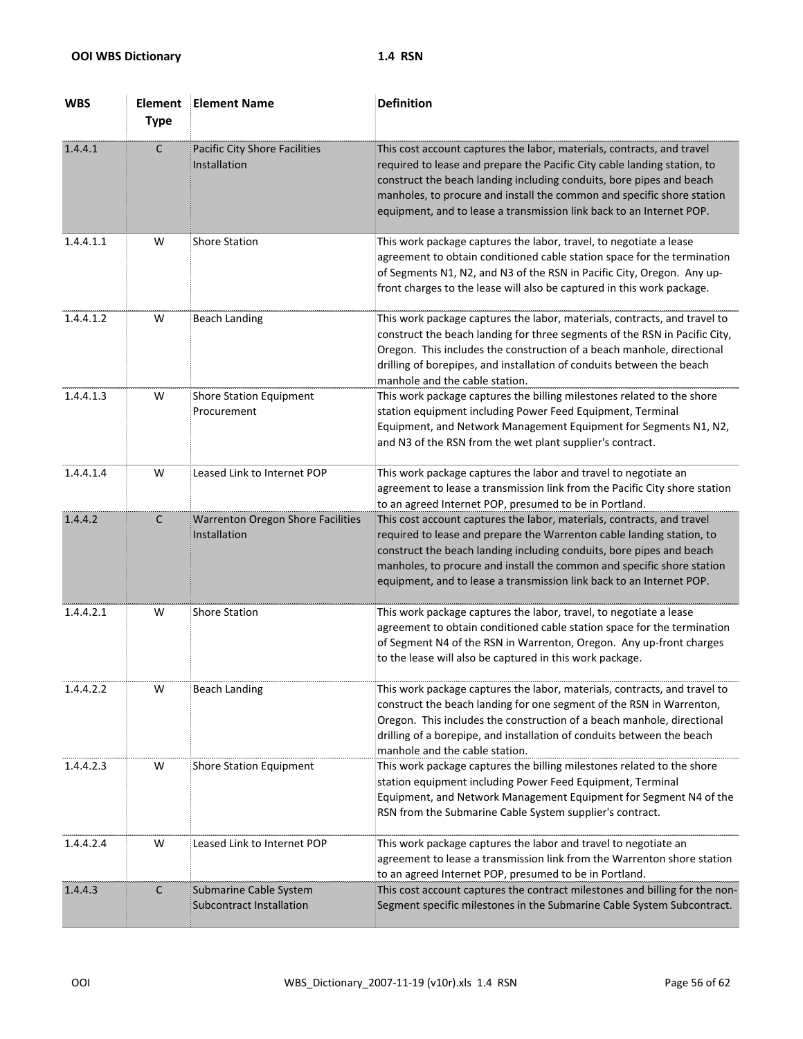| WBS | Element Type | Element Name | Definition |
|---|---|---|---|
| 1.4.4.1 | C | Pacific City Shore Facilities Installation | This cost account captures the labor, materials, contracts, and travel required to lease and prepare the Pacific City cable landing station, to construct the beach landing including conduits, bore pipes and beach manholes, to procure and install the common and specific shore station equipment, and to lease a transmission link back to an Internet POP. |
| 1.4.4.1.1 | W | Shore Station | This work package captures the labor, travel, to negotiate a lease agreement to obtain conditioned cable station space for the termination of Segments N1, N2, and N3 of the RSN in Pacific City, Oregon. Any up-front charges to the lease will also be captured in this work package. |
| 1.4.4.1.2 | W | Beach Landing | This work package captures the labor, materials, contracts, and travel to construct the beach landing for three segments of the RSN in Pacific City, Oregon. This includes the construction of a beach manhole, directional drilling of borepipes, and installation of conduits between the beach manhole and the cable station. |
| 1.4.4.1.3 | W | Shore Station Equipment Procurement | This work package captures the billing milestones related to the shore station equipment including Power Feed Equipment, Terminal Equipment, and Network Management Equipment for Segments N1, N2, and N3 of the RSN from the wet plant supplier's contract. |
| 1.4.4.1.4 | W | Leased Link to Internet POP | This work package captures the labor and travel to negotiate an agreement to lease a transmission link from the Pacific City shore station to an agreed Internet POP, presumed to be in Portland. |
| 1.4.4.2 | C | Warrenton Oregon Shore Facilities Installation | This cost account captures the labor, materials, contracts, and travel required to lease and prepare the Warrenton cable landing station, to construct the beach landing including conduits, bore pipes and beach manholes, to procure and install the common and specific shore station equipment, and to lease a transmission link back to an Internet POP. |
| 1.4.4.2.1 | W | Shore Station | This work package captures the labor, travel, to negotiate a lease agreement to obtain conditioned cable station space for the termination of Segment N4 of the RSN in Warrenton, Oregon. Any up-front charges to the lease will also be captured in this work package. |
| 1.4.4.2.2 | W | Beach Landing | This work package captures the labor, materials, contracts, and travel to construct the beach landing for one segment of the RSN in Warrenton, Oregon. This includes the construction of a beach manhole, directional drilling of a borepipe, and installation of conduits between the beach manhole and the cable station. |
| 1.4.4.2.3 | W | Shore Station Equipment | This work package captures the billing milestones related to the shore station equipment including Power Feed Equipment, Terminal Equipment, and Network Management Equipment for Segment N4 of the RSN from the Submarine Cable System supplier's contract. |
| 1.4.4.2.4 | W | Leased Link to Internet POP | This work package captures the labor and travel to negotiate an agreement to lease a transmission link from the Warrenton shore station to an agreed Internet POP, presumed to be in Portland. |
| 1.4.4.3 | C | Submarine Cable System Subcontract Installation | This cost account captures the contract milestones and billing for the non-Segment specific milestones in the Submarine Cable System Subcontract. |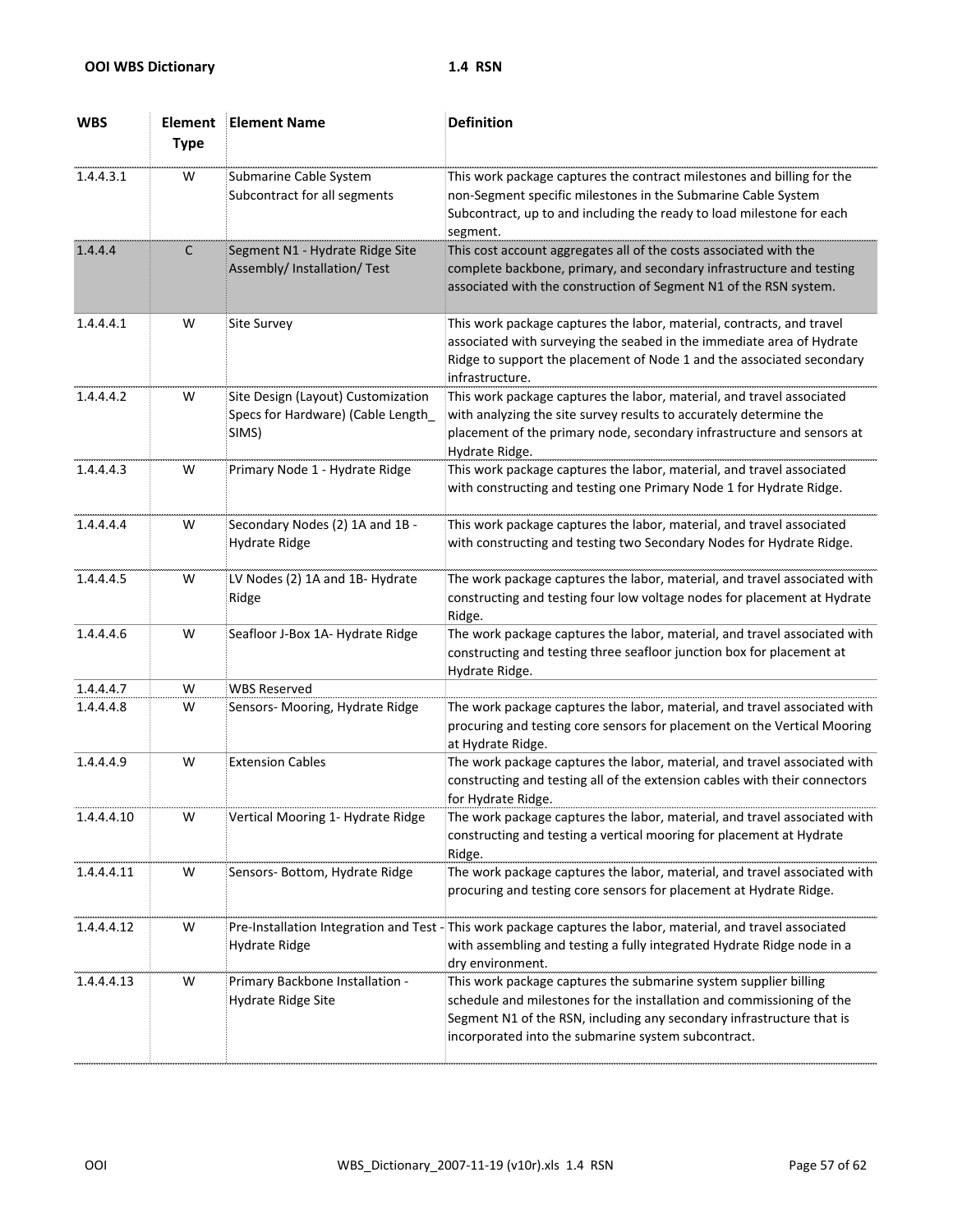| WBS | Element Type | Element Name | Definition |
|---|---|---|---|
| 1.4.4.3.1 | W | Submarine Cable System Subcontract for all segments | This work package captures the contract milestones and billing for the non-Segment specific milestones in the Submarine Cable System Subcontract, up to and including the ready to load milestone for each segment. |
| 1.4.4.4 | C | Segment N1 - Hydrate Ridge Site Assembly/ Installation/ Test | This cost account aggregates all of the costs associated with the complete backbone, primary, and secondary infrastructure and testing associated with the construction of Segment N1 of the RSN system. |
| 1.4.4.4.1 | W | Site Survey | This work package captures the labor, material, contracts, and travel associated with surveying the seabed in the immediate area of Hydrate Ridge to support the placement of Node 1 and the associated secondary infrastructure. |
| 1.4.4.4.2 | W | Site Design (Layout) Customization Specs for Hardware) (Cable Length_ SIMS) | This work package captures the labor, material, and travel associated with analyzing the site survey results to accurately determine the placement of the primary node, secondary infrastructure and sensors at Hydrate Ridge. |
| 1.4.4.4.3 | W | Primary Node 1 - Hydrate Ridge | This work package captures the labor, material, and travel associated with constructing and testing one Primary Node 1 for Hydrate Ridge. |
| 1.4.4.4.4 | W | Secondary Nodes (2) 1A and 1B - Hydrate Ridge | This work package captures the labor, material, and travel associated with constructing and testing two Secondary Nodes for Hydrate Ridge. |
| 1.4.4.4.5 | W | LV Nodes (2) 1A and 1B- Hydrate Ridge | The work package captures the labor, material, and travel associated with constructing and testing four low voltage nodes for placement at Hydrate Ridge. |
| 1.4.4.4.6 | W | Seafloor J-Box 1A- Hydrate Ridge | The work package captures the labor, material, and travel associated with constructing and testing three seafloor junction box for placement at Hydrate Ridge. |
| 1.4.4.4.7 | W | WBS Reserved | |
| 1.4.4.4.8 | W | Sensors- Mooring, Hydrate Ridge | The work package captures the labor, material, and travel associated with procuring and testing core sensors for placement on the Vertical Mooring at Hydrate Ridge. |
| 1.4.4.4.9 | W | Extension Cables | The work package captures the labor, material, and travel associated with constructing and testing all of the extension cables with their connectors for Hydrate Ridge. |
| 1.4.4.4.10 | W | Vertical Mooring 1- Hydrate Ridge | The work package captures the labor, material, and travel associated with constructing and testing a vertical mooring for placement at Hydrate Ridge. |
| 1.4.4.4.11 | W | Sensors- Bottom, Hydrate Ridge | The work package captures the labor, material, and travel associated with procuring and testing core sensors for placement at Hydrate Ridge. |
| 1.4.4.4.12 | W | Pre-Installation Integration and Test - Hydrate Ridge | This work package captures the labor, material, and travel associated with assembling and testing a fully integrated Hydrate Ridge node in a dry environment. |
| 1.4.4.4.13 | W | Primary Backbone Installation - Hydrate Ridge Site | This work package captures the submarine system supplier billing schedule and milestones for the installation and commissioning of the Segment N1 of the RSN, including any secondary infrastructure that is incorporated into the submarine system subcontract. |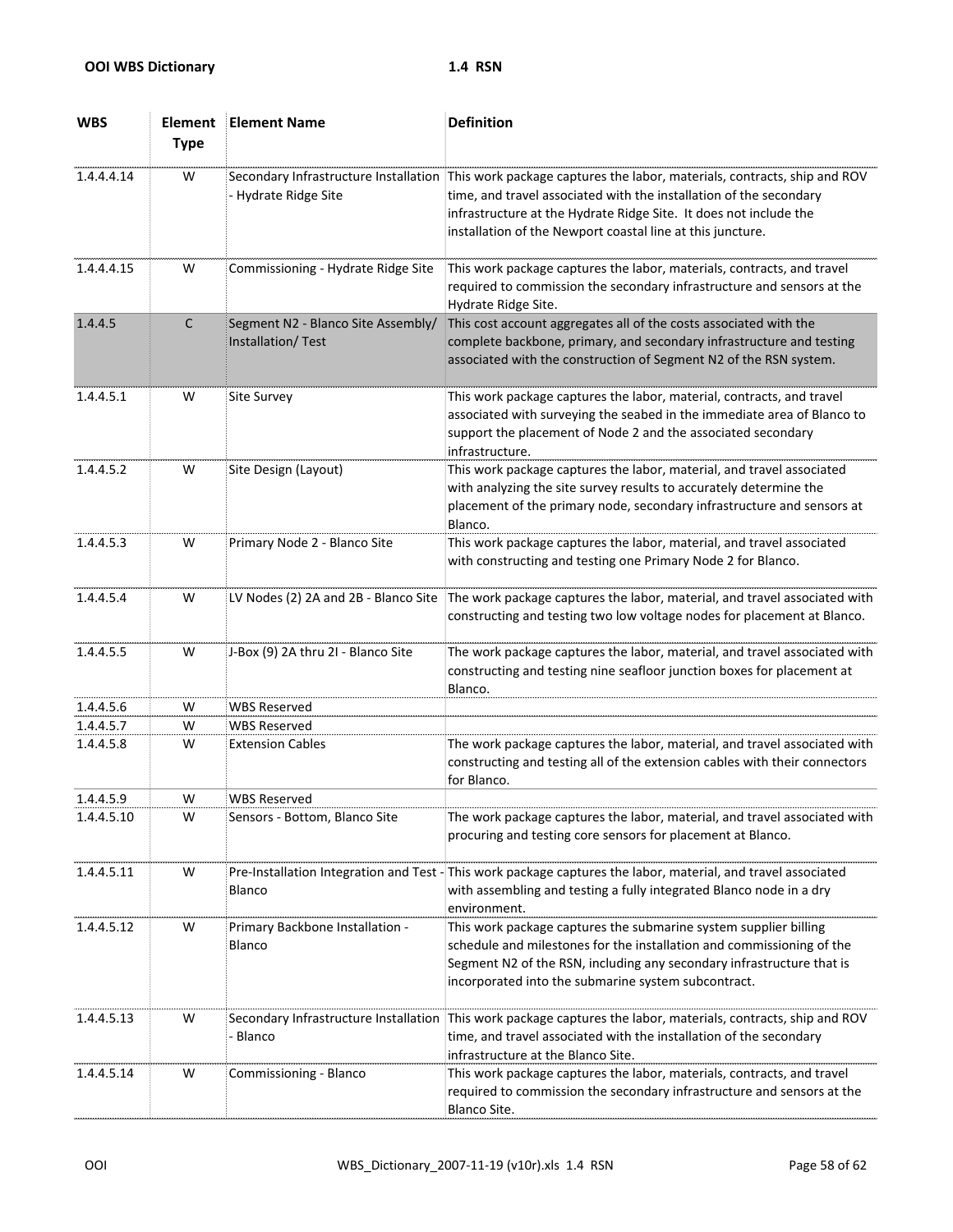| WBS | Element Type | Element Name | Definition |
|---|---|---|---|
| 1.4.4.4.14 | W | Secondary Infrastructure Installation - Hydrate Ridge Site | This work package captures the labor, materials, contracts, ship and ROV time, and travel associated with the installation of the secondary infrastructure at the Hydrate Ridge Site. It does not include the installation of the Newport coastal line at this juncture. |
| 1.4.4.4.15 | W | Commissioning - Hydrate Ridge Site | This work package captures the labor, materials, contracts, and travel required to commission the secondary infrastructure and sensors at the Hydrate Ridge Site. |
| 1.4.4.5 | C | Segment N2 - Blanco Site Assembly/ Installation/ Test | This cost account aggregates all of the costs associated with the complete backbone, primary, and secondary infrastructure and testing associated with the construction of Segment N2 of the RSN system. |
| 1.4.4.5.1 | W | Site Survey | This work package captures the labor, material, contracts, and travel associated with surveying the seabed in the immediate area of Blanco to support the placement of Node 2 and the associated secondary infrastructure. |
| 1.4.4.5.2 | W | Site Design (Layout) | This work package captures the labor, material, and travel associated with analyzing the site survey results to accurately determine the placement of the primary node, secondary infrastructure and sensors at Blanco. |
| 1.4.4.5.3 | W | Primary Node 2 - Blanco Site | This work package captures the labor, material, and travel associated with constructing and testing one Primary Node 2 for Blanco. |
| 1.4.4.5.4 | W | LV Nodes (2) 2A and 2B - Blanco Site | The work package captures the labor, material, and travel associated with constructing and testing two low voltage nodes for placement at Blanco. |
| 1.4.4.5.5 | W | J-Box (9) 2A thru 2I - Blanco Site | The work package captures the labor, material, and travel associated with constructing and testing nine seafloor junction boxes for placement at Blanco. |
| 1.4.4.5.6 | W | WBS Reserved | |
| 1.4.4.5.7 | W | WBS Reserved | |
| 1.4.4.5.8 | W | Extension Cables | The work package captures the labor, material, and travel associated with constructing and testing all of the extension cables with their connectors for Blanco. |
| 1.4.4.5.9 | W | WBS Reserved | |
| 1.4.4.5.10 | W | Sensors - Bottom, Blanco Site | The work package captures the labor, material, and travel associated with procuring and testing core sensors for placement at Blanco. |
| 1.4.4.5.11 | W | Pre-Installation Integration and Test - Blanco | This work package captures the labor, material, and travel associated with assembling and testing a fully integrated Blanco node in a dry environment. |
| 1.4.4.5.12 | W | Primary Backbone Installation - Blanco | This work package captures the submarine system supplier billing schedule and milestones for the installation and commissioning of the Segment N2 of the RSN, including any secondary infrastructure that is incorporated into the submarine system subcontract. |
| 1.4.4.5.13 | W | Secondary Infrastructure Installation - Blanco | This work package captures the labor, materials, contracts, ship and ROV time, and travel associated with the installation of the secondary infrastructure at the Blanco Site. |
| 1.4.4.5.14 | W | Commissioning - Blanco | This work package captures the labor, materials, contracts, and travel required to commission the secondary infrastructure and sensors at the Blanco Site. |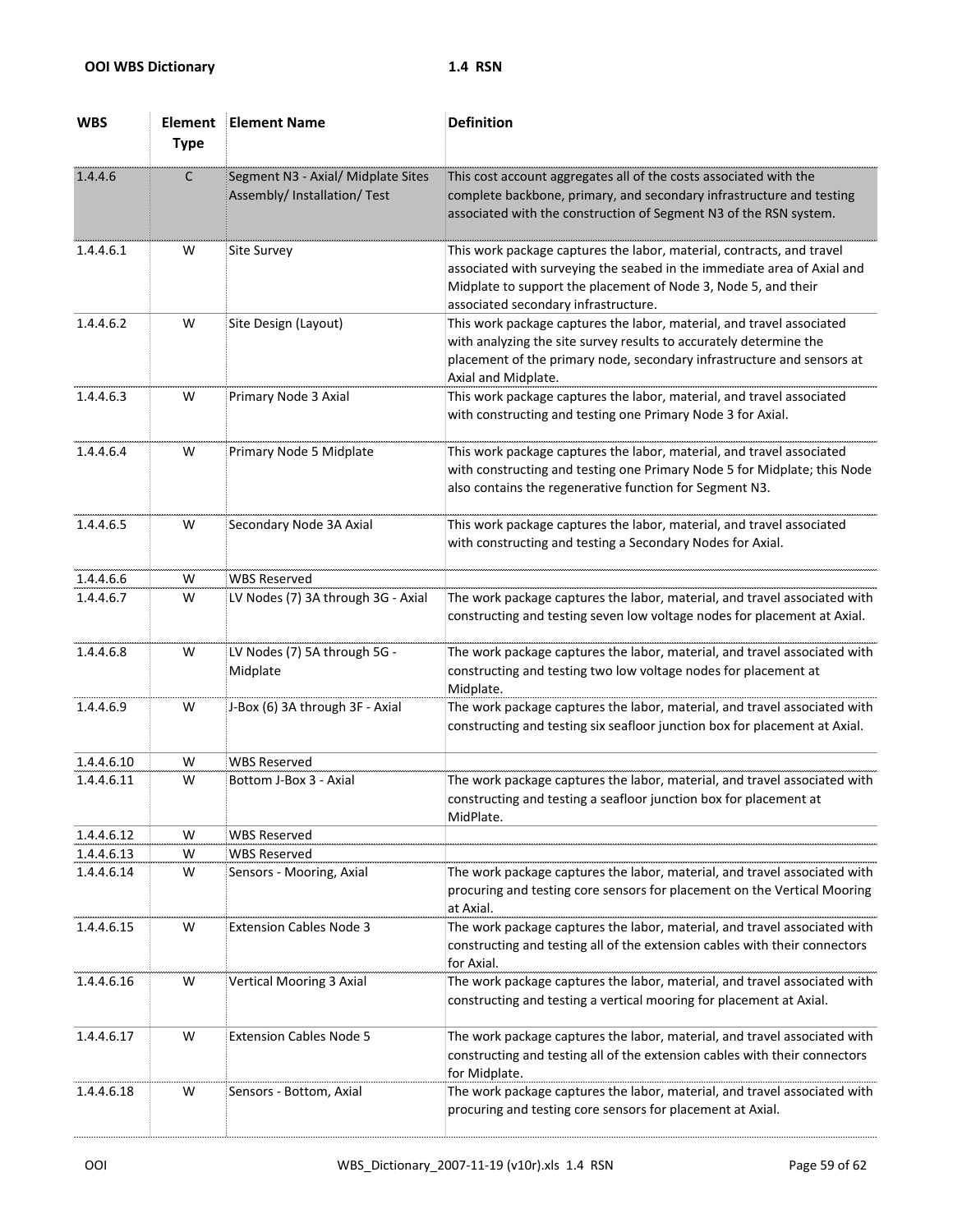| WBS | Element Type | Element Name | Definition |
|---|---|---|---|
| 1.4.4.6 | C | Segment N3 - Axial/ Midplate Sites Assembly/ Installation/ Test | This cost account aggregates all of the costs associated with the complete backbone, primary, and secondary infrastructure and testing associated with the construction of Segment N3 of the RSN system. |
| 1.4.4.6.1 | W | Site Survey | This work package captures the labor, material, contracts, and travel associated with surveying the seabed in the immediate area of Axial and Midplate to support the placement of Node 3, Node 5, and their associated secondary infrastructure. |
| 1.4.4.6.2 | W | Site Design (Layout) | This work package captures the labor, material, and travel associated with analyzing the site survey results to accurately determine the placement of the primary node, secondary infrastructure and sensors at Axial and Midplate. |
| 1.4.4.6.3 | W | Primary Node 3 Axial | This work package captures the labor, material, and travel associated with constructing and testing one Primary Node 3 for Axial. |
| 1.4.4.6.4 | W | Primary Node 5 Midplate | This work package captures the labor, material, and travel associated with constructing and testing one Primary Node 5 for Midplate; this Node also contains the regenerative function for Segment N3. |
| 1.4.4.6.5 | W | Secondary Node 3A Axial | This work package captures the labor, material, and travel associated with constructing and testing a Secondary Nodes for Axial. |
| 1.4.4.6.6 | W | WBS Reserved | |
| 1.4.4.6.7 | W | LV Nodes (7) 3A through 3G - Axial | The work package captures the labor, material, and travel associated with constructing and testing seven low voltage nodes for placement at Axial. |
| 1.4.4.6.8 | W | LV Nodes (7) 5A through 5G - Midplate | The work package captures the labor, material, and travel associated with constructing and testing two low voltage nodes for placement at Midplate. |
| 1.4.4.6.9 | W | J-Box (6) 3A through 3F - Axial | The work package captures the labor, material, and travel associated with constructing and testing six seafloor junction box for placement at Axial. |
| 1.4.4.6.10 | W | WBS Reserved | |
| 1.4.4.6.11 | W | Bottom J-Box 3 - Axial | The work package captures the labor, material, and travel associated with constructing and testing a seafloor junction box for placement at MidPlate. |
| 1.4.4.6.12 | W | WBS Reserved | |
| 1.4.4.6.13 | W | WBS Reserved | |
| 1.4.4.6.14 | W | Sensors - Mooring, Axial | The work package captures the labor, material, and travel associated with procuring and testing core sensors for placement on the Vertical Mooring at Axial. |
| 1.4.4.6.15 | W | Extension Cables Node 3 | The work package captures the labor, material, and travel associated with constructing and testing all of the extension cables with their connectors for Axial. |
| 1.4.4.6.16 | W | Vertical Mooring 3 Axial | The work package captures the labor, material, and travel associated with constructing and testing a vertical mooring for placement at Axial. |
| 1.4.4.6.17 | W | Extension Cables Node 5 | The work package captures the labor, material, and travel associated with constructing and testing all of the extension cables with their connectors for Midplate. |
| 1.4.4.6.18 | W | Sensors - Bottom, Axial | The work package captures the labor, material, and travel associated with procuring and testing core sensors for placement at Axial. |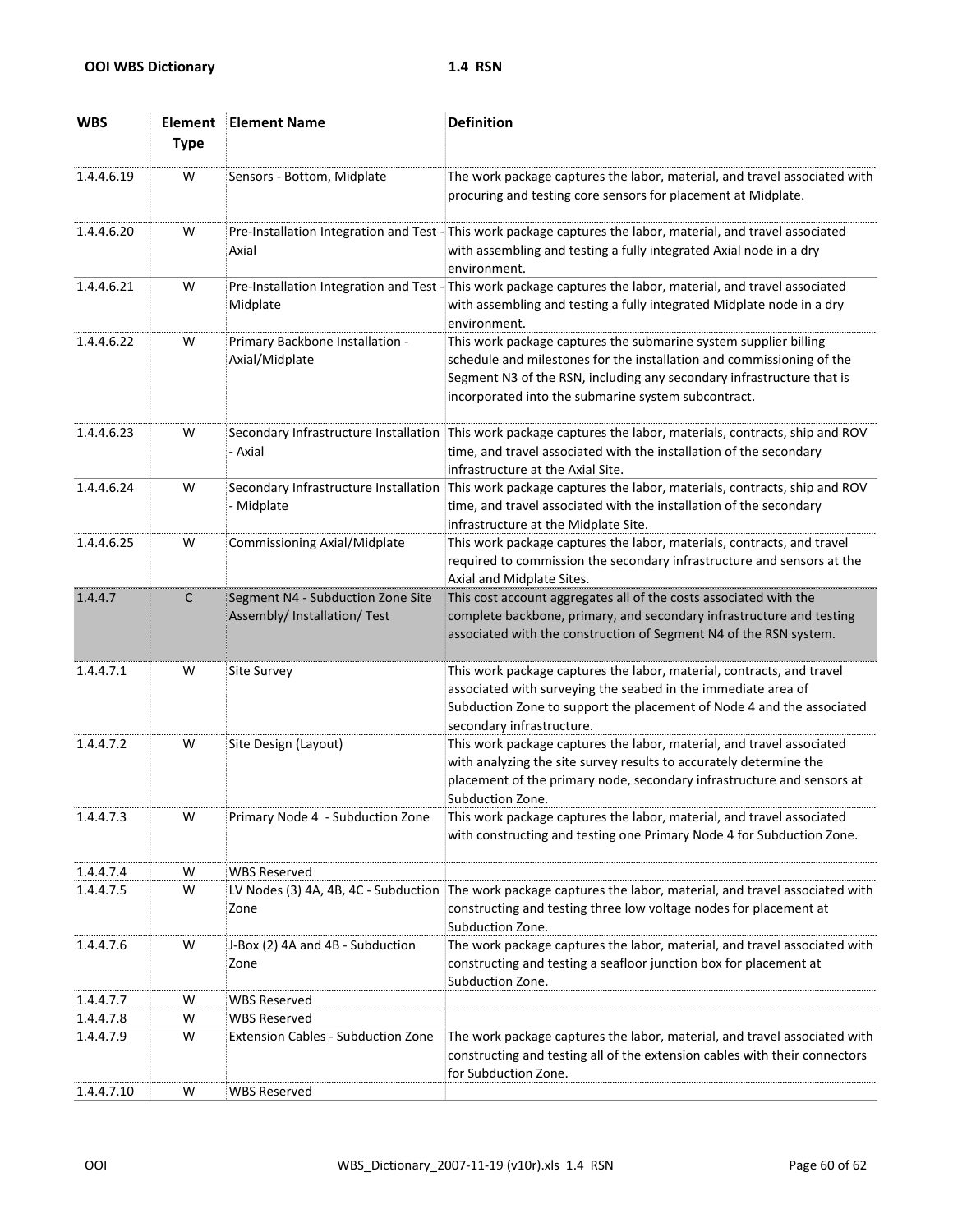| WBS | Element Type | Element Name | Definition |
|---|---|---|---|
| 1.4.4.6.19 | W | Sensors - Bottom, Midplate | The work package captures the labor, material, and travel associated with procuring and testing core sensors for placement at Midplate. |
| 1.4.4.6.20 | W | Pre-Installation Integration and Test - Axial | This work package captures the labor, material, and travel associated with assembling and testing a fully integrated Axial node in a dry environment. |
| 1.4.4.6.21 | W | Pre-Installation Integration and Test - Midplate | This work package captures the labor, material, and travel associated with assembling and testing a fully integrated Midplate node in a dry environment. |
| 1.4.4.6.22 | W | Primary Backbone Installation - Axial/Midplate | This work package captures the submarine system supplier billing schedule and milestones for the installation and commissioning of the Segment N3 of the RSN, including any secondary infrastructure that is incorporated into the submarine system subcontract. |
| 1.4.4.6.23 | W | Secondary Infrastructure Installation - Axial | This work package captures the labor, materials, contracts, ship and ROV time, and travel associated with the installation of the secondary infrastructure at the Axial Site. |
| 1.4.4.6.24 | W | Secondary Infrastructure Installation - Midplate | This work package captures the labor, materials, contracts, ship and ROV time, and travel associated with the installation of the secondary infrastructure at the Midplate Site. |
| 1.4.4.6.25 | W | Commissioning Axial/Midplate | This work package captures the labor, materials, contracts, and travel required to commission the secondary infrastructure and sensors at the Axial and Midplate Sites. |
| 1.4.4.7 | C | Segment N4 - Subduction Zone Site Assembly/ Installation/ Test | This cost account aggregates all of the costs associated with the complete backbone, primary, and secondary infrastructure and testing associated with the construction of Segment N4 of the RSN system. |
| 1.4.4.7.1 | W | Site Survey | This work package captures the labor, material, contracts, and travel associated with surveying the seabed in the immediate area of Subduction Zone to support the placement of Node 4 and the associated secondary infrastructure. |
| 1.4.4.7.2 | W | Site Design (Layout) | This work package captures the labor, material, and travel associated with analyzing the site survey results to accurately determine the placement of the primary node, secondary infrastructure and sensors at Subduction Zone. |
| 1.4.4.7.3 | W | Primary Node 4 - Subduction Zone | This work package captures the labor, material, and travel associated with constructing and testing one Primary Node 4 for Subduction Zone. |
| 1.4.4.7.4 | W | WBS Reserved | |
| 1.4.4.7.5 | W | LV Nodes (3) 4A, 4B, 4C - Subduction Zone | The work package captures the labor, material, and travel associated with constructing and testing three low voltage nodes for placement at Subduction Zone. |
| 1.4.4.7.6 | W | J-Box (2) 4A and 4B - Subduction Zone | The work package captures the labor, material, and travel associated with constructing and testing a seafloor junction box for placement at Subduction Zone. |
| 1.4.4.7.7 | W | WBS Reserved | |
| 1.4.4.7.8 | W | WBS Reserved | |
| 1.4.4.7.9 | W | Extension Cables - Subduction Zone | The work package captures the labor, material, and travel associated with constructing and testing all of the extension cables with their connectors for Subduction Zone. |
| 1.4.4.7.10 | W | WBS Reserved | |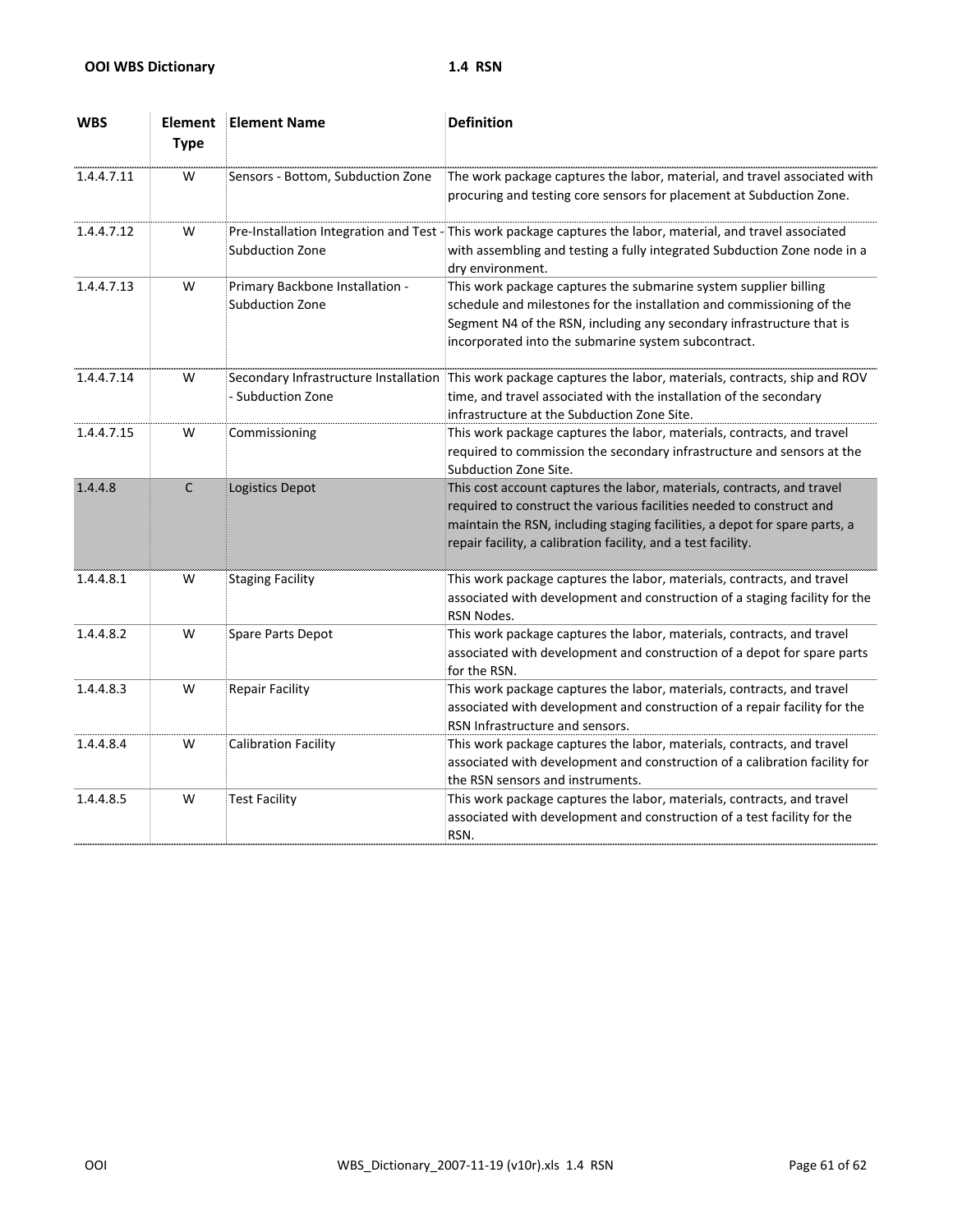| WBS | Element Type | Element Name | Definition |
|---|---|---|---|
| 1.4.4.7.11 | W | Sensors - Bottom, Subduction Zone | The work package captures the labor, material, and travel associated with procuring and testing core sensors for placement at Subduction Zone. |
| 1.4.4.7.12 | W | Pre-Installation Integration and Test - Subduction Zone | This work package captures the labor, material, and travel associated with assembling and testing a fully integrated Subduction Zone node in a dry environment. |
| 1.4.4.7.13 | W | Primary Backbone Installation - Subduction Zone | This work package captures the submarine system supplier billing schedule and milestones for the installation and commissioning of the Segment N4 of the RSN, including any secondary infrastructure that is incorporated into the submarine system subcontract. |
| 1.4.4.7.14 | W | Secondary Infrastructure Installation - Subduction Zone | This work package captures the labor, materials, contracts, ship and ROV time, and travel associated with the installation of the secondary infrastructure at the Subduction Zone Site. |
| 1.4.4.7.15 | W | Commissioning | This work package captures the labor, materials, contracts, and travel required to commission the secondary infrastructure and sensors at the Subduction Zone Site. |
| 1.4.4.8 | C | Logistics Depot | This cost account captures the labor, materials, contracts, and travel required to construct the various facilities needed to construct and maintain the RSN, including staging facilities, a depot for spare parts, a repair facility, a calibration facility, and a test facility. |
| 1.4.4.8.1 | W | Staging Facility | This work package captures the labor, materials, contracts, and travel associated with development and construction of a staging facility for the RSN Nodes. |
| 1.4.4.8.2 | W | Spare Parts Depot | This work package captures the labor, materials, contracts, and travel associated with development and construction of a depot for spare parts for the RSN. |
| 1.4.4.8.3 | W | Repair Facility | This work package captures the labor, materials, contracts, and travel associated with development and construction of a repair facility for the RSN Infrastructure and sensors. |
| 1.4.4.8.4 | W | Calibration Facility | This work package captures the labor, materials, contracts, and travel associated with development and construction of a calibration facility for the RSN sensors and instruments. |
| 1.4.4.8.5 | W | Test Facility | This work package captures the labor, materials, contracts, and travel associated with development and construction of a test facility for the RSN. |